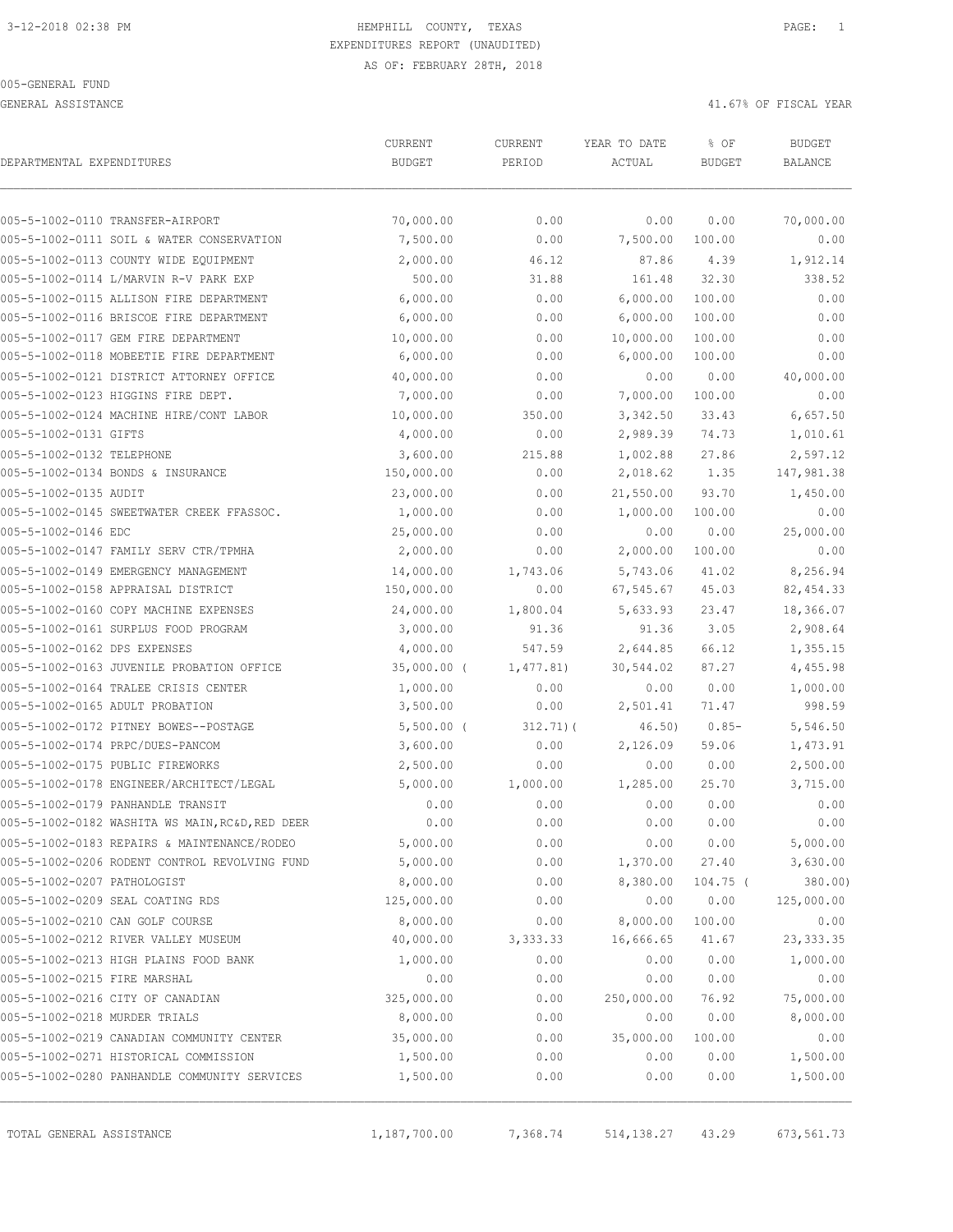3-12-2018 02:38 PM

# HEMPHILL COUNTY, TEXAS

EXPENDITURES REPORT (UNAUDITED)

AS OF: FEBRUARY 28TH, 2018

005-GENERAL FUND

GENERAL ASSISTANCE — 41.67% OF FISCAL YEAR

| DEPARTMENTAL EXPENDITURES | CURRENT BUDGET | CURRENT PERIOD | YEAR TO DATE ACTUAL | % OF BUDGET | BUDGET BALANCE |
|---|---|---|---|---|---|
| 005-5-1002-0110 TRANSFER-AIRPORT | 70,000.00 | 0.00 | 0.00 | 0.00 | 70,000.00 |
| 005-5-1002-0111 SOIL & WATER CONSERVATION | 7,500.00 | 0.00 | 7,500.00 | 100.00 | 0.00 |
| 005-5-1002-0113 COUNTY WIDE EQUIPMENT | 2,000.00 | 46.12 | 87.86 | 4.39 | 1,912.14 |
| 005-5-1002-0114 L/MARVIN R-V PARK EXP | 500.00 | 31.88 | 161.48 | 32.30 | 338.52 |
| 005-5-1002-0115 ALLISON FIRE DEPARTMENT | 6,000.00 | 0.00 | 6,000.00 | 100.00 | 0.00 |
| 005-5-1002-0116 BRISCOE FIRE DEPARTMENT | 6,000.00 | 0.00 | 6,000.00 | 100.00 | 0.00 |
| 005-5-1002-0117 GEM FIRE DEPARTMENT | 10,000.00 | 0.00 | 10,000.00 | 100.00 | 0.00 |
| 005-5-1002-0118 MOBEETIE FIRE DEPARTMENT | 6,000.00 | 0.00 | 6,000.00 | 100.00 | 0.00 |
| 005-5-1002-0121 DISTRICT ATTORNEY OFFICE | 40,000.00 | 0.00 | 0.00 | 0.00 | 40,000.00 |
| 005-5-1002-0123 HIGGINS FIRE DEPT. | 7,000.00 | 0.00 | 7,000.00 | 100.00 | 0.00 |
| 005-5-1002-0124 MACHINE HIRE/CONT LABOR | 10,000.00 | 350.00 | 3,342.50 | 33.43 | 6,657.50 |
| 005-5-1002-0131 GIFTS | 4,000.00 | 0.00 | 2,989.39 | 74.73 | 1,010.61 |
| 005-5-1002-0132 TELEPHONE | 3,600.00 | 215.88 | 1,002.88 | 27.86 | 2,597.12 |
| 005-5-1002-0134 BONDS & INSURANCE | 150,000.00 | 0.00 | 2,018.62 | 1.35 | 147,981.38 |
| 005-5-1002-0135 AUDIT | 23,000.00 | 0.00 | 21,550.00 | 93.70 | 1,450.00 |
| 005-5-1002-0145 SWEETWATER CREEK FFASSOC. | 1,000.00 | 0.00 | 1,000.00 | 100.00 | 0.00 |
| 005-5-1002-0146 EDC | 25,000.00 | 0.00 | 0.00 | 0.00 | 25,000.00 |
| 005-5-1002-0147 FAMILY SERV CTR/TPMHA | 2,000.00 | 0.00 | 2,000.00 | 100.00 | 0.00 |
| 005-5-1002-0149 EMERGENCY MANAGEMENT | 14,000.00 | 1,743.06 | 5,743.06 | 41.02 | 8,256.94 |
| 005-5-1002-0158 APPRAISAL DISTRICT | 150,000.00 | 0.00 | 67,545.67 | 45.03 | 82,454.33 |
| 005-5-1002-0160 COPY MACHINE EXPENSES | 24,000.00 | 1,800.04 | 5,633.93 | 23.47 | 18,366.07 |
| 005-5-1002-0161 SURPLUS FOOD PROGRAM | 3,000.00 | 91.36 | 91.36 | 3.05 | 2,908.64 |
| 005-5-1002-0162 DPS EXPENSES | 4,000.00 | 547.59 | 2,644.85 | 66.12 | 1,355.15 |
| 005-5-1002-0163 JUVENILE PROBATION OFFICE | 35,000.00 | ( 1,477.81) | 30,544.02 | 87.27 | 4,455.98 |
| 005-5-1002-0164 TRALEE CRISIS CENTER | 1,000.00 | 0.00 | 0.00 | 0.00 | 1,000.00 |
| 005-5-1002-0165 ADULT PROBATION | 3,500.00 | 0.00 | 2,501.41 | 71.47 | 998.59 |
| 005-5-1002-0172 PITNEY BOWES--POSTAGE | 5,500.00 | ( 312.71) | ( 46.50) | 0.85- | 5,546.50 |
| 005-5-1002-0174 PRPC/DUES-PANCOM | 3,600.00 | 0.00 | 2,126.09 | 59.06 | 1,473.91 |
| 005-5-1002-0175 PUBLIC FIREWORKS | 2,500.00 | 0.00 | 0.00 | 0.00 | 2,500.00 |
| 005-5-1002-0178 ENGINEER/ARCHITECT/LEGAL | 5,000.00 | 1,000.00 | 1,285.00 | 25.70 | 3,715.00 |
| 005-5-1002-0179 PANHANDLE TRANSIT | 0.00 | 0.00 | 0.00 | 0.00 | 0.00 |
| 005-5-1002-0182 WASHITA WS MAIN,RC&D,RED DEER | 0.00 | 0.00 | 0.00 | 0.00 | 0.00 |
| 005-5-1002-0183 REPAIRS & MAINTENANCE/RODEO | 5,000.00 | 0.00 | 0.00 | 0.00 | 5,000.00 |
| 005-5-1002-0206 RODENT CONTROL REVOLVING FUND | 5,000.00 | 0.00 | 1,370.00 | 27.40 | 3,630.00 |
| 005-5-1002-0207 PATHOLOGIST | 8,000.00 | 0.00 | 8,380.00 | 104.75 | ( 380.00) |
| 005-5-1002-0209 SEAL COATING RDS | 125,000.00 | 0.00 | 0.00 | 0.00 | 125,000.00 |
| 005-5-1002-0210 CAN GOLF COURSE | 8,000.00 | 0.00 | 8,000.00 | 100.00 | 0.00 |
| 005-5-1002-0212 RIVER VALLEY MUSEUM | 40,000.00 | 3,333.33 | 16,666.65 | 41.67 | 23,333.35 |
| 005-5-1002-0213 HIGH PLAINS FOOD BANK | 1,000.00 | 0.00 | 0.00 | 0.00 | 1,000.00 |
| 005-5-1002-0215 FIRE MARSHAL | 0.00 | 0.00 | 0.00 | 0.00 | 0.00 |
| 005-5-1002-0216 CITY OF CANADIAN | 325,000.00 | 0.00 | 250,000.00 | 76.92 | 75,000.00 |
| 005-5-1002-0218 MURDER TRIALS | 8,000.00 | 0.00 | 0.00 | 0.00 | 8,000.00 |
| 005-5-1002-0219 CANADIAN COMMUNITY CENTER | 35,000.00 | 0.00 | 35,000.00 | 100.00 | 0.00 |
| 005-5-1002-0271 HISTORICAL COMMISSION | 1,500.00 | 0.00 | 0.00 | 0.00 | 1,500.00 |
| 005-5-1002-0280 PANHANDLE COMMUNITY SERVICES | 1,500.00 | 0.00 | 0.00 | 0.00 | 1,500.00 |
| TOTAL GENERAL ASSISTANCE | 1,187,700.00 | 7,368.74 | 514,138.27 | 43.29 | 673,561.73 |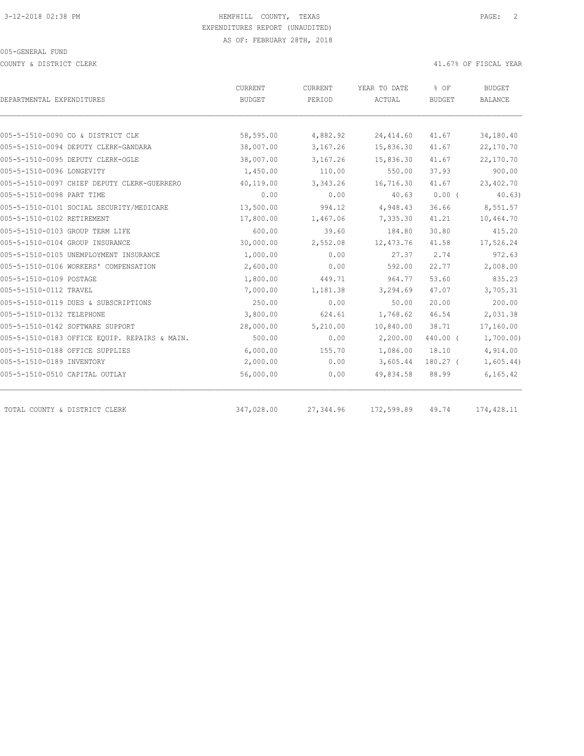HEMPHILL COUNTY, TEXAS
EXPENDITURES REPORT (UNAUDITED)
AS OF: FEBRUARY 28TH, 2018

005-GENERAL FUND

COUNTY & DISTRICT CLERK

41.67% OF FISCAL YEAR

| DEPARTMENTAL EXPENDITURES | CURRENT BUDGET | CURRENT PERIOD | YEAR TO DATE ACTUAL | % OF BUDGET | BUDGET BALANCE |
|---|---|---|---|---|---|
| 005-5-1510-0090 CO & DISTRICT CLK | 58,595.00 | 4,882.92 | 24,414.60 | 41.67 | 34,180.40 |
| 005-5-1510-0094 DEPUTY CLERK-GANDARA | 38,007.00 | 3,167.26 | 15,836.30 | 41.67 | 22,170.70 |
| 005-5-1510-0095 DEPUTY CLERK-OGLE | 38,007.00 | 3,167.26 | 15,836.30 | 41.67 | 22,170.70 |
| 005-5-1510-0096 LONGEVITY | 1,450.00 | 110.00 | 550.00 | 37.93 | 900.00 |
| 005-5-1510-0097 CHIEF DEPUTY CLERK-GUERRERO | 40,119.00 | 3,343.26 | 16,716.30 | 41.67 | 23,402.70 |
| 005-5-1510-0098 PART TIME | 0.00 | 0.00 | 40.63 | 0.00 ( | 40.63) |
| 005-5-1510-0101 SOCIAL SECURITY/MEDICARE | 13,500.00 | 994.12 | 4,948.43 | 36.66 | 8,551.57 |
| 005-5-1510-0102 RETIREMENT | 17,800.00 | 1,467.06 | 7,335.30 | 41.21 | 10,464.70 |
| 005-5-1510-0103 GROUP TERM LIFE | 600.00 | 39.60 | 184.80 | 30.80 | 415.20 |
| 005-5-1510-0104 GROUP INSURANCE | 30,000.00 | 2,552.08 | 12,473.76 | 41.58 | 17,526.24 |
| 005-5-1510-0105 UNEMPLOYMENT INSURANCE | 1,000.00 | 0.00 | 27.37 | 2.74 | 972.63 |
| 005-5-1510-0106 WORKERS' COMPENSATION | 2,600.00 | 0.00 | 592.00 | 22.77 | 2,008.00 |
| 005-5-1510-0109 POSTAGE | 1,800.00 | 449.71 | 964.77 | 53.60 | 835.23 |
| 005-5-1510-0112 TRAVEL | 7,000.00 | 1,181.38 | 3,294.69 | 47.07 | 3,705.31 |
| 005-5-1510-0119 DUES & SUBSCRIPTIONS | 250.00 | 0.00 | 50.00 | 20.00 | 200.00 |
| 005-5-1510-0132 TELEPHONE | 3,800.00 | 624.61 | 1,768.62 | 46.54 | 2,031.38 |
| 005-5-1510-0142 SOFTWARE SUPPORT | 28,000.00 | 5,210.00 | 10,840.00 | 38.71 | 17,160.00 |
| 005-5-1510-0183 OFFICE EQUIP. REPAIRS & MAIN. | 500.00 | 0.00 | 2,200.00 | 440.00 ( | 1,700.00) |
| 005-5-1510-0188 OFFICE SUPPLIES | 6,000.00 | 155.70 | 1,086.00 | 18.10 | 4,914.00 |
| 005-5-1510-0189 INVENTORY | 2,000.00 | 0.00 | 3,605.44 | 180.27 ( | 1,605.44) |
| 005-5-1510-0510 CAPITAL OUTLAY | 56,000.00 | 0.00 | 49,834.58 | 88.99 | 6,165.42 |
| TOTAL COUNTY & DISTRICT CLERK | 347,028.00 | 27,344.96 | 172,599.89 | 49.74 | 174,428.11 |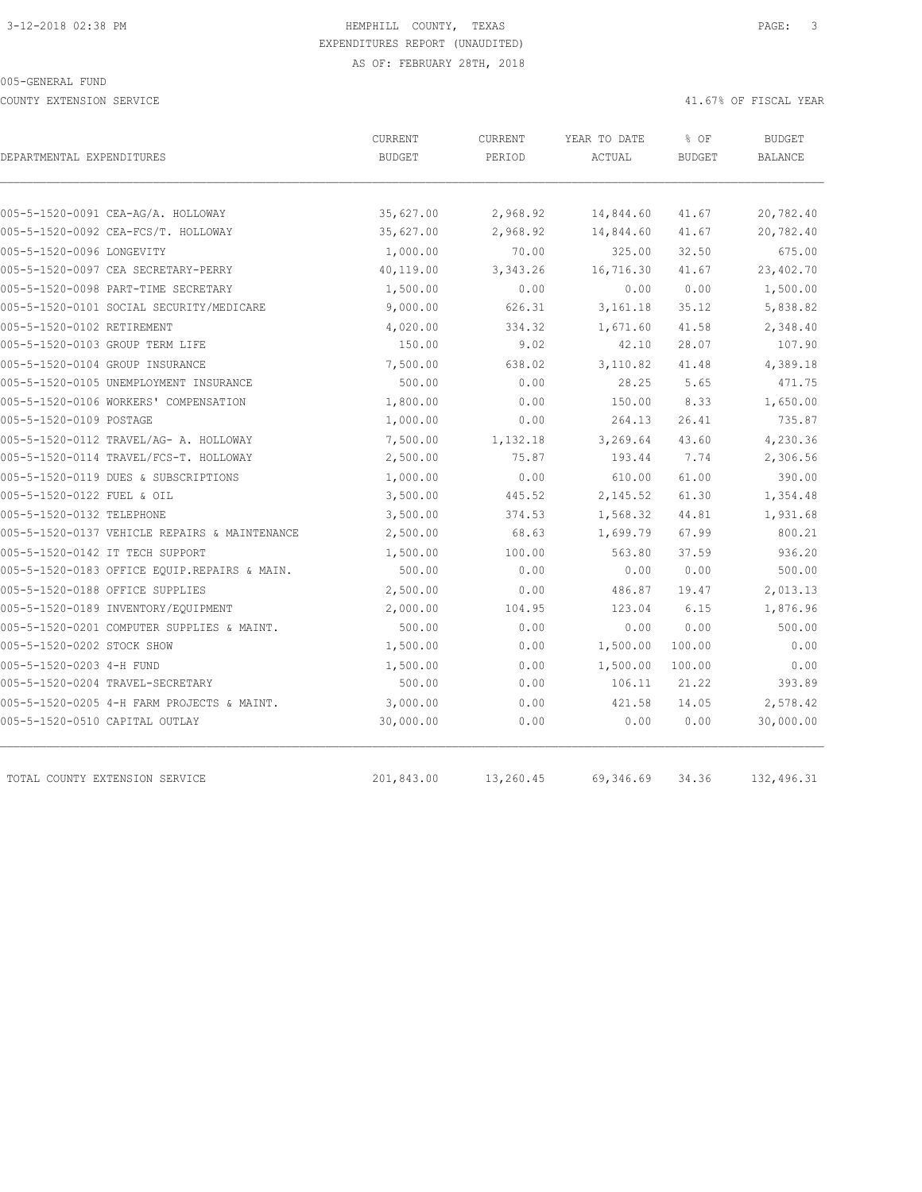HEMPHILL COUNTY, TEXAS
EXPENDITURES REPORT (UNAUDITED)
AS OF: FEBRUARY 28TH, 2018

005-GENERAL FUND

COUNTY EXTENSION SERVICE

41.67% OF FISCAL YEAR

| DEPARTMENTAL EXPENDITURES | CURRENT BUDGET | CURRENT PERIOD | YEAR TO DATE ACTUAL | % OF BUDGET | BUDGET BALANCE |
|---|---|---|---|---|---|
| 005-5-1520-0091 CEA-AG/A. HOLLOWAY | 35,627.00 | 2,968.92 | 14,844.60 | 41.67 | 20,782.40 |
| 005-5-1520-0092 CEA-FCS/T. HOLLOWAY | 35,627.00 | 2,968.92 | 14,844.60 | 41.67 | 20,782.40 |
| 005-5-1520-0096 LONGEVITY | 1,000.00 | 70.00 | 325.00 | 32.50 | 675.00 |
| 005-5-1520-0097 CEA SECRETARY-PERRY | 40,119.00 | 3,343.26 | 16,716.30 | 41.67 | 23,402.70 |
| 005-5-1520-0098 PART-TIME SECRETARY | 1,500.00 | 0.00 | 0.00 | 0.00 | 1,500.00 |
| 005-5-1520-0101 SOCIAL SECURITY/MEDICARE | 9,000.00 | 626.31 | 3,161.18 | 35.12 | 5,838.82 |
| 005-5-1520-0102 RETIREMENT | 4,020.00 | 334.32 | 1,671.60 | 41.58 | 2,348.40 |
| 005-5-1520-0103 GROUP TERM LIFE | 150.00 | 9.02 | 42.10 | 28.07 | 107.90 |
| 005-5-1520-0104 GROUP INSURANCE | 7,500.00 | 638.02 | 3,110.82 | 41.48 | 4,389.18 |
| 005-5-1520-0105 UNEMPLOYMENT INSURANCE | 500.00 | 0.00 | 28.25 | 5.65 | 471.75 |
| 005-5-1520-0106 WORKERS' COMPENSATION | 1,800.00 | 0.00 | 150.00 | 8.33 | 1,650.00 |
| 005-5-1520-0109 POSTAGE | 1,000.00 | 0.00 | 264.13 | 26.41 | 735.87 |
| 005-5-1520-0112 TRAVEL/AG- A. HOLLOWAY | 7,500.00 | 1,132.18 | 3,269.64 | 43.60 | 4,230.36 |
| 005-5-1520-0114 TRAVEL/FCS-T. HOLLOWAY | 2,500.00 | 75.87 | 193.44 | 7.74 | 2,306.56 |
| 005-5-1520-0119 DUES & SUBSCRIPTIONS | 1,000.00 | 0.00 | 610.00 | 61.00 | 390.00 |
| 005-5-1520-0122 FUEL & OIL | 3,500.00 | 445.52 | 2,145.52 | 61.30 | 1,354.48 |
| 005-5-1520-0132 TELEPHONE | 3,500.00 | 374.53 | 1,568.32 | 44.81 | 1,931.68 |
| 005-5-1520-0137 VEHICLE REPAIRS & MAINTENANCE | 2,500.00 | 68.63 | 1,699.79 | 67.99 | 800.21 |
| 005-5-1520-0142 IT TECH SUPPORT | 1,500.00 | 100.00 | 563.80 | 37.59 | 936.20 |
| 005-5-1520-0183 OFFICE EQUIP.REPAIRS & MAIN. | 500.00 | 0.00 | 0.00 | 0.00 | 500.00 |
| 005-5-1520-0188 OFFICE SUPPLIES | 2,500.00 | 0.00 | 486.87 | 19.47 | 2,013.13 |
| 005-5-1520-0189 INVENTORY/EQUIPMENT | 2,000.00 | 104.95 | 123.04 | 6.15 | 1,876.96 |
| 005-5-1520-0201 COMPUTER SUPPLIES & MAINT. | 500.00 | 0.00 | 0.00 | 0.00 | 500.00 |
| 005-5-1520-0202 STOCK SHOW | 1,500.00 | 0.00 | 1,500.00 | 100.00 | 0.00 |
| 005-5-1520-0203 4-H FUND | 1,500.00 | 0.00 | 1,500.00 | 100.00 | 0.00 |
| 005-5-1520-0204 TRAVEL-SECRETARY | 500.00 | 0.00 | 106.11 | 21.22 | 393.89 |
| 005-5-1520-0205 4-H FARM PROJECTS & MAINT. | 3,000.00 | 0.00 | 421.58 | 14.05 | 2,578.42 |
| 005-5-1520-0510 CAPITAL OUTLAY | 30,000.00 | 0.00 | 0.00 | 0.00 | 30,000.00 |
| TOTAL COUNTY EXTENSION SERVICE | 201,843.00 | 13,260.45 | 69,346.69 | 34.36 | 132,496.31 |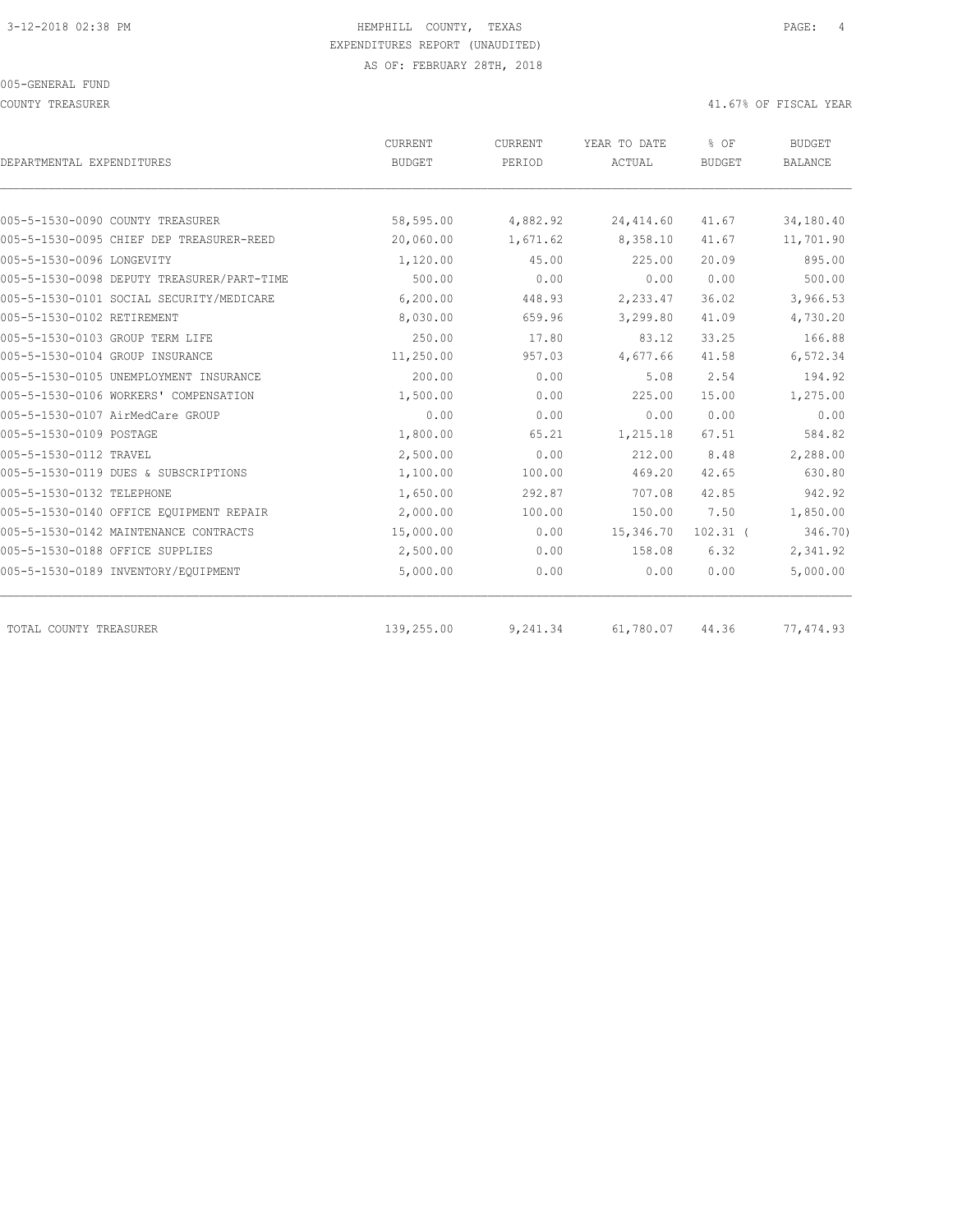HEMPHILL COUNTY, TEXAS
EXPENDITURES REPORT (UNAUDITED)
AS OF: FEBRUARY 28TH, 2018

005-GENERAL FUND

COUNTY TREASURER

41.67% OF FISCAL YEAR

| DEPARTMENTAL EXPENDITURES | CURRENT BUDGET | CURRENT PERIOD | YEAR TO DATE ACTUAL | % OF BUDGET | BUDGET BALANCE |
|---|---|---|---|---|---|
| 005-5-1530-0090 COUNTY TREASURER | 58,595.00 | 4,882.92 | 24,414.60 | 41.67 | 34,180.40 |
| 005-5-1530-0095 CHIEF DEP TREASURER-REED | 20,060.00 | 1,671.62 | 8,358.10 | 41.67 | 11,701.90 |
| 005-5-1530-0096 LONGEVITY | 1,120.00 | 45.00 | 225.00 | 20.09 | 895.00 |
| 005-5-1530-0098 DEPUTY TREASURER/PART-TIME | 500.00 | 0.00 | 0.00 | 0.00 | 500.00 |
| 005-5-1530-0101 SOCIAL SECURITY/MEDICARE | 6,200.00 | 448.93 | 2,233.47 | 36.02 | 3,966.53 |
| 005-5-1530-0102 RETIREMENT | 8,030.00 | 659.96 | 3,299.80 | 41.09 | 4,730.20 |
| 005-5-1530-0103 GROUP TERM LIFE | 250.00 | 17.80 | 83.12 | 33.25 | 166.88 |
| 005-5-1530-0104 GROUP INSURANCE | 11,250.00 | 957.03 | 4,677.66 | 41.58 | 6,572.34 |
| 005-5-1530-0105 UNEMPLOYMENT INSURANCE | 200.00 | 0.00 | 5.08 | 2.54 | 194.92 |
| 005-5-1530-0106 WORKERS' COMPENSATION | 1,500.00 | 0.00 | 225.00 | 15.00 | 1,275.00 |
| 005-5-1530-0107 AirMedCare GROUP | 0.00 | 0.00 | 0.00 | 0.00 | 0.00 |
| 005-5-1530-0109 POSTAGE | 1,800.00 | 65.21 | 1,215.18 | 67.51 | 584.82 |
| 005-5-1530-0112 TRAVEL | 2,500.00 | 0.00 | 212.00 | 8.48 | 2,288.00 |
| 005-5-1530-0119 DUES & SUBSCRIPTIONS | 1,100.00 | 100.00 | 469.20 | 42.65 | 630.80 |
| 005-5-1530-0132 TELEPHONE | 1,650.00 | 292.87 | 707.08 | 42.85 | 942.92 |
| 005-5-1530-0140 OFFICE EQUIPMENT REPAIR | 2,000.00 | 100.00 | 150.00 | 7.50 | 1,850.00 |
| 005-5-1530-0142 MAINTENANCE CONTRACTS | 15,000.00 | 0.00 | 15,346.70 | 102.31 | ( 346.70) |
| 005-5-1530-0188 OFFICE SUPPLIES | 2,500.00 | 0.00 | 158.08 | 6.32 | 2,341.92 |
| 005-5-1530-0189 INVENTORY/EQUIPMENT | 5,000.00 | 0.00 | 0.00 | 0.00 | 5,000.00 |
| TOTAL COUNTY TREASURER | 139,255.00 | 9,241.34 | 61,780.07 | 44.36 | 77,474.93 |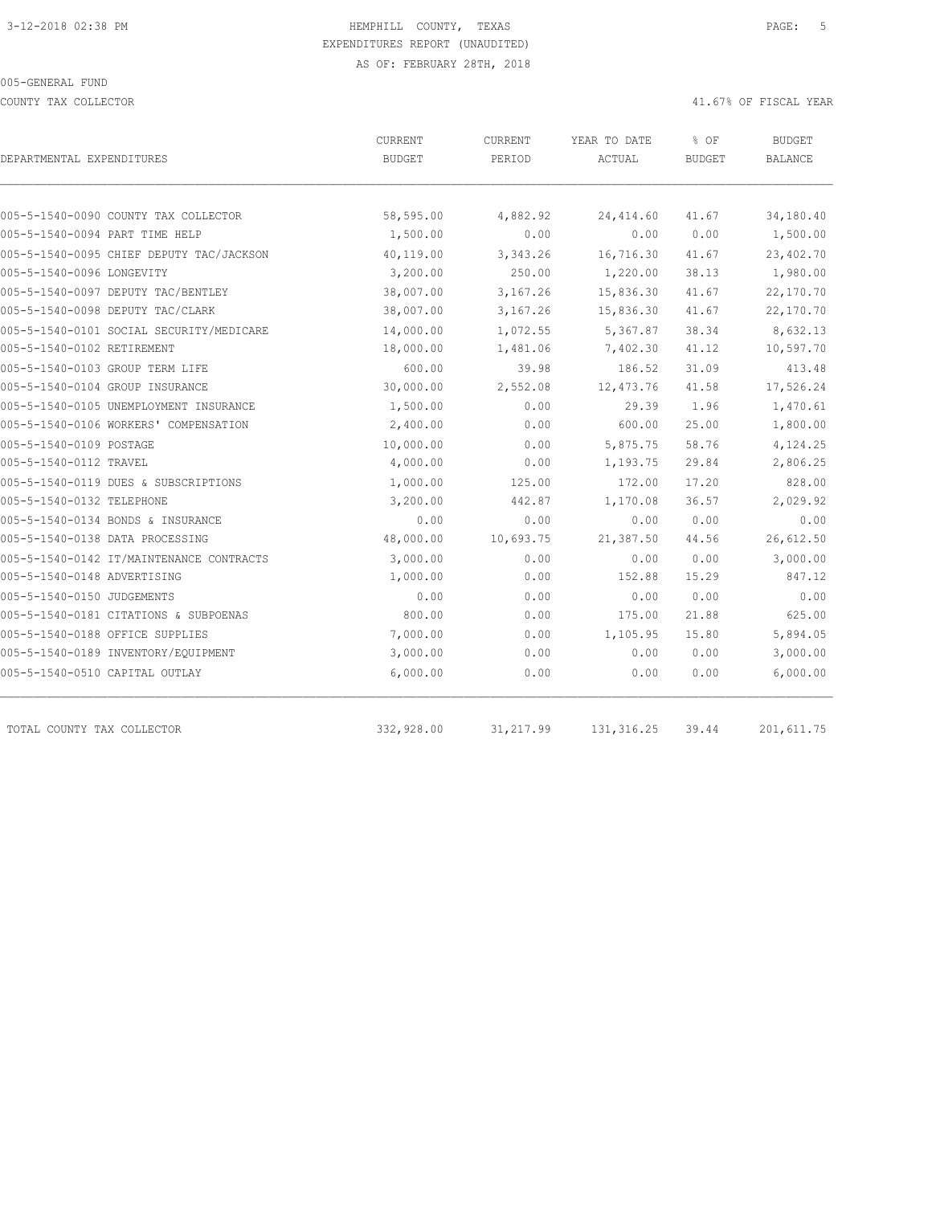HEMPHILL COUNTY, TEXAS
EXPENDITURES REPORT (UNAUDITED)
AS OF: FEBRUARY 28TH, 2018

005-GENERAL FUND

COUNTY TAX COLLECTOR

41.67% OF FISCAL YEAR

| DEPARTMENTAL EXPENDITURES | CURRENT BUDGET | CURRENT PERIOD | YEAR TO DATE ACTUAL | % OF BUDGET | BUDGET BALANCE |
|---|---|---|---|---|---|
| 005-5-1540-0090 COUNTY TAX COLLECTOR | 58,595.00 | 4,882.92 | 24,414.60 | 41.67 | 34,180.40 |
| 005-5-1540-0094 PART TIME HELP | 1,500.00 | 0.00 | 0.00 | 0.00 | 1,500.00 |
| 005-5-1540-0095 CHIEF DEPUTY TAC/JACKSON | 40,119.00 | 3,343.26 | 16,716.30 | 41.67 | 23,402.70 |
| 005-5-1540-0096 LONGEVITY | 3,200.00 | 250.00 | 1,220.00 | 38.13 | 1,980.00 |
| 005-5-1540-0097 DEPUTY TAC/BENTLEY | 38,007.00 | 3,167.26 | 15,836.30 | 41.67 | 22,170.70 |
| 005-5-1540-0098 DEPUTY TAC/CLARK | 38,007.00 | 3,167.26 | 15,836.30 | 41.67 | 22,170.70 |
| 005-5-1540-0101 SOCIAL SECURITY/MEDICARE | 14,000.00 | 1,072.55 | 5,367.87 | 38.34 | 8,632.13 |
| 005-5-1540-0102 RETIREMENT | 18,000.00 | 1,481.06 | 7,402.30 | 41.12 | 10,597.70 |
| 005-5-1540-0103 GROUP TERM LIFE | 600.00 | 39.98 | 186.52 | 31.09 | 413.48 |
| 005-5-1540-0104 GROUP INSURANCE | 30,000.00 | 2,552.08 | 12,473.76 | 41.58 | 17,526.24 |
| 005-5-1540-0105 UNEMPLOYMENT INSURANCE | 1,500.00 | 0.00 | 29.39 | 1.96 | 1,470.61 |
| 005-5-1540-0106 WORKERS' COMPENSATION | 2,400.00 | 0.00 | 600.00 | 25.00 | 1,800.00 |
| 005-5-1540-0109 POSTAGE | 10,000.00 | 0.00 | 5,875.75 | 58.76 | 4,124.25 |
| 005-5-1540-0112 TRAVEL | 4,000.00 | 0.00 | 1,193.75 | 29.84 | 2,806.25 |
| 005-5-1540-0119 DUES & SUBSCRIPTIONS | 1,000.00 | 125.00 | 172.00 | 17.20 | 828.00 |
| 005-5-1540-0132 TELEPHONE | 3,200.00 | 442.87 | 1,170.08 | 36.57 | 2,029.92 |
| 005-5-1540-0134 BONDS & INSURANCE | 0.00 | 0.00 | 0.00 | 0.00 | 0.00 |
| 005-5-1540-0138 DATA PROCESSING | 48,000.00 | 10,693.75 | 21,387.50 | 44.56 | 26,612.50 |
| 005-5-1540-0142 IT/MAINTENANCE CONTRACTS | 3,000.00 | 0.00 | 0.00 | 0.00 | 3,000.00 |
| 005-5-1540-0148 ADVERTISING | 1,000.00 | 0.00 | 152.88 | 15.29 | 847.12 |
| 005-5-1540-0150 JUDGEMENTS | 0.00 | 0.00 | 0.00 | 0.00 | 0.00 |
| 005-5-1540-0181 CITATIONS & SUBPOENAS | 800.00 | 0.00 | 175.00 | 21.88 | 625.00 |
| 005-5-1540-0188 OFFICE SUPPLIES | 7,000.00 | 0.00 | 1,105.95 | 15.80 | 5,894.05 |
| 005-5-1540-0189 INVENTORY/EQUIPMENT | 3,000.00 | 0.00 | 0.00 | 0.00 | 3,000.00 |
| 005-5-1540-0510 CAPITAL OUTLAY | 6,000.00 | 0.00 | 0.00 | 0.00 | 6,000.00 |
| TOTAL COUNTY TAX COLLECTOR | 332,928.00 | 31,217.99 | 131,316.25 | 39.44 | 201,611.75 |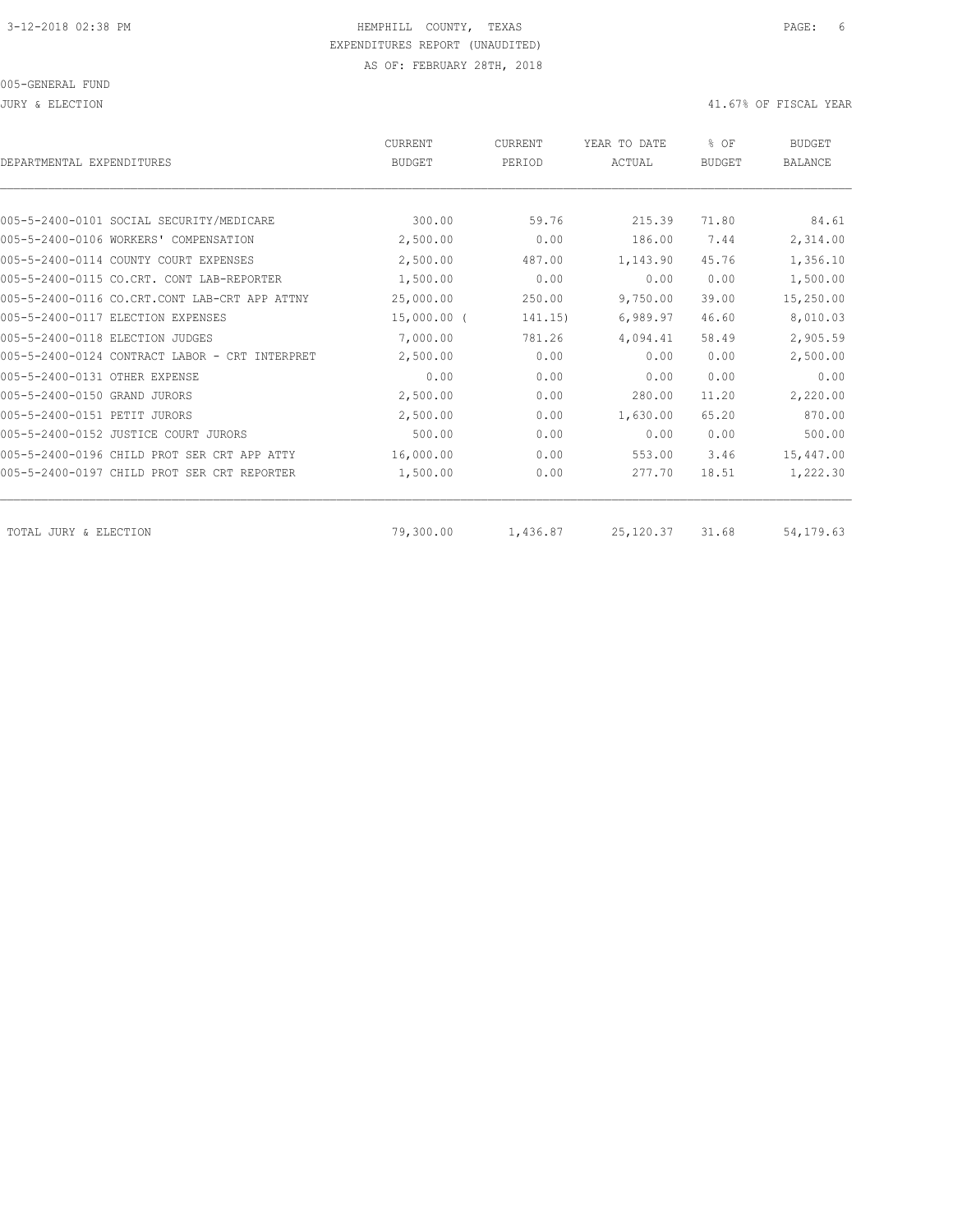HEMPHILL COUNTY, TEXAS
EXPENDITURES REPORT (UNAUDITED)
AS OF: FEBRUARY 28TH, 2018

005-GENERAL FUND

JURY & ELECTION

41.67% OF FISCAL YEAR

| DEPARTMENTAL EXPENDITURES | CURRENT BUDGET | CURRENT PERIOD | YEAR TO DATE ACTUAL | % OF BUDGET | BUDGET BALANCE |
|---|---|---|---|---|---|
| 005-5-2400-0101 SOCIAL SECURITY/MEDICARE | 300.00 | 59.76 | 215.39 | 71.80 | 84.61 |
| 005-5-2400-0106 WORKERS' COMPENSATION | 2,500.00 | 0.00 | 186.00 | 7.44 | 2,314.00 |
| 005-5-2400-0114 COUNTY COURT EXPENSES | 2,500.00 | 487.00 | 1,143.90 | 45.76 | 1,356.10 |
| 005-5-2400-0115 CO.CRT. CONT LAB-REPORTER | 1,500.00 | 0.00 | 0.00 | 0.00 | 1,500.00 |
| 005-5-2400-0116 CO.CRT.CONT LAB-CRT APP ATTNY | 25,000.00 | 250.00 | 9,750.00 | 39.00 | 15,250.00 |
| 005-5-2400-0117 ELECTION EXPENSES | 15,000.00 | ( 141.15) | 6,989.97 | 46.60 | 8,010.03 |
| 005-5-2400-0118 ELECTION JUDGES | 7,000.00 | 781.26 | 4,094.41 | 58.49 | 2,905.59 |
| 005-5-2400-0124 CONTRACT LABOR - CRT INTERPRET | 2,500.00 | 0.00 | 0.00 | 0.00 | 2,500.00 |
| 005-5-2400-0131 OTHER EXPENSE | 0.00 | 0.00 | 0.00 | 0.00 | 0.00 |
| 005-5-2400-0150 GRAND JURORS | 2,500.00 | 0.00 | 280.00 | 11.20 | 2,220.00 |
| 005-5-2400-0151 PETIT JURORS | 2,500.00 | 0.00 | 1,630.00 | 65.20 | 870.00 |
| 005-5-2400-0152 JUSTICE COURT JURORS | 500.00 | 0.00 | 0.00 | 0.00 | 500.00 |
| 005-5-2400-0196 CHILD PROT SER CRT APP ATTY | 16,000.00 | 0.00 | 553.00 | 3.46 | 15,447.00 |
| 005-5-2400-0197 CHILD PROT SER CRT REPORTER | 1,500.00 | 0.00 | 277.70 | 18.51 | 1,222.30 |
| TOTAL JURY & ELECTION | 79,300.00 | 1,436.87 | 25,120.37 | 31.68 | 54,179.63 |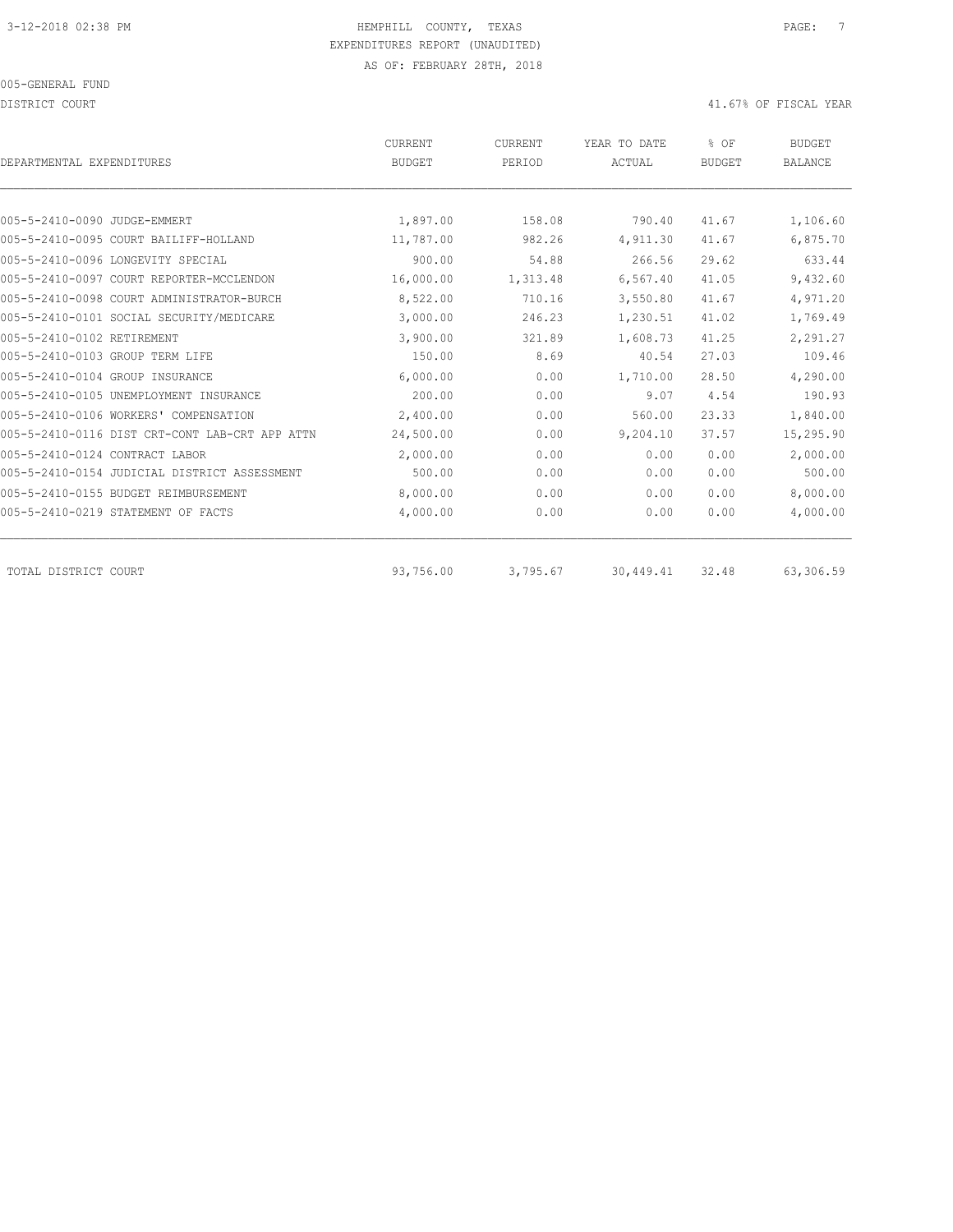3-12-2018 02:38 PM HEMPHILL COUNTY, TEXAS

EXPENDITURES REPORT (UNAUDITED)

AS OF: FEBRUARY 28TH, 2018

005-GENERAL FUND

DISTRICT COURT 41.67% OF FISCAL YEAR

| DEPARTMENTAL EXPENDITURES | CURRENT BUDGET | CURRENT PERIOD | YEAR TO DATE ACTUAL | % OF BUDGET | BUDGET BALANCE |
|---|---|---|---|---|---|
| 005-5-2410-0090 JUDGE-EMMERT | 1,897.00 | 158.08 | 790.40 | 41.67 | 1,106.60 |
| 005-5-2410-0095 COURT BAILIFF-HOLLAND | 11,787.00 | 982.26 | 4,911.30 | 41.67 | 6,875.70 |
| 005-5-2410-0096 LONGEVITY SPECIAL | 900.00 | 54.88 | 266.56 | 29.62 | 633.44 |
| 005-5-2410-0097 COURT REPORTER-MCCLENDON | 16,000.00 | 1,313.48 | 6,567.40 | 41.05 | 9,432.60 |
| 005-5-2410-0098 COURT ADMINISTRATOR-BURCH | 8,522.00 | 710.16 | 3,550.80 | 41.67 | 4,971.20 |
| 005-5-2410-0101 SOCIAL SECURITY/MEDICARE | 3,000.00 | 246.23 | 1,230.51 | 41.02 | 1,769.49 |
| 005-5-2410-0102 RETIREMENT | 3,900.00 | 321.89 | 1,608.73 | 41.25 | 2,291.27 |
| 005-5-2410-0103 GROUP TERM LIFE | 150.00 | 8.69 | 40.54 | 27.03 | 109.46 |
| 005-5-2410-0104 GROUP INSURANCE | 6,000.00 | 0.00 | 1,710.00 | 28.50 | 4,290.00 |
| 005-5-2410-0105 UNEMPLOYMENT INSURANCE | 200.00 | 0.00 | 9.07 | 4.54 | 190.93 |
| 005-5-2410-0106 WORKERS' COMPENSATION | 2,400.00 | 0.00 | 560.00 | 23.33 | 1,840.00 |
| 005-5-2410-0116 DIST CRT-CONT LAB-CRT APP ATTN | 24,500.00 | 0.00 | 9,204.10 | 37.57 | 15,295.90 |
| 005-5-2410-0124 CONTRACT LABOR | 2,000.00 | 0.00 | 0.00 | 0.00 | 2,000.00 |
| 005-5-2410-0154 JUDICIAL DISTRICT ASSESSMENT | 500.00 | 0.00 | 0.00 | 0.00 | 500.00 |
| 005-5-2410-0155 BUDGET REIMBURSEMENT | 8,000.00 | 0.00 | 0.00 | 0.00 | 8,000.00 |
| 005-5-2410-0219 STATEMENT OF FACTS | 4,000.00 | 0.00 | 0.00 | 0.00 | 4,000.00 |
| TOTAL DISTRICT COURT | 93,756.00 | 3,795.67 | 30,449.41 | 32.48 | 63,306.59 |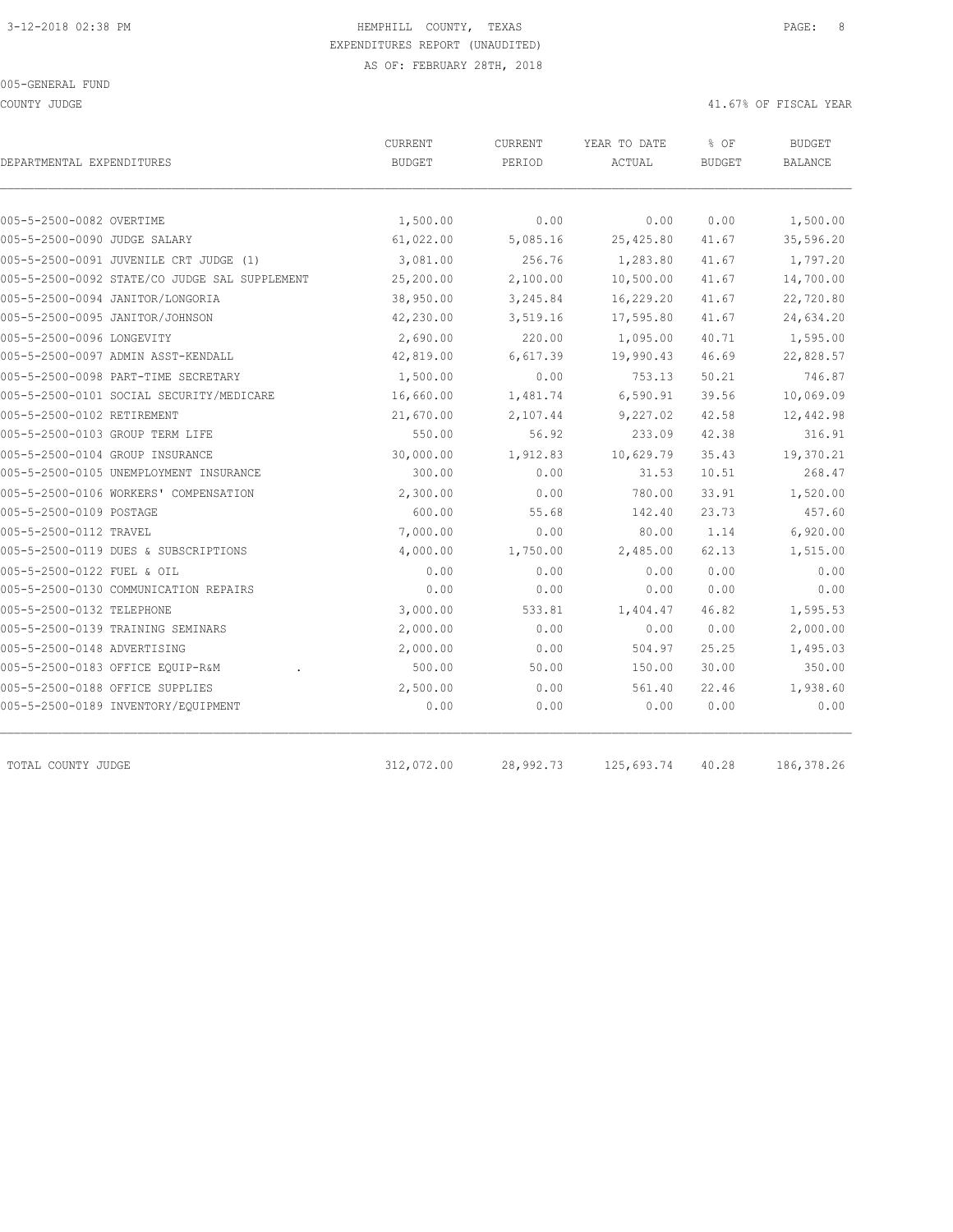3-12-2018 02:38 PM

HEMPHILL COUNTY, TEXAS

EXPENDITURES REPORT (UNAUDITED)

AS OF: FEBRUARY 28TH, 2018

005-GENERAL FUND

COUNTY JUDGE

41.67% OF FISCAL YEAR

| DEPARTMENTAL EXPENDITURES | CURRENT BUDGET | CURRENT PERIOD | YEAR TO DATE ACTUAL | % OF BUDGET | BUDGET BALANCE |
|---|---|---|---|---|---|
| 005-5-2500-0082 OVERTIME | 1,500.00 | 0.00 | 0.00 | 0.00 | 1,500.00 |
| 005-5-2500-0090 JUDGE SALARY | 61,022.00 | 5,085.16 | 25,425.80 | 41.67 | 35,596.20 |
| 005-5-2500-0091 JUVENILE CRT JUDGE (1) | 3,081.00 | 256.76 | 1,283.80 | 41.67 | 1,797.20 |
| 005-5-2500-0092 STATE/CO JUDGE SAL SUPPLEMENT | 25,200.00 | 2,100.00 | 10,500.00 | 41.67 | 14,700.00 |
| 005-5-2500-0094 JANITOR/LONGORIA | 38,950.00 | 3,245.84 | 16,229.20 | 41.67 | 22,720.80 |
| 005-5-2500-0095 JANITOR/JOHNSON | 42,230.00 | 3,519.16 | 17,595.80 | 41.67 | 24,634.20 |
| 005-5-2500-0096 LONGEVITY | 2,690.00 | 220.00 | 1,095.00 | 40.71 | 1,595.00 |
| 005-5-2500-0097 ADMIN ASST-KENDALL | 42,819.00 | 6,617.39 | 19,990.43 | 46.69 | 22,828.57 |
| 005-5-2500-0098 PART-TIME SECRETARY | 1,500.00 | 0.00 | 753.13 | 50.21 | 746.87 |
| 005-5-2500-0101 SOCIAL SECURITY/MEDICARE | 16,660.00 | 1,481.74 | 6,590.91 | 39.56 | 10,069.09 |
| 005-5-2500-0102 RETIREMENT | 21,670.00 | 2,107.44 | 9,227.02 | 42.58 | 12,442.98 |
| 005-5-2500-0103 GROUP TERM LIFE | 550.00 | 56.92 | 233.09 | 42.38 | 316.91 |
| 005-5-2500-0104 GROUP INSURANCE | 30,000.00 | 1,912.83 | 10,629.79 | 35.43 | 19,370.21 |
| 005-5-2500-0105 UNEMPLOYMENT INSURANCE | 300.00 | 0.00 | 31.53 | 10.51 | 268.47 |
| 005-5-2500-0106 WORKERS' COMPENSATION | 2,300.00 | 0.00 | 780.00 | 33.91 | 1,520.00 |
| 005-5-2500-0109 POSTAGE | 600.00 | 55.68 | 142.40 | 23.73 | 457.60 |
| 005-5-2500-0112 TRAVEL | 7,000.00 | 0.00 | 80.00 | 1.14 | 6,920.00 |
| 005-5-2500-0119 DUES & SUBSCRIPTIONS | 4,000.00 | 1,750.00 | 2,485.00 | 62.13 | 1,515.00 |
| 005-5-2500-0122 FUEL & OIL | 0.00 | 0.00 | 0.00 | 0.00 | 0.00 |
| 005-5-2500-0130 COMMUNICATION REPAIRS | 0.00 | 0.00 | 0.00 | 0.00 | 0.00 |
| 005-5-2500-0132 TELEPHONE | 3,000.00 | 533.81 | 1,404.47 | 46.82 | 1,595.53 |
| 005-5-2500-0139 TRAINING SEMINARS | 2,000.00 | 0.00 | 0.00 | 0.00 | 2,000.00 |
| 005-5-2500-0148 ADVERTISING | 2,000.00 | 0.00 | 504.97 | 25.25 | 1,495.03 |
| 005-5-2500-0183 OFFICE EQUIP-R&M . | 500.00 | 50.00 | 150.00 | 30.00 | 350.00 |
| 005-5-2500-0188 OFFICE SUPPLIES | 2,500.00 | 0.00 | 561.40 | 22.46 | 1,938.60 |
| 005-5-2500-0189 INVENTORY/EQUIPMENT | 0.00 | 0.00 | 0.00 | 0.00 | 0.00 |
| TOTAL COUNTY JUDGE | 312,072.00 | 28,992.73 | 125,693.74 | 40.28 | 186,378.26 |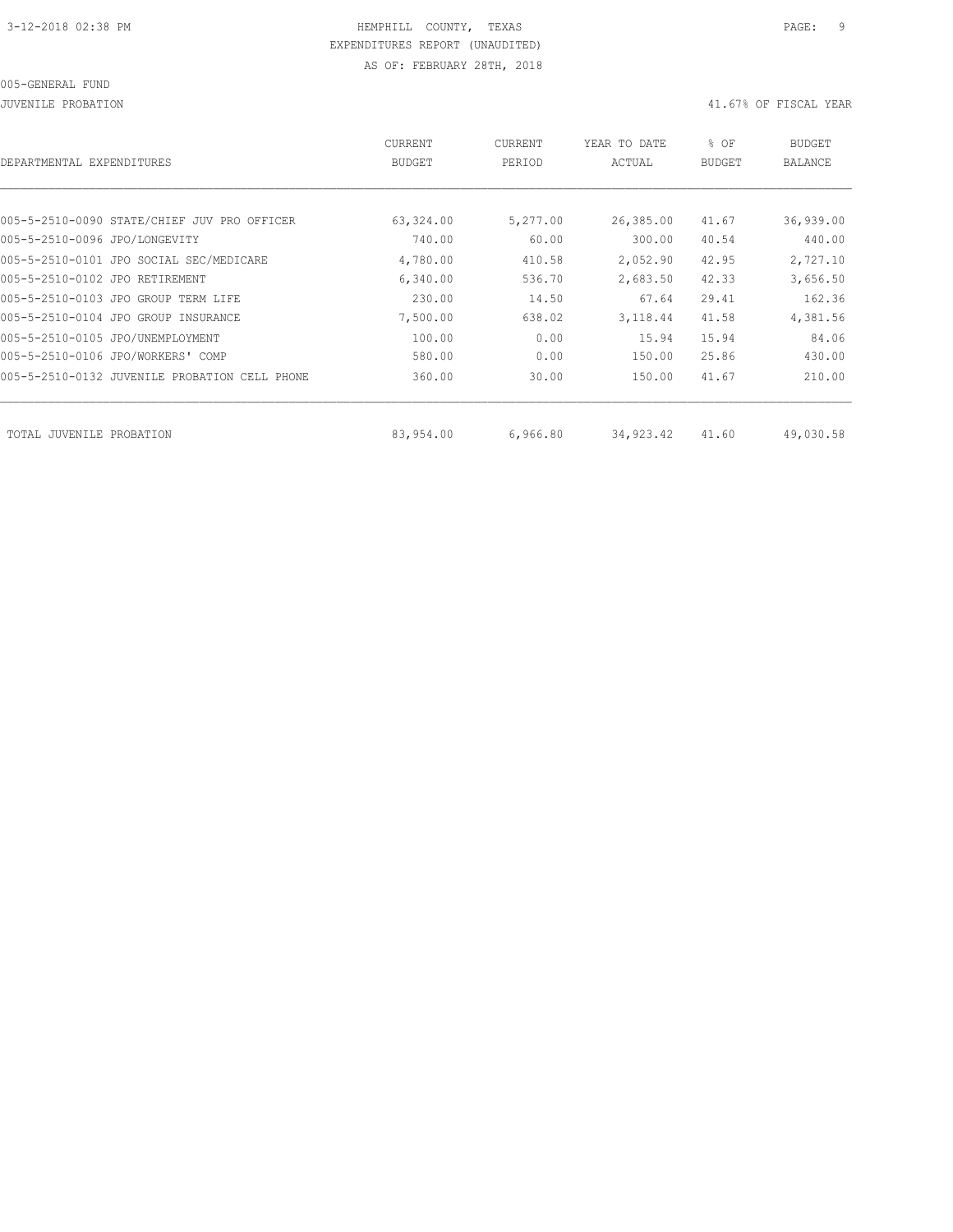3-12-2018 02:38 PM HEMPHILL COUNTY, TEXAS

EXPENDITURES REPORT (UNAUDITED)

AS OF: FEBRUARY 28TH, 2018

005-GENERAL FUND

JUVENILE PROBATION 41.67% OF FISCAL YEAR

| DEPARTMENTAL EXPENDITURES | CURRENT BUDGET | CURRENT PERIOD | YEAR TO DATE ACTUAL | % OF BUDGET | BUDGET BALANCE |
|---|---|---|---|---|---|
| 005-5-2510-0090 STATE/CHIEF JUV PRO OFFICER | 63,324.00 | 5,277.00 | 26,385.00 | 41.67 | 36,939.00 |
| 005-5-2510-0096 JPO/LONGEVITY | 740.00 | 60.00 | 300.00 | 40.54 | 440.00 |
| 005-5-2510-0101 JPO SOCIAL SEC/MEDICARE | 4,780.00 | 410.58 | 2,052.90 | 42.95 | 2,727.10 |
| 005-5-2510-0102 JPO RETIREMENT | 6,340.00 | 536.70 | 2,683.50 | 42.33 | 3,656.50 |
| 005-5-2510-0103 JPO GROUP TERM LIFE | 230.00 | 14.50 | 67.64 | 29.41 | 162.36 |
| 005-5-2510-0104 JPO GROUP INSURANCE | 7,500.00 | 638.02 | 3,118.44 | 41.58 | 4,381.56 |
| 005-5-2510-0105 JPO/UNEMPLOYMENT | 100.00 | 0.00 | 15.94 | 15.94 | 84.06 |
| 005-5-2510-0106 JPO/WORKERS' COMP | 580.00 | 0.00 | 150.00 | 25.86 | 430.00 |
| 005-5-2510-0132 JUVENILE PROBATION CELL PHONE | 360.00 | 30.00 | 150.00 | 41.67 | 210.00 |
| TOTAL JUVENILE PROBATION | 83,954.00 | 6,966.80 | 34,923.42 | 41.60 | 49,030.58 |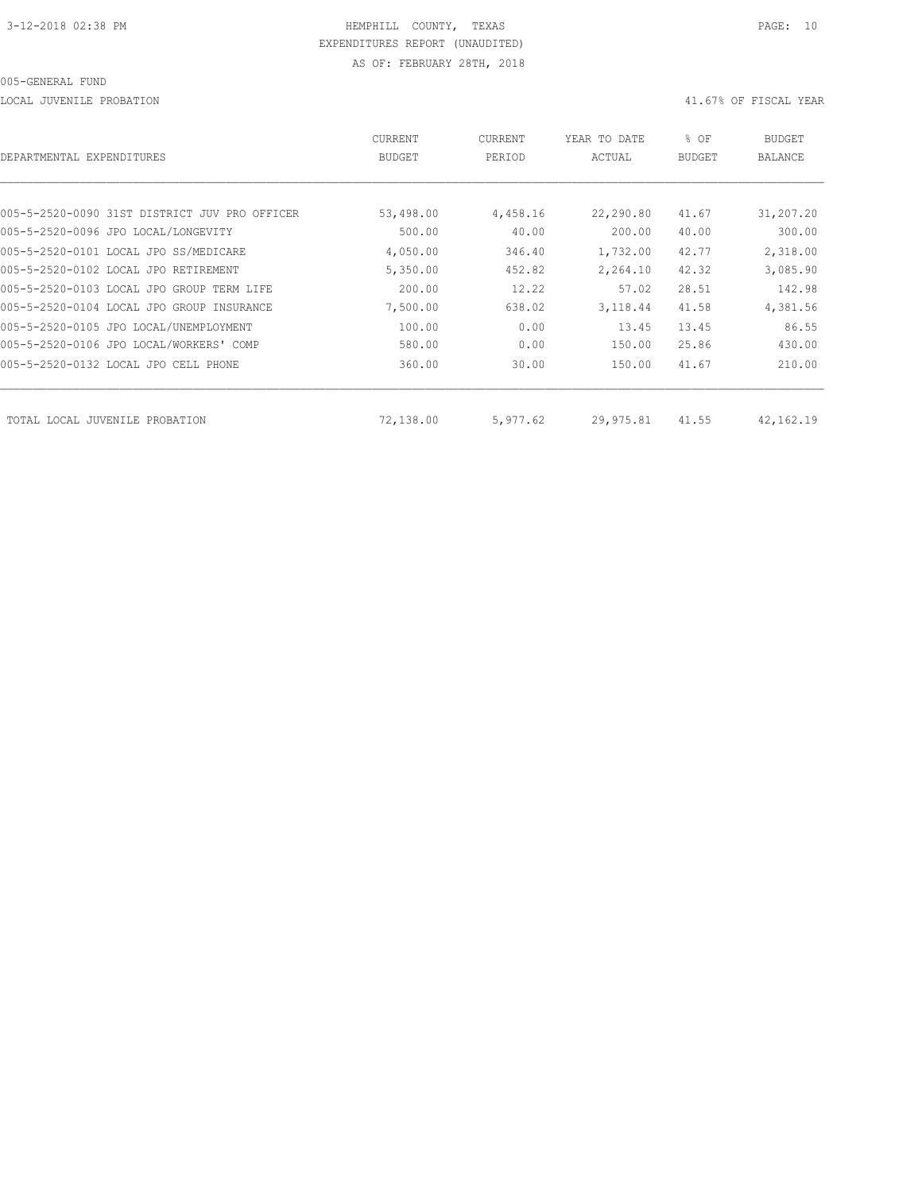HEMPHILL COUNTY, TEXAS
EXPENDITURES REPORT (UNAUDITED)
AS OF: FEBRUARY 28TH, 2018

005-GENERAL FUND

LOCAL JUVENILE PROBATION — 41.67% OF FISCAL YEAR

| DEPARTMENTAL EXPENDITURES | CURRENT BUDGET | CURRENT PERIOD | YEAR TO DATE ACTUAL | % OF BUDGET | BUDGET BALANCE |
|---|---|---|---|---|---|
| 005-5-2520-0090 31ST DISTRICT JUV PRO OFFICER | 53,498.00 | 4,458.16 | 22,290.80 | 41.67 | 31,207.20 |
| 005-5-2520-0096 JPO LOCAL/LONGEVITY | 500.00 | 40.00 | 200.00 | 40.00 | 300.00 |
| 005-5-2520-0101 LOCAL JPO SS/MEDICARE | 4,050.00 | 346.40 | 1,732.00 | 42.77 | 2,318.00 |
| 005-5-2520-0102 LOCAL JPO RETIREMENT | 5,350.00 | 452.82 | 2,264.10 | 42.32 | 3,085.90 |
| 005-5-2520-0103 LOCAL JPO GROUP TERM LIFE | 200.00 | 12.22 | 57.02 | 28.51 | 142.98 |
| 005-5-2520-0104 LOCAL JPO GROUP INSURANCE | 7,500.00 | 638.02 | 3,118.44 | 41.58 | 4,381.56 |
| 005-5-2520-0105 JPO LOCAL/UNEMPLOYMENT | 100.00 | 0.00 | 13.45 | 13.45 | 86.55 |
| 005-5-2520-0106 JPO LOCAL/WORKERS' COMP | 580.00 | 0.00 | 150.00 | 25.86 | 430.00 |
| 005-5-2520-0132 LOCAL JPO CELL PHONE | 360.00 | 30.00 | 150.00 | 41.67 | 210.00 |
| TOTAL LOCAL JUVENILE PROBATION | 72,138.00 | 5,977.62 | 29,975.81 | 41.55 | 42,162.19 |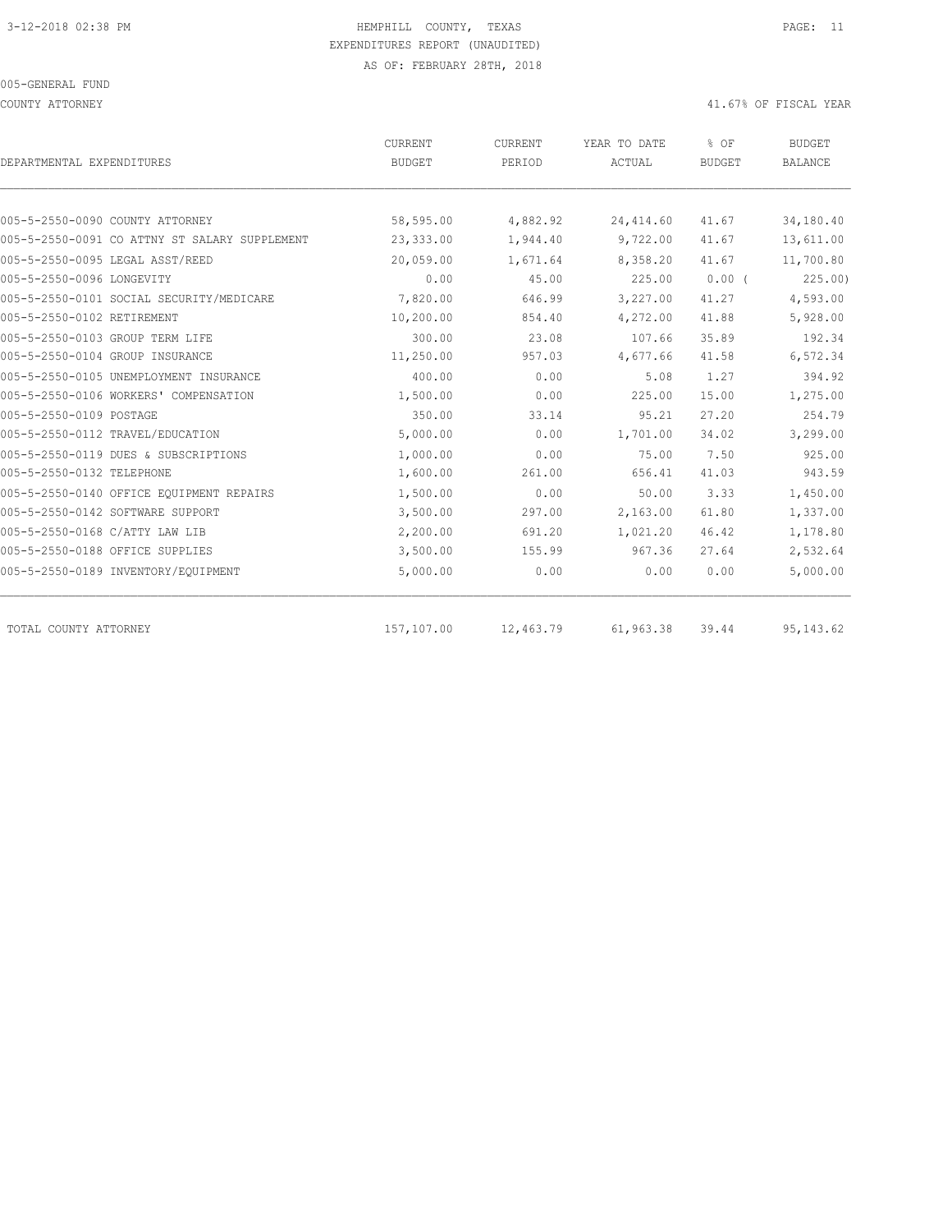3-12-2018 02:38 PM HEMPHILL COUNTY, TEXAS

EXPENDITURES REPORT (UNAUDITED)

AS OF: FEBRUARY 28TH, 2018

005-GENERAL FUND

COUNTY ATTORNEY 41.67% OF FISCAL YEAR

| DEPARTMENTAL EXPENDITURES | CURRENT BUDGET | CURRENT PERIOD | YEAR TO DATE ACTUAL | % OF BUDGET | BUDGET BALANCE |
|---|---|---|---|---|---|
| 005-5-2550-0090 COUNTY ATTORNEY | 58,595.00 | 4,882.92 | 24,414.60 | 41.67 | 34,180.40 |
| 005-5-2550-0091 CO ATTNY ST SALARY SUPPLEMENT | 23,333.00 | 1,944.40 | 9,722.00 | 41.67 | 13,611.00 |
| 005-5-2550-0095 LEGAL ASST/REED | 20,059.00 | 1,671.64 | 8,358.20 | 41.67 | 11,700.80 |
| 005-5-2550-0096 LONGEVITY | 0.00 | 45.00 | 225.00 | 0.00 ( | 225.00) |
| 005-5-2550-0101 SOCIAL SECURITY/MEDICARE | 7,820.00 | 646.99 | 3,227.00 | 41.27 | 4,593.00 |
| 005-5-2550-0102 RETIREMENT | 10,200.00 | 854.40 | 4,272.00 | 41.88 | 5,928.00 |
| 005-5-2550-0103 GROUP TERM LIFE | 300.00 | 23.08 | 107.66 | 35.89 | 192.34 |
| 005-5-2550-0104 GROUP INSURANCE | 11,250.00 | 957.03 | 4,677.66 | 41.58 | 6,572.34 |
| 005-5-2550-0105 UNEMPLOYMENT INSURANCE | 400.00 | 0.00 | 5.08 | 1.27 | 394.92 |
| 005-5-2550-0106 WORKERS' COMPENSATION | 1,500.00 | 0.00 | 225.00 | 15.00 | 1,275.00 |
| 005-5-2550-0109 POSTAGE | 350.00 | 33.14 | 95.21 | 27.20 | 254.79 |
| 005-5-2550-0112 TRAVEL/EDUCATION | 5,000.00 | 0.00 | 1,701.00 | 34.02 | 3,299.00 |
| 005-5-2550-0119 DUES & SUBSCRIPTIONS | 1,000.00 | 0.00 | 75.00 | 7.50 | 925.00 |
| 005-5-2550-0132 TELEPHONE | 1,600.00 | 261.00 | 656.41 | 41.03 | 943.59 |
| 005-5-2550-0140 OFFICE EQUIPMENT REPAIRS | 1,500.00 | 0.00 | 50.00 | 3.33 | 1,450.00 |
| 005-5-2550-0142 SOFTWARE SUPPORT | 3,500.00 | 297.00 | 2,163.00 | 61.80 | 1,337.00 |
| 005-5-2550-0168 C/ATTY LAW LIB | 2,200.00 | 691.20 | 1,021.20 | 46.42 | 1,178.80 |
| 005-5-2550-0188 OFFICE SUPPLIES | 3,500.00 | 155.99 | 967.36 | 27.64 | 2,532.64 |
| 005-5-2550-0189 INVENTORY/EQUIPMENT | 5,000.00 | 0.00 | 0.00 | 0.00 | 5,000.00 |
| TOTAL COUNTY ATTORNEY | 157,107.00 | 12,463.79 | 61,963.38 | 39.44 | 95,143.62 |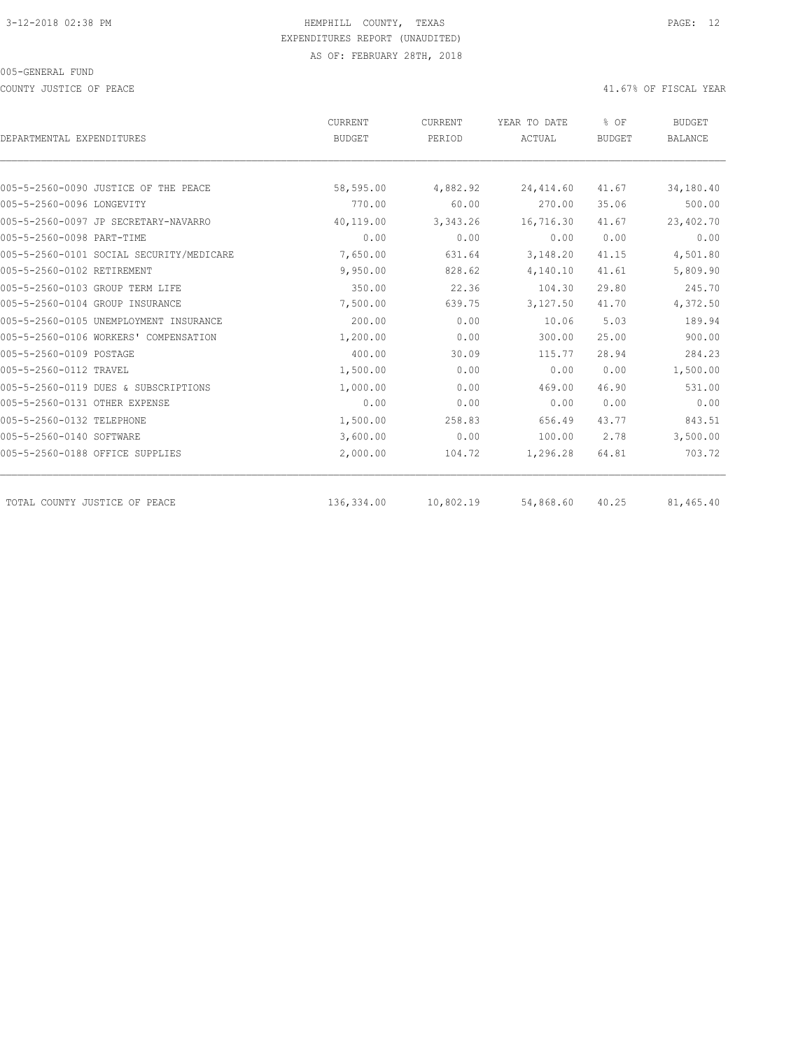3-12-2018 02:38 PM

HEMPHILL COUNTY, TEXAS

EXPENDITURES REPORT (UNAUDITED)

AS OF: FEBRUARY 28TH, 2018

005-GENERAL FUND

COUNTY JUSTICE OF PEACE

41.67% OF FISCAL YEAR

| DEPARTMENTAL EXPENDITURES | CURRENT BUDGET | CURRENT PERIOD | YEAR TO DATE ACTUAL | % OF BUDGET | BUDGET BALANCE |
|---|---|---|---|---|---|
| 005-5-2560-0090 JUSTICE OF THE PEACE | 58,595.00 | 4,882.92 | 24,414.60 | 41.67 | 34,180.40 |
| 005-5-2560-0096 LONGEVITY | 770.00 | 60.00 | 270.00 | 35.06 | 500.00 |
| 005-5-2560-0097 JP SECRETARY-NAVARRO | 40,119.00 | 3,343.26 | 16,716.30 | 41.67 | 23,402.70 |
| 005-5-2560-0098 PART-TIME | 0.00 | 0.00 | 0.00 | 0.00 | 0.00 |
| 005-5-2560-0101 SOCIAL SECURITY/MEDICARE | 7,650.00 | 631.64 | 3,148.20 | 41.15 | 4,501.80 |
| 005-5-2560-0102 RETIREMENT | 9,950.00 | 828.62 | 4,140.10 | 41.61 | 5,809.90 |
| 005-5-2560-0103 GROUP TERM LIFE | 350.00 | 22.36 | 104.30 | 29.80 | 245.70 |
| 005-5-2560-0104 GROUP INSURANCE | 7,500.00 | 639.75 | 3,127.50 | 41.70 | 4,372.50 |
| 005-5-2560-0105 UNEMPLOYMENT INSURANCE | 200.00 | 0.00 | 10.06 | 5.03 | 189.94 |
| 005-5-2560-0106 WORKERS' COMPENSATION | 1,200.00 | 0.00 | 300.00 | 25.00 | 900.00 |
| 005-5-2560-0109 POSTAGE | 400.00 | 30.09 | 115.77 | 28.94 | 284.23 |
| 005-5-2560-0112 TRAVEL | 1,500.00 | 0.00 | 0.00 | 0.00 | 1,500.00 |
| 005-5-2560-0119 DUES & SUBSCRIPTIONS | 1,000.00 | 0.00 | 469.00 | 46.90 | 531.00 |
| 005-5-2560-0131 OTHER EXPENSE | 0.00 | 0.00 | 0.00 | 0.00 | 0.00 |
| 005-5-2560-0132 TELEPHONE | 1,500.00 | 258.83 | 656.49 | 43.77 | 843.51 |
| 005-5-2560-0140 SOFTWARE | 3,600.00 | 0.00 | 100.00 | 2.78 | 3,500.00 |
| 005-5-2560-0188 OFFICE SUPPLIES | 2,000.00 | 104.72 | 1,296.28 | 64.81 | 703.72 |
| TOTAL COUNTY JUSTICE OF PEACE | 136,334.00 | 10,802.19 | 54,868.60 | 40.25 | 81,465.40 |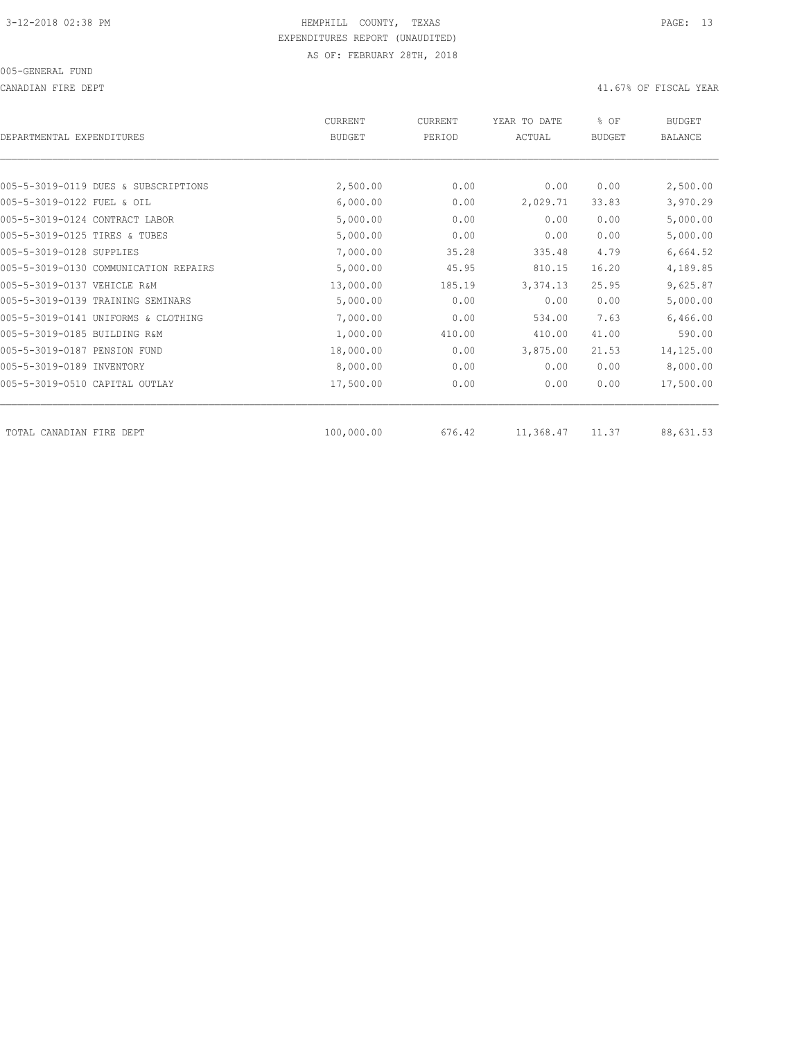3-12-2018 02:38 PM

HEMPHILL COUNTY, TEXAS
EXPENDITURES REPORT (UNAUDITED)
AS OF: FEBRUARY 28TH, 2018

005-GENERAL FUND

CANADIAN FIRE DEPT

41.67% OF FISCAL YEAR

| DEPARTMENTAL EXPENDITURES | CURRENT BUDGET | CURRENT PERIOD | YEAR TO DATE ACTUAL | % OF BUDGET | BUDGET BALANCE |
|---|---|---|---|---|---|
| 005-5-3019-0119 DUES & SUBSCRIPTIONS | 2,500.00 | 0.00 | 0.00 | 0.00 | 2,500.00 |
| 005-5-3019-0122 FUEL & OIL | 6,000.00 | 0.00 | 2,029.71 | 33.83 | 3,970.29 |
| 005-5-3019-0124 CONTRACT LABOR | 5,000.00 | 0.00 | 0.00 | 0.00 | 5,000.00 |
| 005-5-3019-0125 TIRES & TUBES | 5,000.00 | 0.00 | 0.00 | 0.00 | 5,000.00 |
| 005-5-3019-0128 SUPPLIES | 7,000.00 | 35.28 | 335.48 | 4.79 | 6,664.52 |
| 005-5-3019-0130 COMMUNICATION REPAIRS | 5,000.00 | 45.95 | 810.15 | 16.20 | 4,189.85 |
| 005-5-3019-0137 VEHICLE R&M | 13,000.00 | 185.19 | 3,374.13 | 25.95 | 9,625.87 |
| 005-5-3019-0139 TRAINING SEMINARS | 5,000.00 | 0.00 | 0.00 | 0.00 | 5,000.00 |
| 005-5-3019-0141 UNIFORMS & CLOTHING | 7,000.00 | 0.00 | 534.00 | 7.63 | 6,466.00 |
| 005-5-3019-0185 BUILDING R&M | 1,000.00 | 410.00 | 410.00 | 41.00 | 590.00 |
| 005-5-3019-0187 PENSION FUND | 18,000.00 | 0.00 | 3,875.00 | 21.53 | 14,125.00 |
| 005-5-3019-0189 INVENTORY | 8,000.00 | 0.00 | 0.00 | 0.00 | 8,000.00 |
| 005-5-3019-0510 CAPITAL OUTLAY | 17,500.00 | 0.00 | 0.00 | 0.00 | 17,500.00 |
| TOTAL CANADIAN FIRE DEPT | 100,000.00 | 676.42 | 11,368.47 | 11.37 | 88,631.53 |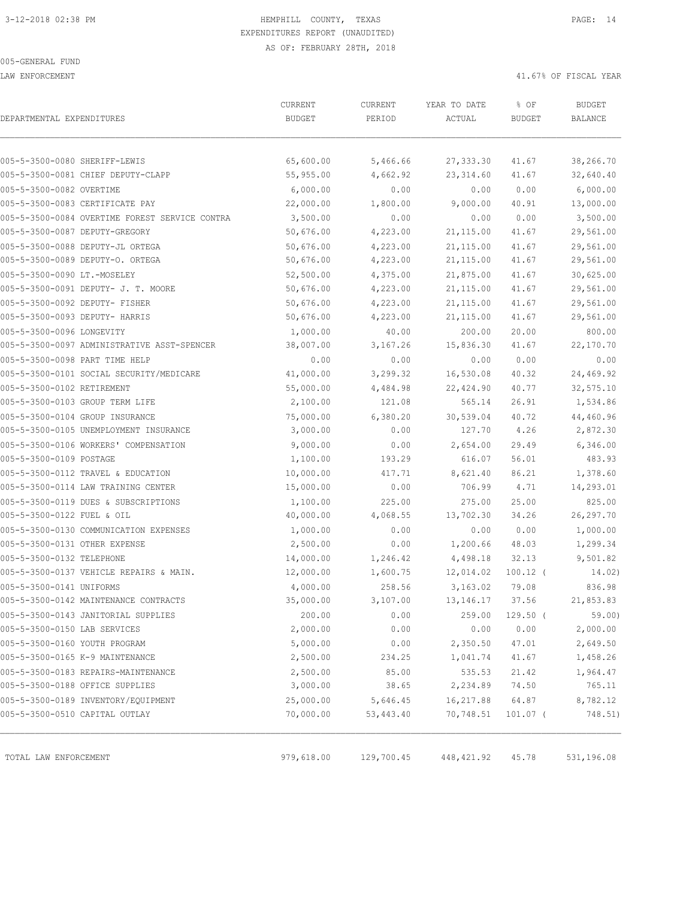3-12-2018 02:38 PM

HEMPHILL COUNTY, TEXAS
EXPENDITURES REPORT (UNAUDITED)
AS OF: FEBRUARY 28TH, 2018

005-GENERAL FUND

LAW ENFORCEMENT

41.67% OF FISCAL YEAR

| DEPARTMENTAL EXPENDITURES | CURRENT BUDGET | CURRENT PERIOD | YEAR TO DATE ACTUAL | % OF BUDGET | BUDGET BALANCE |
|---|---|---|---|---|---|
| 005-5-3500-0080 SHERIFF-LEWIS | 65,600.00 | 5,466.66 | 27,333.30 | 41.67 | 38,266.70 |
| 005-5-3500-0081 CHIEF DEPUTY-CLAPP | 55,955.00 | 4,662.92 | 23,314.60 | 41.67 | 32,640.40 |
| 005-5-3500-0082 OVERTIME | 6,000.00 | 0.00 | 0.00 | 0.00 | 6,000.00 |
| 005-5-3500-0083 CERTIFICATE PAY | 22,000.00 | 1,800.00 | 9,000.00 | 40.91 | 13,000.00 |
| 005-5-3500-0084 OVERTIME FOREST SERVICE CONTRA | 3,500.00 | 0.00 | 0.00 | 0.00 | 3,500.00 |
| 005-5-3500-0087 DEPUTY-GREGORY | 50,676.00 | 4,223.00 | 21,115.00 | 41.67 | 29,561.00 |
| 005-5-3500-0088 DEPUTY-JL ORTEGA | 50,676.00 | 4,223.00 | 21,115.00 | 41.67 | 29,561.00 |
| 005-5-3500-0089 DEPUTY-O. ORTEGA | 50,676.00 | 4,223.00 | 21,115.00 | 41.67 | 29,561.00 |
| 005-5-3500-0090 LT.-MOSELEY | 52,500.00 | 4,375.00 | 21,875.00 | 41.67 | 30,625.00 |
| 005-5-3500-0091 DEPUTY- J. T. MOORE | 50,676.00 | 4,223.00 | 21,115.00 | 41.67 | 29,561.00 |
| 005-5-3500-0092 DEPUTY- FISHER | 50,676.00 | 4,223.00 | 21,115.00 | 41.67 | 29,561.00 |
| 005-5-3500-0093 DEPUTY- HARRIS | 50,676.00 | 4,223.00 | 21,115.00 | 41.67 | 29,561.00 |
| 005-5-3500-0096 LONGEVITY | 1,000.00 | 40.00 | 200.00 | 20.00 | 800.00 |
| 005-5-3500-0097 ADMINISTRATIVE ASST-SPENCER | 38,007.00 | 3,167.26 | 15,836.30 | 41.67 | 22,170.70 |
| 005-5-3500-0098 PART TIME HELP | 0.00 | 0.00 | 0.00 | 0.00 | 0.00 |
| 005-5-3500-0101 SOCIAL SECURITY/MEDICARE | 41,000.00 | 3,299.32 | 16,530.08 | 40.32 | 24,469.92 |
| 005-5-3500-0102 RETIREMENT | 55,000.00 | 4,484.98 | 22,424.90 | 40.77 | 32,575.10 |
| 005-5-3500-0103 GROUP TERM LIFE | 2,100.00 | 121.08 | 565.14 | 26.91 | 1,534.86 |
| 005-5-3500-0104 GROUP INSURANCE | 75,000.00 | 6,380.20 | 30,539.04 | 40.72 | 44,460.96 |
| 005-5-3500-0105 UNEMPLOYMENT INSURANCE | 3,000.00 | 0.00 | 127.70 | 4.26 | 2,872.30 |
| 005-5-3500-0106 WORKERS' COMPENSATION | 9,000.00 | 0.00 | 2,654.00 | 29.49 | 6,346.00 |
| 005-5-3500-0109 POSTAGE | 1,100.00 | 193.29 | 616.07 | 56.01 | 483.93 |
| 005-5-3500-0112 TRAVEL & EDUCATION | 10,000.00 | 417.71 | 8,621.40 | 86.21 | 1,378.60 |
| 005-5-3500-0114 LAW TRAINING CENTER | 15,000.00 | 0.00 | 706.99 | 4.71 | 14,293.01 |
| 005-5-3500-0119 DUES & SUBSCRIPTIONS | 1,100.00 | 225.00 | 275.00 | 25.00 | 825.00 |
| 005-5-3500-0122 FUEL & OIL | 40,000.00 | 4,068.55 | 13,702.30 | 34.26 | 26,297.70 |
| 005-5-3500-0130 COMMUNICATION EXPENSES | 1,000.00 | 0.00 | 0.00 | 0.00 | 1,000.00 |
| 005-5-3500-0131 OTHER EXPENSE | 2,500.00 | 0.00 | 1,200.66 | 48.03 | 1,299.34 |
| 005-5-3500-0132 TELEPHONE | 14,000.00 | 1,246.42 | 4,498.18 | 32.13 | 9,501.82 |
| 005-5-3500-0137 VEHICLE REPAIRS & MAIN. | 12,000.00 | 1,600.75 | 12,014.02 | 100.12 ( | 14.02) |
| 005-5-3500-0141 UNIFORMS | 4,000.00 | 258.56 | 3,163.02 | 79.08 | 836.98 |
| 005-5-3500-0142 MAINTENANCE CONTRACTS | 35,000.00 | 3,107.00 | 13,146.17 | 37.56 | 21,853.83 |
| 005-5-3500-0143 JANITORIAL SUPPLIES | 200.00 | 0.00 | 259.00 | 129.50 ( | 59.00) |
| 005-5-3500-0150 LAB SERVICES | 2,000.00 | 0.00 | 0.00 | 0.00 | 2,000.00 |
| 005-5-3500-0160 YOUTH PROGRAM | 5,000.00 | 0.00 | 2,350.50 | 47.01 | 2,649.50 |
| 005-5-3500-0165 K-9 MAINTENANCE | 2,500.00 | 234.25 | 1,041.74 | 41.67 | 1,458.26 |
| 005-5-3500-0183 REPAIRS-MAINTENANCE | 2,500.00 | 85.00 | 535.53 | 21.42 | 1,964.47 |
| 005-5-3500-0188 OFFICE SUPPLIES | 3,000.00 | 38.65 | 2,234.89 | 74.50 | 765.11 |
| 005-5-3500-0189 INVENTORY/EQUIPMENT | 25,000.00 | 5,646.45 | 16,217.88 | 64.87 | 8,782.12 |
| 005-5-3500-0510 CAPITAL OUTLAY | 70,000.00 | 53,443.40 | 70,748.51 | 101.07 ( | 748.51) |
| TOTAL LAW ENFORCEMENT | 979,618.00 | 129,700.45 | 448,421.92 | 45.78 | 531,196.08 |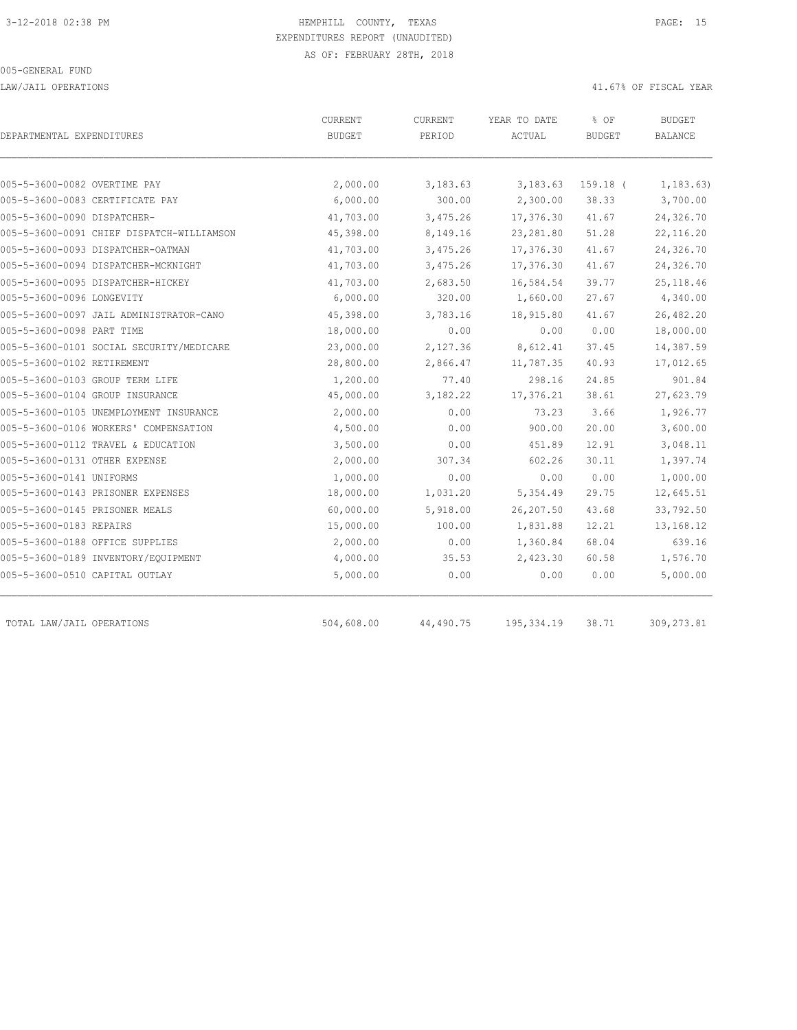HEMPHILL COUNTY, TEXAS
EXPENDITURES REPORT (UNAUDITED)
AS OF: FEBRUARY 28TH, 2018

005-GENERAL FUND

LAW/JAIL OPERATIONS

41.67% OF FISCAL YEAR

| DEPARTMENTAL EXPENDITURES | CURRENT BUDGET | CURRENT PERIOD | YEAR TO DATE ACTUAL | % OF BUDGET | BUDGET BALANCE |
|---|---|---|---|---|---|
| 005-5-3600-0082 OVERTIME PAY | 2,000.00 | 3,183.63 | 3,183.63 | 159.18 ( | 1,183.63) |
| 005-5-3600-0083 CERTIFICATE PAY | 6,000.00 | 300.00 | 2,300.00 | 38.33 | 3,700.00 |
| 005-5-3600-0090 DISPATCHER- | 41,703.00 | 3,475.26 | 17,376.30 | 41.67 | 24,326.70 |
| 005-5-3600-0091 CHIEF DISPATCH-WILLIAMSON | 45,398.00 | 8,149.16 | 23,281.80 | 51.28 | 22,116.20 |
| 005-5-3600-0093 DISPATCHER-OATMAN | 41,703.00 | 3,475.26 | 17,376.30 | 41.67 | 24,326.70 |
| 005-5-3600-0094 DISPATCHER-MCKNIGHT | 41,703.00 | 3,475.26 | 17,376.30 | 41.67 | 24,326.70 |
| 005-5-3600-0095 DISPATCHER-HICKEY | 41,703.00 | 2,683.50 | 16,584.54 | 39.77 | 25,118.46 |
| 005-5-3600-0096 LONGEVITY | 6,000.00 | 320.00 | 1,660.00 | 27.67 | 4,340.00 |
| 005-5-3600-0097 JAIL ADMINISTRATOR-CANO | 45,398.00 | 3,783.16 | 18,915.80 | 41.67 | 26,482.20 |
| 005-5-3600-0098 PART TIME | 18,000.00 | 0.00 | 0.00 | 0.00 | 18,000.00 |
| 005-5-3600-0101 SOCIAL SECURITY/MEDICARE | 23,000.00 | 2,127.36 | 8,612.41 | 37.45 | 14,387.59 |
| 005-5-3600-0102 RETIREMENT | 28,800.00 | 2,866.47 | 11,787.35 | 40.93 | 17,012.65 |
| 005-5-3600-0103 GROUP TERM LIFE | 1,200.00 | 77.40 | 298.16 | 24.85 | 901.84 |
| 005-5-3600-0104 GROUP INSURANCE | 45,000.00 | 3,182.22 | 17,376.21 | 38.61 | 27,623.79 |
| 005-5-3600-0105 UNEMPLOYMENT INSURANCE | 2,000.00 | 0.00 | 73.23 | 3.66 | 1,926.77 |
| 005-5-3600-0106 WORKERS' COMPENSATION | 4,500.00 | 0.00 | 900.00 | 20.00 | 3,600.00 |
| 005-5-3600-0112 TRAVEL & EDUCATION | 3,500.00 | 0.00 | 451.89 | 12.91 | 3,048.11 |
| 005-5-3600-0131 OTHER EXPENSE | 2,000.00 | 307.34 | 602.26 | 30.11 | 1,397.74 |
| 005-5-3600-0141 UNIFORMS | 1,000.00 | 0.00 | 0.00 | 0.00 | 1,000.00 |
| 005-5-3600-0143 PRISONER EXPENSES | 18,000.00 | 1,031.20 | 5,354.49 | 29.75 | 12,645.51 |
| 005-5-3600-0145 PRISONER MEALS | 60,000.00 | 5,918.00 | 26,207.50 | 43.68 | 33,792.50 |
| 005-5-3600-0183 REPAIRS | 15,000.00 | 100.00 | 1,831.88 | 12.21 | 13,168.12 |
| 005-5-3600-0188 OFFICE SUPPLIES | 2,000.00 | 0.00 | 1,360.84 | 68.04 | 639.16 |
| 005-5-3600-0189 INVENTORY/EQUIPMENT | 4,000.00 | 35.53 | 2,423.30 | 60.58 | 1,576.70 |
| 005-5-3600-0510 CAPITAL OUTLAY | 5,000.00 | 0.00 | 0.00 | 0.00 | 5,000.00 |
| TOTAL LAW/JAIL OPERATIONS | 504,608.00 | 44,490.75 | 195,334.19 | 38.71 | 309,273.81 |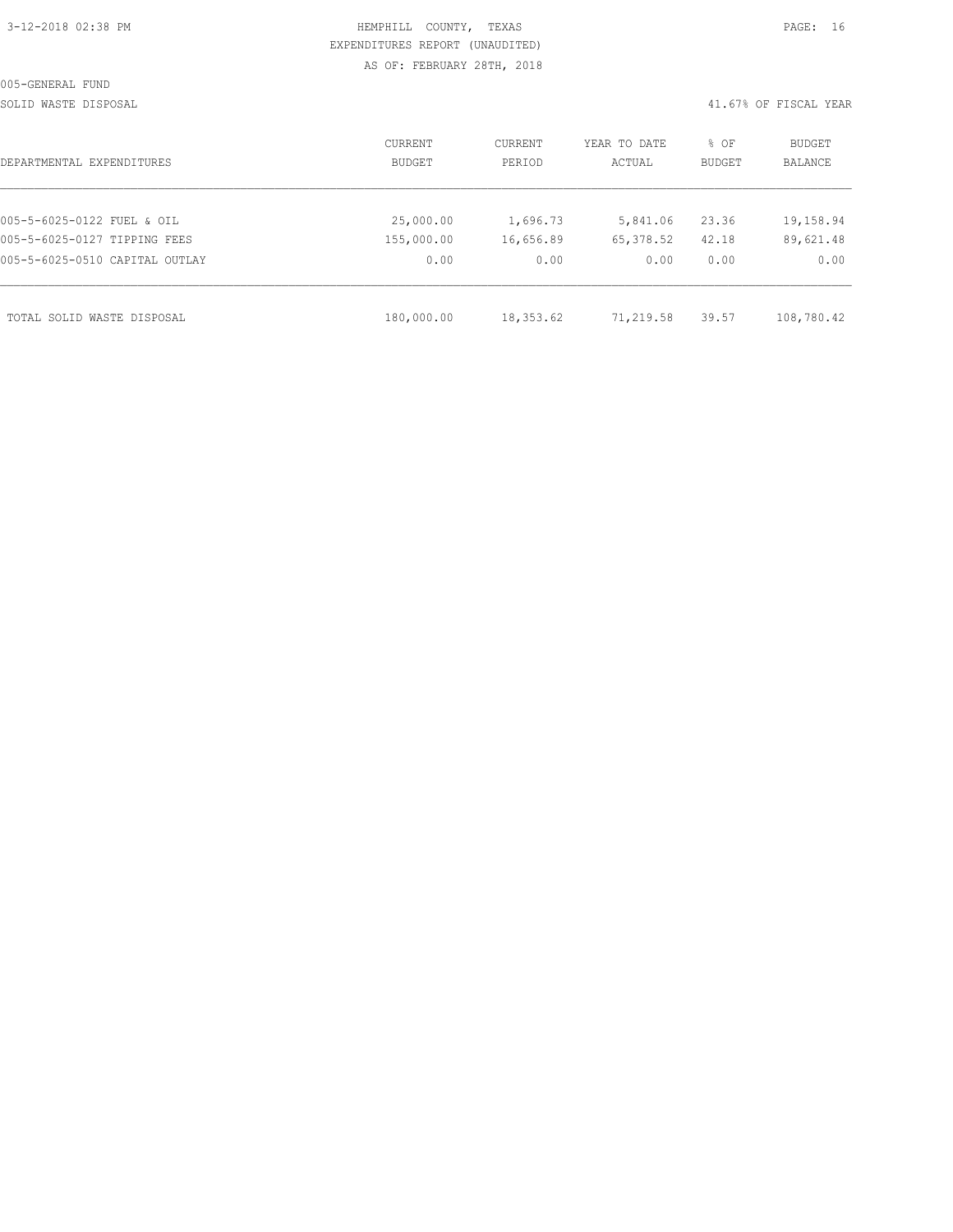HEMPHILL COUNTY, TEXAS
EXPENDITURES REPORT (UNAUDITED)
AS OF: FEBRUARY 28TH, 2018

005-GENERAL FUND

SOLID WASTE DISPOSAL

41.67% OF FISCAL YEAR

| DEPARTMENTAL EXPENDITURES | CURRENT BUDGET | CURRENT PERIOD | YEAR TO DATE ACTUAL | % OF BUDGET | BUDGET BALANCE |
|---|---|---|---|---|---|
| 005-5-6025-0122 FUEL & OIL | 25,000.00 | 1,696.73 | 5,841.06 | 23.36 | 19,158.94 |
| 005-5-6025-0127 TIPPING FEES | 155,000.00 | 16,656.89 | 65,378.52 | 42.18 | 89,621.48 |
| 005-5-6025-0510 CAPITAL OUTLAY | 0.00 | 0.00 | 0.00 | 0.00 | 0.00 |
| TOTAL SOLID WASTE DISPOSAL | 180,000.00 | 18,353.62 | 71,219.58 | 39.57 | 108,780.42 |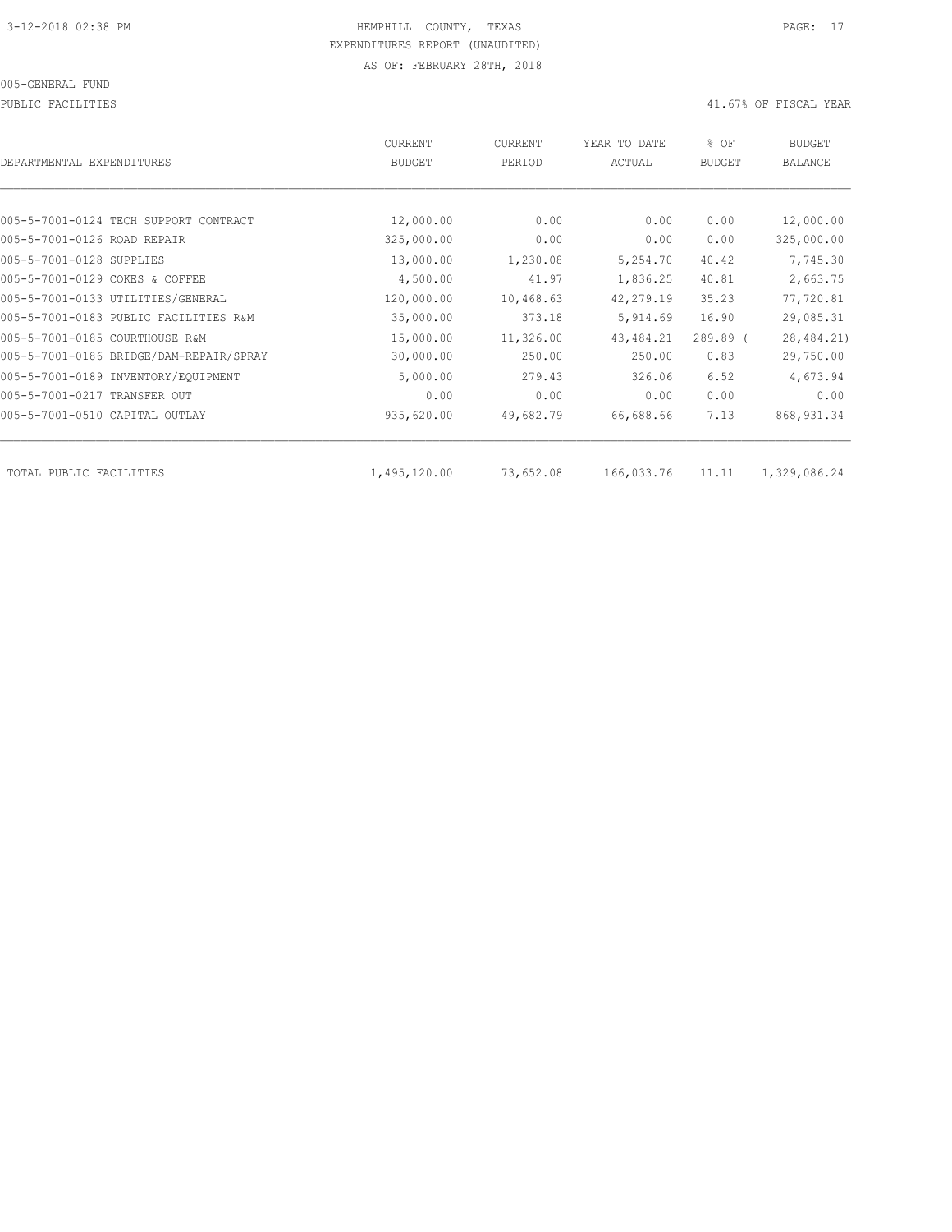HEMPHILL COUNTY, TEXAS
EXPENDITURES REPORT (UNAUDITED)
AS OF: FEBRUARY 28TH, 2018

005-GENERAL FUND

PUBLIC FACILITIES

41.67% OF FISCAL YEAR

| DEPARTMENTAL EXPENDITURES | CURRENT BUDGET | CURRENT PERIOD | YEAR TO DATE ACTUAL | % OF BUDGET | BUDGET BALANCE |
|---|---|---|---|---|---|
| 005-5-7001-0124 TECH SUPPORT CONTRACT | 12,000.00 | 0.00 | 0.00 | 0.00 | 12,000.00 |
| 005-5-7001-0126 ROAD REPAIR | 325,000.00 | 0.00 | 0.00 | 0.00 | 325,000.00 |
| 005-5-7001-0128 SUPPLIES | 13,000.00 | 1,230.08 | 5,254.70 | 40.42 | 7,745.30 |
| 005-5-7001-0129 COKES & COFFEE | 4,500.00 | 41.97 | 1,836.25 | 40.81 | 2,663.75 |
| 005-5-7001-0133 UTILITIES/GENERAL | 120,000.00 | 10,468.63 | 42,279.19 | 35.23 | 77,720.81 |
| 005-5-7001-0183 PUBLIC FACILITIES R&M | 35,000.00 | 373.18 | 5,914.69 | 16.90 | 29,085.31 |
| 005-5-7001-0185 COURTHOUSE R&M | 15,000.00 | 11,326.00 | 43,484.21 | 289.89 | ( 28,484.21) |
| 005-5-7001-0186 BRIDGE/DAM-REPAIR/SPRAY | 30,000.00 | 250.00 | 250.00 | 0.83 | 29,750.00 |
| 005-5-7001-0189 INVENTORY/EQUIPMENT | 5,000.00 | 279.43 | 326.06 | 6.52 | 4,673.94 |
| 005-5-7001-0217 TRANSFER OUT | 0.00 | 0.00 | 0.00 | 0.00 | 0.00 |
| 005-5-7001-0510 CAPITAL OUTLAY | 935,620.00 | 49,682.79 | 66,688.66 | 7.13 | 868,931.34 |
| TOTAL PUBLIC FACILITIES | 1,495,120.00 | 73,652.08 | 166,033.76 | 11.11 | 1,329,086.24 |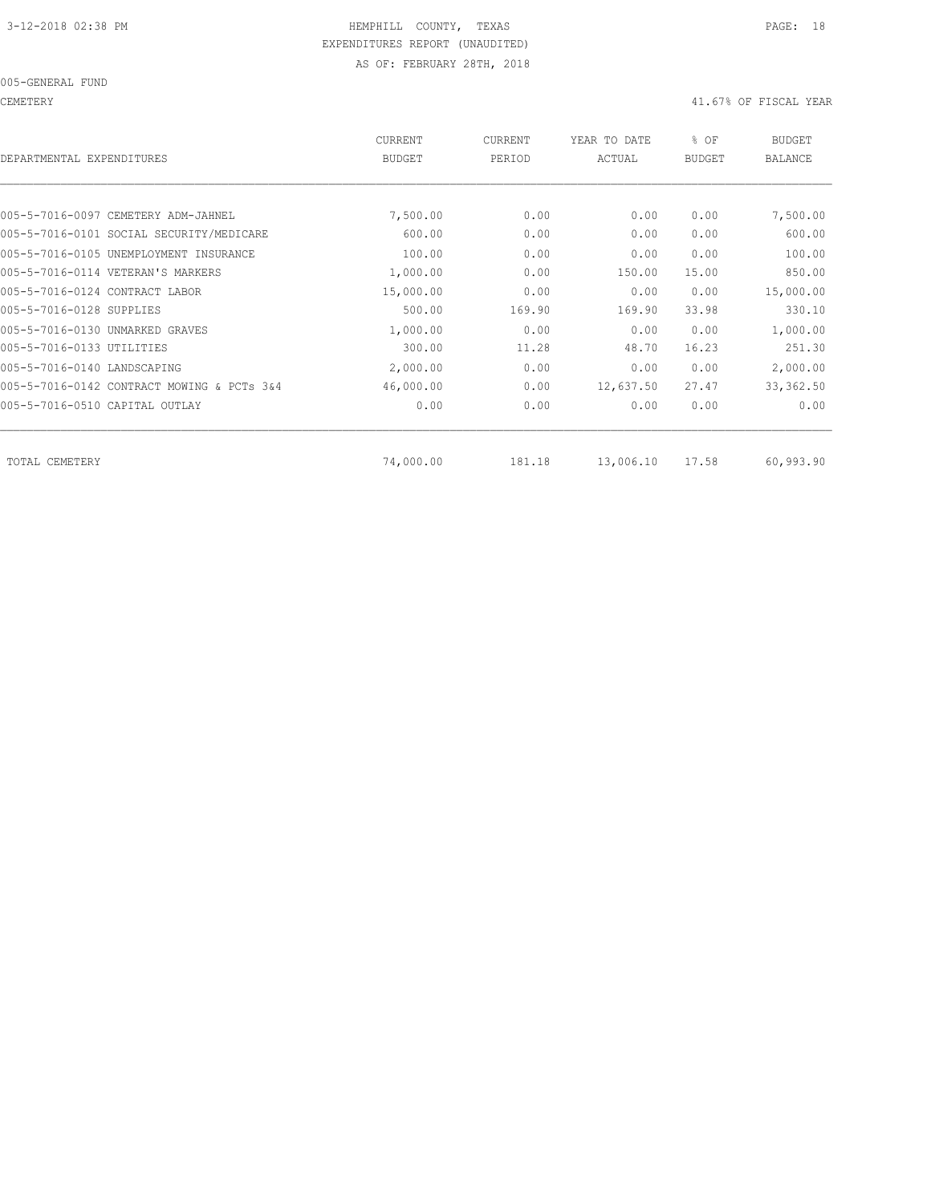HEMPHILL COUNTY, TEXAS
EXPENDITURES REPORT (UNAUDITED)
AS OF: FEBRUARY 28TH, 2018

005-GENERAL FUND

CEMETERY — 41.67% OF FISCAL YEAR

| DEPARTMENTAL EXPENDITURES | CURRENT BUDGET | CURRENT PERIOD | YEAR TO DATE ACTUAL | % OF BUDGET | BUDGET BALANCE |
|---|---|---|---|---|---|
| 005-5-7016-0097 CEMETERY ADM-JAHNEL | 7,500.00 | 0.00 | 0.00 | 0.00 | 7,500.00 |
| 005-5-7016-0101 SOCIAL SECURITY/MEDICARE | 600.00 | 0.00 | 0.00 | 0.00 | 600.00 |
| 005-5-7016-0105 UNEMPLOYMENT INSURANCE | 100.00 | 0.00 | 0.00 | 0.00 | 100.00 |
| 005-5-7016-0114 VETERAN'S MARKERS | 1,000.00 | 0.00 | 150.00 | 15.00 | 850.00 |
| 005-5-7016-0124 CONTRACT LABOR | 15,000.00 | 0.00 | 0.00 | 0.00 | 15,000.00 |
| 005-5-7016-0128 SUPPLIES | 500.00 | 169.90 | 169.90 | 33.98 | 330.10 |
| 005-5-7016-0130 UNMARKED GRAVES | 1,000.00 | 0.00 | 0.00 | 0.00 | 1,000.00 |
| 005-5-7016-0133 UTILITIES | 300.00 | 11.28 | 48.70 | 16.23 | 251.30 |
| 005-5-7016-0140 LANDSCAPING | 2,000.00 | 0.00 | 0.00 | 0.00 | 2,000.00 |
| 005-5-7016-0142 CONTRACT MOWING & PCTs 3&4 | 46,000.00 | 0.00 | 12,637.50 | 27.47 | 33,362.50 |
| 005-5-7016-0510 CAPITAL OUTLAY | 0.00 | 0.00 | 0.00 | 0.00 | 0.00 |
| TOTAL CEMETERY | 74,000.00 | 181.18 | 13,006.10 | 17.58 | 60,993.90 |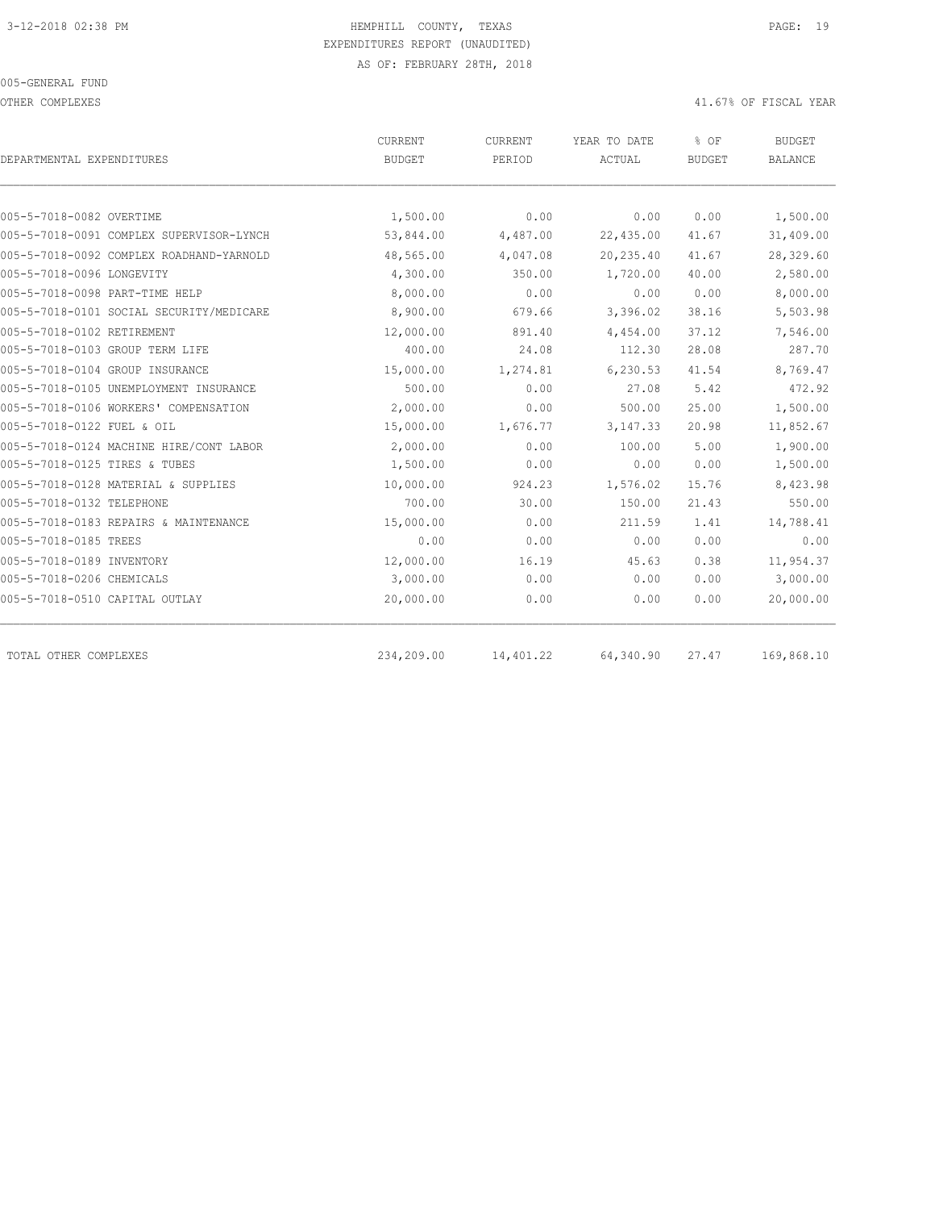HEMPHILL COUNTY, TEXAS
EXPENDITURES REPORT (UNAUDITED)
AS OF: FEBRUARY 28TH, 2018

005-GENERAL FUND

OTHER COMPLEXES

41.67% OF FISCAL YEAR

| DEPARTMENTAL EXPENDITURES | CURRENT BUDGET | CURRENT PERIOD | YEAR TO DATE ACTUAL | % OF BUDGET | BUDGET BALANCE |
|---|---|---|---|---|---|
| 005-5-7018-0082 OVERTIME | 1,500.00 | 0.00 | 0.00 | 0.00 | 1,500.00 |
| 005-5-7018-0091 COMPLEX SUPERVISOR-LYNCH | 53,844.00 | 4,487.00 | 22,435.00 | 41.67 | 31,409.00 |
| 005-5-7018-0092 COMPLEX ROADHAND-YARNOLD | 48,565.00 | 4,047.08 | 20,235.40 | 41.67 | 28,329.60 |
| 005-5-7018-0096 LONGEVITY | 4,300.00 | 350.00 | 1,720.00 | 40.00 | 2,580.00 |
| 005-5-7018-0098 PART-TIME HELP | 8,000.00 | 0.00 | 0.00 | 0.00 | 8,000.00 |
| 005-5-7018-0101 SOCIAL SECURITY/MEDICARE | 8,900.00 | 679.66 | 3,396.02 | 38.16 | 5,503.98 |
| 005-5-7018-0102 RETIREMENT | 12,000.00 | 891.40 | 4,454.00 | 37.12 | 7,546.00 |
| 005-5-7018-0103 GROUP TERM LIFE | 400.00 | 24.08 | 112.30 | 28.08 | 287.70 |
| 005-5-7018-0104 GROUP INSURANCE | 15,000.00 | 1,274.81 | 6,230.53 | 41.54 | 8,769.47 |
| 005-5-7018-0105 UNEMPLOYMENT INSURANCE | 500.00 | 0.00 | 27.08 | 5.42 | 472.92 |
| 005-5-7018-0106 WORKERS' COMPENSATION | 2,000.00 | 0.00 | 500.00 | 25.00 | 1,500.00 |
| 005-5-7018-0122 FUEL & OIL | 15,000.00 | 1,676.77 | 3,147.33 | 20.98 | 11,852.67 |
| 005-5-7018-0124 MACHINE HIRE/CONT LABOR | 2,000.00 | 0.00 | 100.00 | 5.00 | 1,900.00 |
| 005-5-7018-0125 TIRES & TUBES | 1,500.00 | 0.00 | 0.00 | 0.00 | 1,500.00 |
| 005-5-7018-0128 MATERIAL & SUPPLIES | 10,000.00 | 924.23 | 1,576.02 | 15.76 | 8,423.98 |
| 005-5-7018-0132 TELEPHONE | 700.00 | 30.00 | 150.00 | 21.43 | 550.00 |
| 005-5-7018-0183 REPAIRS & MAINTENANCE | 15,000.00 | 0.00 | 211.59 | 1.41 | 14,788.41 |
| 005-5-7018-0185 TREES | 0.00 | 0.00 | 0.00 | 0.00 | 0.00 |
| 005-5-7018-0189 INVENTORY | 12,000.00 | 16.19 | 45.63 | 0.38 | 11,954.37 |
| 005-5-7018-0206 CHEMICALS | 3,000.00 | 0.00 | 0.00 | 0.00 | 3,000.00 |
| 005-5-7018-0510 CAPITAL OUTLAY | 20,000.00 | 0.00 | 0.00 | 0.00 | 20,000.00 |
| TOTAL OTHER COMPLEXES | 234,209.00 | 14,401.22 | 64,340.90 | 27.47 | 169,868.10 |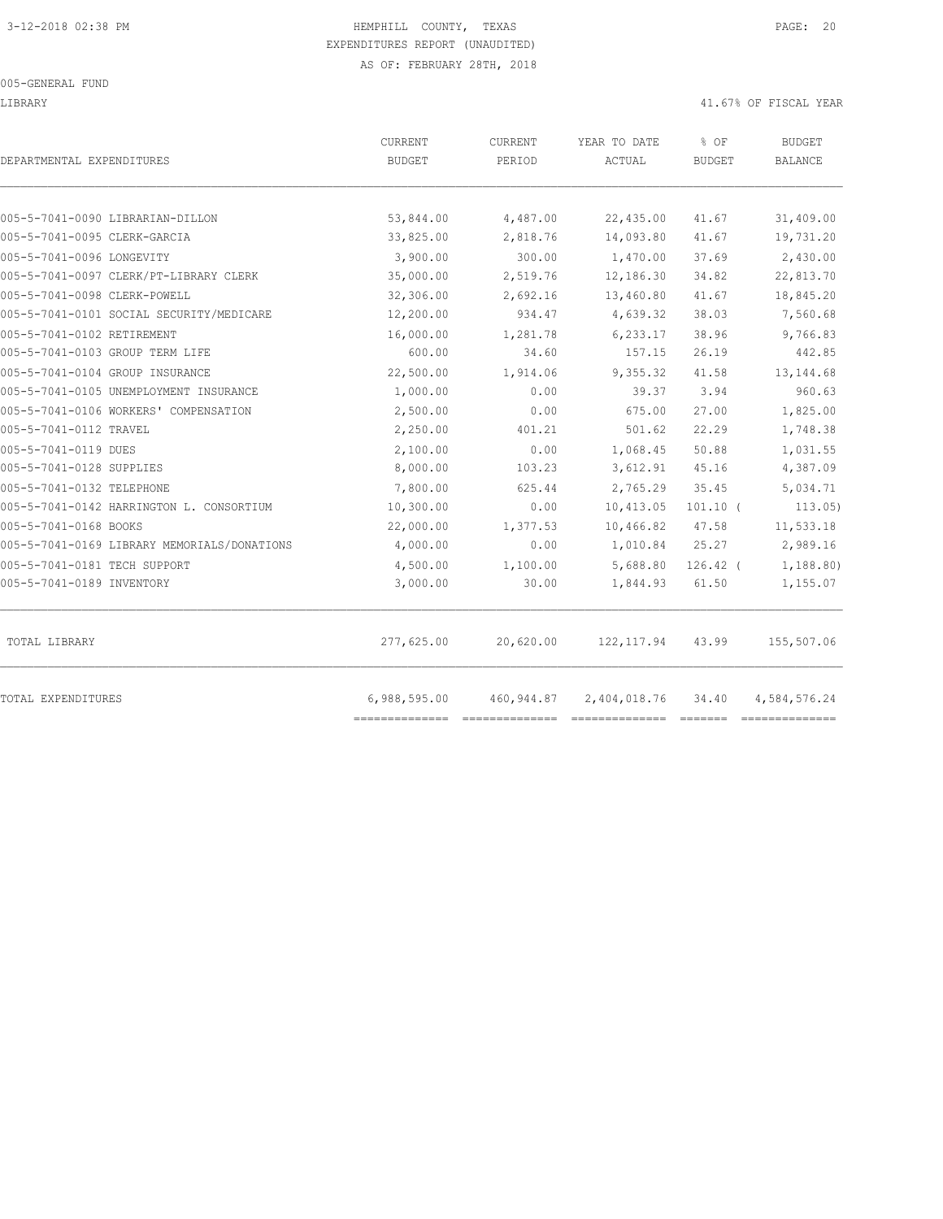HEMPHILL COUNTY, TEXAS
EXPENDITURES REPORT (UNAUDITED)
AS OF: FEBRUARY 28TH, 2018

005-GENERAL FUND

LIBRARY

41.67% OF FISCAL YEAR

| DEPARTMENTAL EXPENDITURES | CURRENT BUDGET | CURRENT PERIOD | YEAR TO DATE ACTUAL | % OF BUDGET | BUDGET BALANCE |
|---|---|---|---|---|---|
| 005-5-7041-0090 LIBRARIAN-DILLON | 53,844.00 | 4,487.00 | 22,435.00 | 41.67 | 31,409.00 |
| 005-5-7041-0095 CLERK-GARCIA | 33,825.00 | 2,818.76 | 14,093.80 | 41.67 | 19,731.20 |
| 005-5-7041-0096 LONGEVITY | 3,900.00 | 300.00 | 1,470.00 | 37.69 | 2,430.00 |
| 005-5-7041-0097 CLERK/PT-LIBRARY CLERK | 35,000.00 | 2,519.76 | 12,186.30 | 34.82 | 22,813.70 |
| 005-5-7041-0098 CLERK-POWELL | 32,306.00 | 2,692.16 | 13,460.80 | 41.67 | 18,845.20 |
| 005-5-7041-0101 SOCIAL SECURITY/MEDICARE | 12,200.00 | 934.47 | 4,639.32 | 38.03 | 7,560.68 |
| 005-5-7041-0102 RETIREMENT | 16,000.00 | 1,281.78 | 6,233.17 | 38.96 | 9,766.83 |
| 005-5-7041-0103 GROUP TERM LIFE | 600.00 | 34.60 | 157.15 | 26.19 | 442.85 |
| 005-5-7041-0104 GROUP INSURANCE | 22,500.00 | 1,914.06 | 9,355.32 | 41.58 | 13,144.68 |
| 005-5-7041-0105 UNEMPLOYMENT INSURANCE | 1,000.00 | 0.00 | 39.37 | 3.94 | 960.63 |
| 005-5-7041-0106 WORKERS' COMPENSATION | 2,500.00 | 0.00 | 675.00 | 27.00 | 1,825.00 |
| 005-5-7041-0112 TRAVEL | 2,250.00 | 401.21 | 501.62 | 22.29 | 1,748.38 |
| 005-5-7041-0119 DUES | 2,100.00 | 0.00 | 1,068.45 | 50.88 | 1,031.55 |
| 005-5-7041-0128 SUPPLIES | 8,000.00 | 103.23 | 3,612.91 | 45.16 | 4,387.09 |
| 005-5-7041-0132 TELEPHONE | 7,800.00 | 625.44 | 2,765.29 | 35.45 | 5,034.71 |
| 005-5-7041-0142 HARRINGTON L. CONSORTIUM | 10,300.00 | 0.00 | 10,413.05 | 101.10 | (113.05) |
| 005-5-7041-0168 BOOKS | 22,000.00 | 1,377.53 | 10,466.82 | 47.58 | 11,533.18 |
| 005-5-7041-0169 LIBRARY MEMORIALS/DONATIONS | 4,000.00 | 0.00 | 1,010.84 | 25.27 | 2,989.16 |
| 005-5-7041-0181 TECH SUPPORT | 4,500.00 | 1,100.00 | 5,688.80 | 126.42 | (1,188.80) |
| 005-5-7041-0189 INVENTORY | 3,000.00 | 30.00 | 1,844.93 | 61.50 | 1,155.07 |
| TOTAL LIBRARY | 277,625.00 | 20,620.00 | 122,117.94 | 43.99 | 155,507.06 |
| TOTAL EXPENDITURES | 6,988,595.00 | 460,944.87 | 2,404,018.76 | 34.40 | 4,584,576.24 |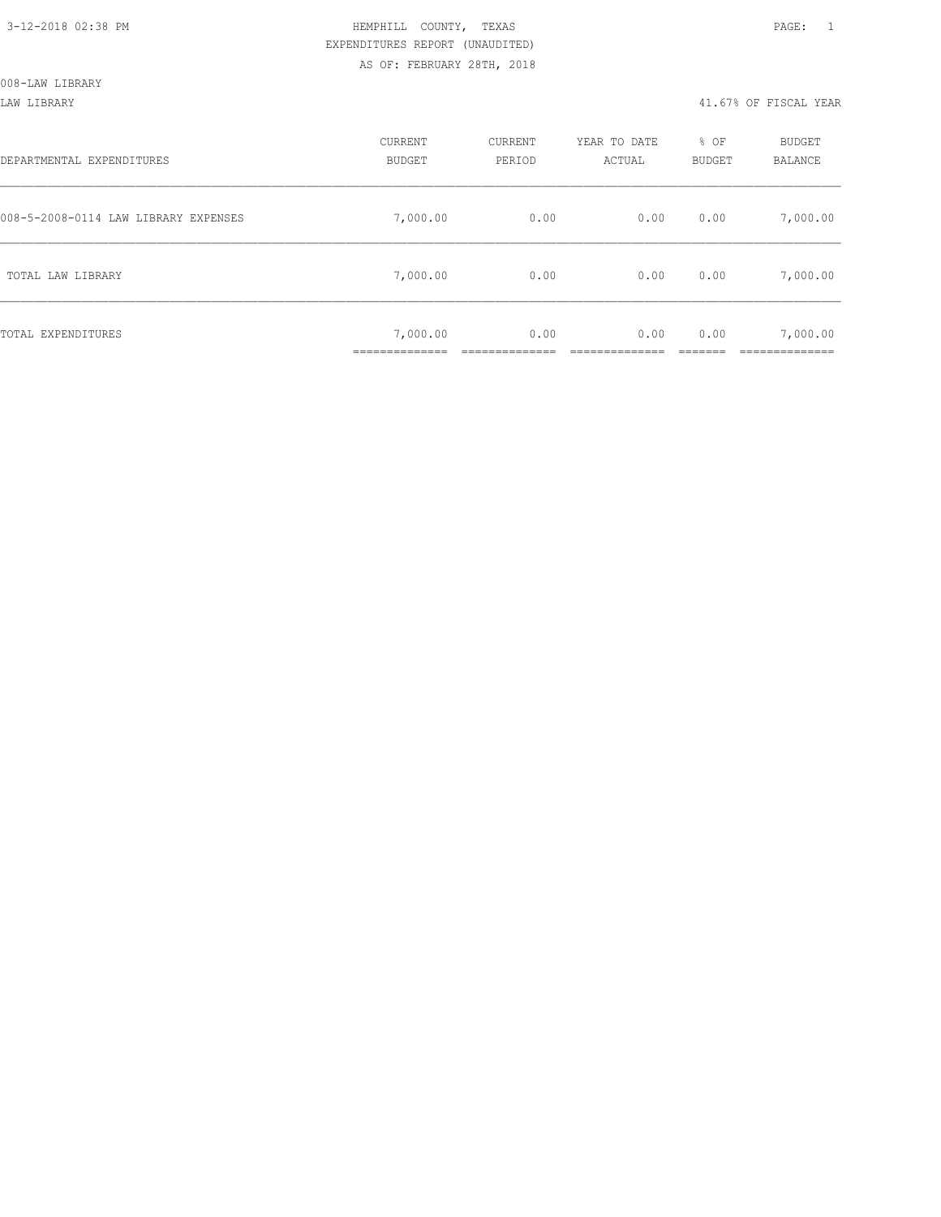HEMPHILL COUNTY, TEXAS
EXPENDITURES REPORT (UNAUDITED)
AS OF: FEBRUARY 28TH, 2018

008-LAW LIBRARY

LAW LIBRARY 41.67% OF FISCAL YEAR

| DEPARTMENTAL EXPENDITURES | CURRENT BUDGET | CURRENT PERIOD | YEAR TO DATE ACTUAL | % OF BUDGET | BUDGET BALANCE |
|---|---|---|---|---|---|
| 008-5-2008-0114 LAW LIBRARY EXPENSES | 7,000.00 | 0.00 | 0.00 | 0.00 | 7,000.00 |
| TOTAL LAW LIBRARY | 7,000.00 | 0.00 | 0.00 | 0.00 | 7,000.00 |
| TOTAL EXPENDITURES | 7,000.00 | 0.00 | 0.00 | 0.00 | 7,000.00 |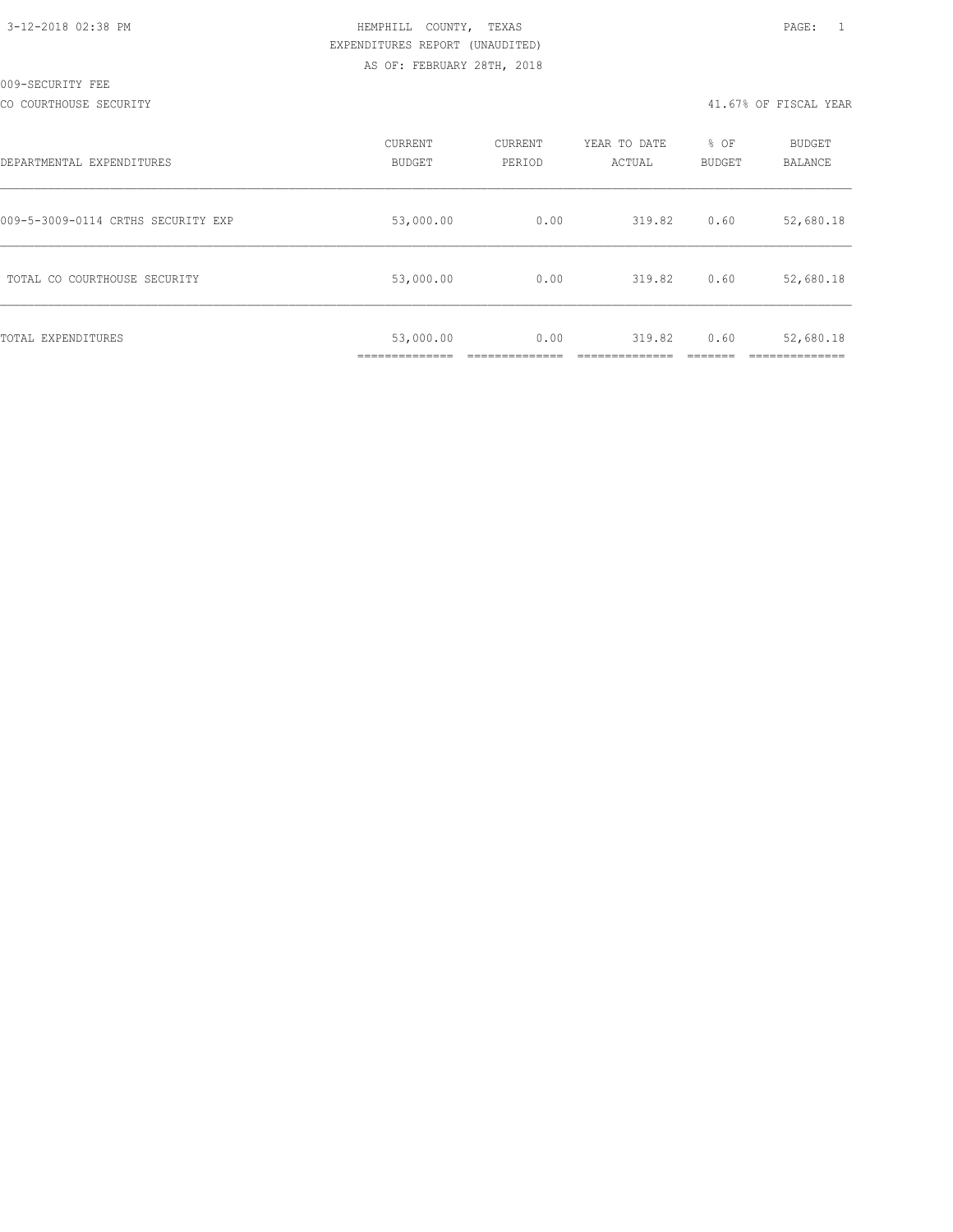3-12-2018 02:38 PM HEMPHILL COUNTY, TEXAS

EXPENDITURES REPORT (UNAUDITED)

AS OF: FEBRUARY 28TH, 2018

009-SECURITY FEE

CO COURTHOUSE SECURITY 41.67% OF FISCAL YEAR

| DEPARTMENTAL EXPENDITURES | CURRENT BUDGET | CURRENT PERIOD | YEAR TO DATE ACTUAL | % OF BUDGET | BUDGET BALANCE |
|---|---|---|---|---|---|
| 009-5-3009-0114 CRTHS SECURITY EXP | 53,000.00 | 0.00 | 319.82 | 0.60 | 52,680.18 |
| TOTAL CO COURTHOUSE SECURITY | 53,000.00 | 0.00 | 319.82 | 0.60 | 52,680.18 |
| TOTAL EXPENDITURES | 53,000.00 | 0.00 | 319.82 | 0.60 | 52,680.18 |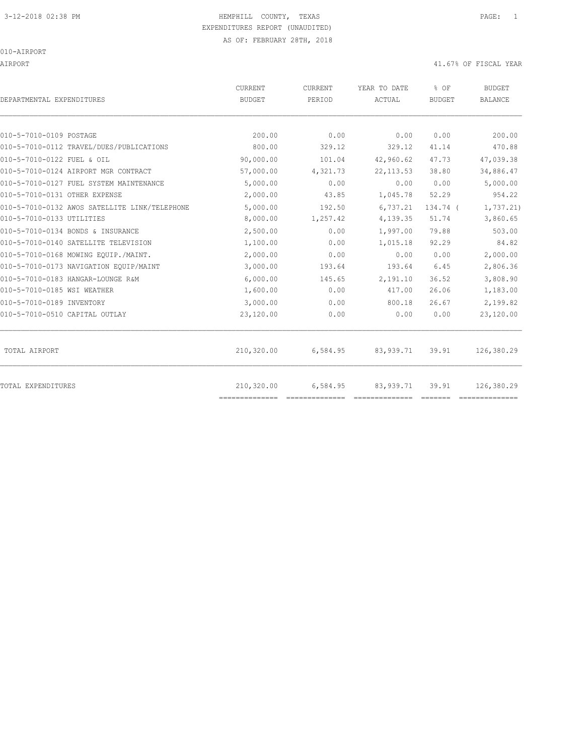HEMPHILL COUNTY, TEXAS
EXPENDITURES REPORT (UNAUDITED)
AS OF: FEBRUARY 28TH, 2018

010-AIRPORT

AIRPORT — 41.67% OF FISCAL YEAR

| DEPARTMENTAL EXPENDITURES | CURRENT BUDGET | CURRENT PERIOD | YEAR TO DATE ACTUAL | % OF BUDGET | BUDGET BALANCE |
|---|---|---|---|---|---|
| 010-5-7010-0109 POSTAGE | 200.00 | 0.00 | 0.00 | 0.00 | 200.00 |
| 010-5-7010-0112 TRAVEL/DUES/PUBLICATIONS | 800.00 | 329.12 | 329.12 | 41.14 | 470.88 |
| 010-5-7010-0122 FUEL & OIL | 90,000.00 | 101.04 | 42,960.62 | 47.73 | 47,039.38 |
| 010-5-7010-0124 AIRPORT MGR CONTRACT | 57,000.00 | 4,321.73 | 22,113.53 | 38.80 | 34,886.47 |
| 010-5-7010-0127 FUEL SYSTEM MAINTENANCE | 5,000.00 | 0.00 | 0.00 | 0.00 | 5,000.00 |
| 010-5-7010-0131 OTHER EXPENSE | 2,000.00 | 43.85 | 1,045.78 | 52.29 | 954.22 |
| 010-5-7010-0132 AWOS SATELLITE LINK/TELEPHONE | 5,000.00 | 192.50 | 6,737.21 | 134.74 | ( 1,737.21) |
| 010-5-7010-0133 UTILITIES | 8,000.00 | 1,257.42 | 4,139.35 | 51.74 | 3,860.65 |
| 010-5-7010-0134 BONDS & INSURANCE | 2,500.00 | 0.00 | 1,997.00 | 79.88 | 503.00 |
| 010-5-7010-0140 SATELLITE TELEVISION | 1,100.00 | 0.00 | 1,015.18 | 92.29 | 84.82 |
| 010-5-7010-0168 MOWING EQUIP./MAINT. | 2,000.00 | 0.00 | 0.00 | 0.00 | 2,000.00 |
| 010-5-7010-0173 NAVIGATION EQUIP/MAINT | 3,000.00 | 193.64 | 193.64 | 6.45 | 2,806.36 |
| 010-5-7010-0183 HANGAR-LOUNGE R&M | 6,000.00 | 145.65 | 2,191.10 | 36.52 | 3,808.90 |
| 010-5-7010-0185 WSI WEATHER | 1,600.00 | 0.00 | 417.00 | 26.06 | 1,183.00 |
| 010-5-7010-0189 INVENTORY | 3,000.00 | 0.00 | 800.18 | 26.67 | 2,199.82 |
| 010-5-7010-0510 CAPITAL OUTLAY | 23,120.00 | 0.00 | 0.00 | 0.00 | 23,120.00 |
| TOTAL AIRPORT | 210,320.00 | 6,584.95 | 83,939.71 | 39.91 | 126,380.29 |
| TOTAL EXPENDITURES | 210,320.00 | 6,584.95 | 83,939.71 | 39.91 | 126,380.29 |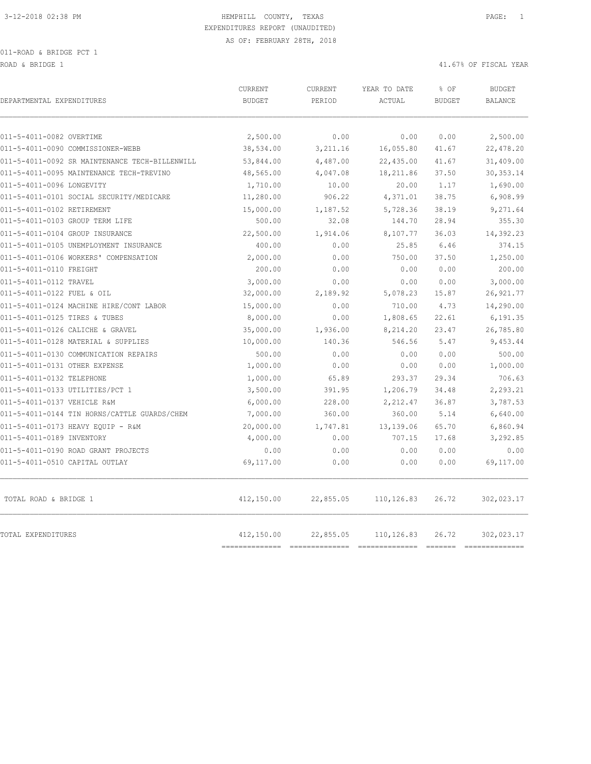3-12-2018 02:38 PM

HEMPHILL COUNTY, TEXAS

EXPENDITURES REPORT (UNAUDITED)

AS OF: FEBRUARY 28TH, 2018

011-ROAD & BRIDGE PCT 1

ROAD & BRIDGE 1

41.67% OF FISCAL YEAR

| DEPARTMENTAL EXPENDITURES | CURRENT BUDGET | CURRENT PERIOD | YEAR TO DATE ACTUAL | % OF BUDGET | BUDGET BALANCE |
|---|---|---|---|---|---|
| 011-5-4011-0082 OVERTIME | 2,500.00 | 0.00 | 0.00 | 0.00 | 2,500.00 |
| 011-5-4011-0090 COMMISSIONER-WEBB | 38,534.00 | 3,211.16 | 16,055.80 | 41.67 | 22,478.20 |
| 011-5-4011-0092 SR MAINTENANCE TECH-BILLENWILL | 53,844.00 | 4,487.00 | 22,435.00 | 41.67 | 31,409.00 |
| 011-5-4011-0095 MAINTENANCE TECH-TREVINO | 48,565.00 | 4,047.08 | 18,211.86 | 37.50 | 30,353.14 |
| 011-5-4011-0096 LONGEVITY | 1,710.00 | 10.00 | 20.00 | 1.17 | 1,690.00 |
| 011-5-4011-0101 SOCIAL SECURITY/MEDICARE | 11,280.00 | 906.22 | 4,371.01 | 38.75 | 6,908.99 |
| 011-5-4011-0102 RETIREMENT | 15,000.00 | 1,187.52 | 5,728.36 | 38.19 | 9,271.64 |
| 011-5-4011-0103 GROUP TERM LIFE | 500.00 | 32.08 | 144.70 | 28.94 | 355.30 |
| 011-5-4011-0104 GROUP INSURANCE | 22,500.00 | 1,914.06 | 8,107.77 | 36.03 | 14,392.23 |
| 011-5-4011-0105 UNEMPLOYMENT INSURANCE | 400.00 | 0.00 | 25.85 | 6.46 | 374.15 |
| 011-5-4011-0106 WORKERS' COMPENSATION | 2,000.00 | 0.00 | 750.00 | 37.50 | 1,250.00 |
| 011-5-4011-0110 FREIGHT | 200.00 | 0.00 | 0.00 | 0.00 | 200.00 |
| 011-5-4011-0112 TRAVEL | 3,000.00 | 0.00 | 0.00 | 0.00 | 3,000.00 |
| 011-5-4011-0122 FUEL & OIL | 32,000.00 | 2,189.92 | 5,078.23 | 15.87 | 26,921.77 |
| 011-5-4011-0124 MACHINE HIRE/CONT LABOR | 15,000.00 | 0.00 | 710.00 | 4.73 | 14,290.00 |
| 011-5-4011-0125 TIRES & TUBES | 8,000.00 | 0.00 | 1,808.65 | 22.61 | 6,191.35 |
| 011-5-4011-0126 CALICHE & GRAVEL | 35,000.00 | 1,936.00 | 8,214.20 | 23.47 | 26,785.80 |
| 011-5-4011-0128 MATERIAL & SUPPLIES | 10,000.00 | 140.36 | 546.56 | 5.47 | 9,453.44 |
| 011-5-4011-0130 COMMUNICATION REPAIRS | 500.00 | 0.00 | 0.00 | 0.00 | 500.00 |
| 011-5-4011-0131 OTHER EXPENSE | 1,000.00 | 0.00 | 0.00 | 0.00 | 1,000.00 |
| 011-5-4011-0132 TELEPHONE | 1,000.00 | 65.89 | 293.37 | 29.34 | 706.63 |
| 011-5-4011-0133 UTILITIES/PCT 1 | 3,500.00 | 391.95 | 1,206.79 | 34.48 | 2,293.21 |
| 011-5-4011-0137 VEHICLE R&M | 6,000.00 | 228.00 | 2,212.47 | 36.87 | 3,787.53 |
| 011-5-4011-0144 TIN HORNS/CATTLE GUARDS/CHEM | 7,000.00 | 360.00 | 360.00 | 5.14 | 6,640.00 |
| 011-5-4011-0173 HEAVY EQUIP - R&M | 20,000.00 | 1,747.81 | 13,139.06 | 65.70 | 6,860.94 |
| 011-5-4011-0189 INVENTORY | 4,000.00 | 0.00 | 707.15 | 17.68 | 3,292.85 |
| 011-5-4011-0190 ROAD GRANT PROJECTS | 0.00 | 0.00 | 0.00 | 0.00 | 0.00 |
| 011-5-4011-0510 CAPITAL OUTLAY | 69,117.00 | 0.00 | 0.00 | 0.00 | 69,117.00 |
| TOTAL ROAD & BRIDGE 1 | 412,150.00 | 22,855.05 | 110,126.83 | 26.72 | 302,023.17 |
| TOTAL EXPENDITURES | 412,150.00 | 22,855.05 | 110,126.83 | 26.72 | 302,023.17 |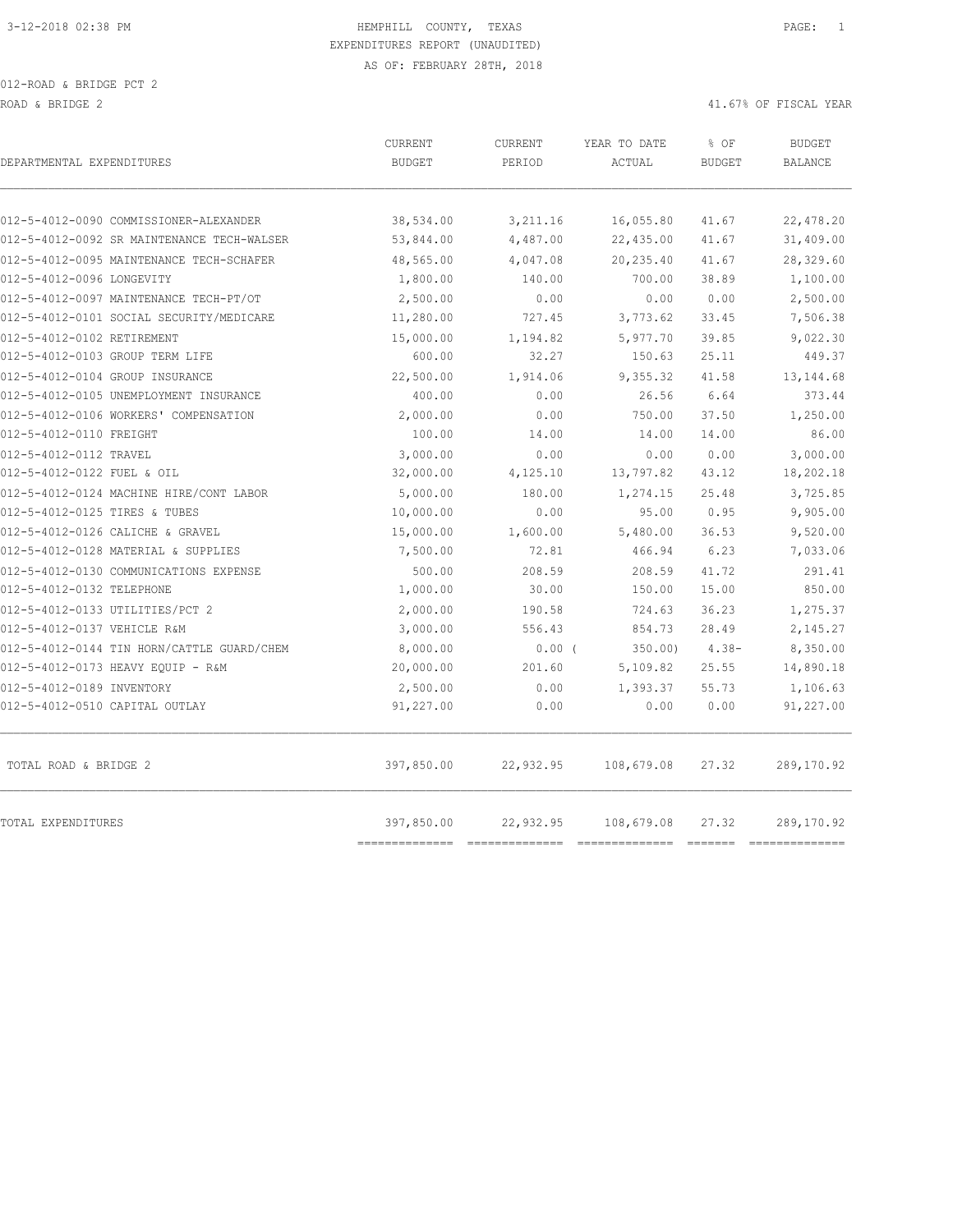HEMPHILL COUNTY, TEXAS
EXPENDITURES REPORT (UNAUDITED)
AS OF: FEBRUARY 28TH, 2018

012-ROAD & BRIDGE PCT 2
ROAD & BRIDGE 2

41.67% OF FISCAL YEAR

| DEPARTMENTAL EXPENDITURES | CURRENT BUDGET | CURRENT PERIOD | YEAR TO DATE ACTUAL | % OF BUDGET | BUDGET BALANCE |
|---|---|---|---|---|---|
| 012-5-4012-0090 COMMISSIONER-ALEXANDER | 38,534.00 | 3,211.16 | 16,055.80 | 41.67 | 22,478.20 |
| 012-5-4012-0092 SR MAINTENANCE TECH-WALSER | 53,844.00 | 4,487.00 | 22,435.00 | 41.67 | 31,409.00 |
| 012-5-4012-0095 MAINTENANCE TECH-SCHAFER | 48,565.00 | 4,047.08 | 20,235.40 | 41.67 | 28,329.60 |
| 012-5-4012-0096 LONGEVITY | 1,800.00 | 140.00 | 700.00 | 38.89 | 1,100.00 |
| 012-5-4012-0097 MAINTENANCE TECH-PT/OT | 2,500.00 | 0.00 | 0.00 | 0.00 | 2,500.00 |
| 012-5-4012-0101 SOCIAL SECURITY/MEDICARE | 11,280.00 | 727.45 | 3,773.62 | 33.45 | 7,506.38 |
| 012-5-4012-0102 RETIREMENT | 15,000.00 | 1,194.82 | 5,977.70 | 39.85 | 9,022.30 |
| 012-5-4012-0103 GROUP TERM LIFE | 600.00 | 32.27 | 150.63 | 25.11 | 449.37 |
| 012-5-4012-0104 GROUP INSURANCE | 22,500.00 | 1,914.06 | 9,355.32 | 41.58 | 13,144.68 |
| 012-5-4012-0105 UNEMPLOYMENT INSURANCE | 400.00 | 0.00 | 26.56 | 6.64 | 373.44 |
| 012-5-4012-0106 WORKERS' COMPENSATION | 2,000.00 | 0.00 | 750.00 | 37.50 | 1,250.00 |
| 012-5-4012-0110 FREIGHT | 100.00 | 14.00 | 14.00 | 14.00 | 86.00 |
| 012-5-4012-0112 TRAVEL | 3,000.00 | 0.00 | 0.00 | 0.00 | 3,000.00 |
| 012-5-4012-0122 FUEL & OIL | 32,000.00 | 4,125.10 | 13,797.82 | 43.12 | 18,202.18 |
| 012-5-4012-0124 MACHINE HIRE/CONT LABOR | 5,000.00 | 180.00 | 1,274.15 | 25.48 | 3,725.85 |
| 012-5-4012-0125 TIRES & TUBES | 10,000.00 | 0.00 | 95.00 | 0.95 | 9,905.00 |
| 012-5-4012-0126 CALICHE & GRAVEL | 15,000.00 | 1,600.00 | 5,480.00 | 36.53 | 9,520.00 |
| 012-5-4012-0128 MATERIAL & SUPPLIES | 7,500.00 | 72.81 | 466.94 | 6.23 | 7,033.06 |
| 012-5-4012-0130 COMMUNICATIONS EXPENSE | 500.00 | 208.59 | 208.59 | 41.72 | 291.41 |
| 012-5-4012-0132 TELEPHONE | 1,000.00 | 30.00 | 150.00 | 15.00 | 850.00 |
| 012-5-4012-0133 UTILITIES/PCT 2 | 2,000.00 | 190.58 | 724.63 | 36.23 | 1,275.37 |
| 012-5-4012-0137 VEHICLE R&M | 3,000.00 | 556.43 | 854.73 | 28.49 | 2,145.27 |
| 012-5-4012-0144 TIN HORN/CATTLE GUARD/CHEM | 8,000.00 | 0.00 | ( 350.00) | 4.38- | 8,350.00 |
| 012-5-4012-0173 HEAVY EQUIP - R&M | 20,000.00 | 201.60 | 5,109.82 | 25.55 | 14,890.18 |
| 012-5-4012-0189 INVENTORY | 2,500.00 | 0.00 | 1,393.37 | 55.73 | 1,106.63 |
| 012-5-4012-0510 CAPITAL OUTLAY | 91,227.00 | 0.00 | 0.00 | 0.00 | 91,227.00 |
| TOTAL ROAD & BRIDGE 2 | 397,850.00 | 22,932.95 | 108,679.08 | 27.32 | 289,170.92 |
| TOTAL EXPENDITURES | 397,850.00 | 22,932.95 | 108,679.08 | 27.32 | 289,170.92 |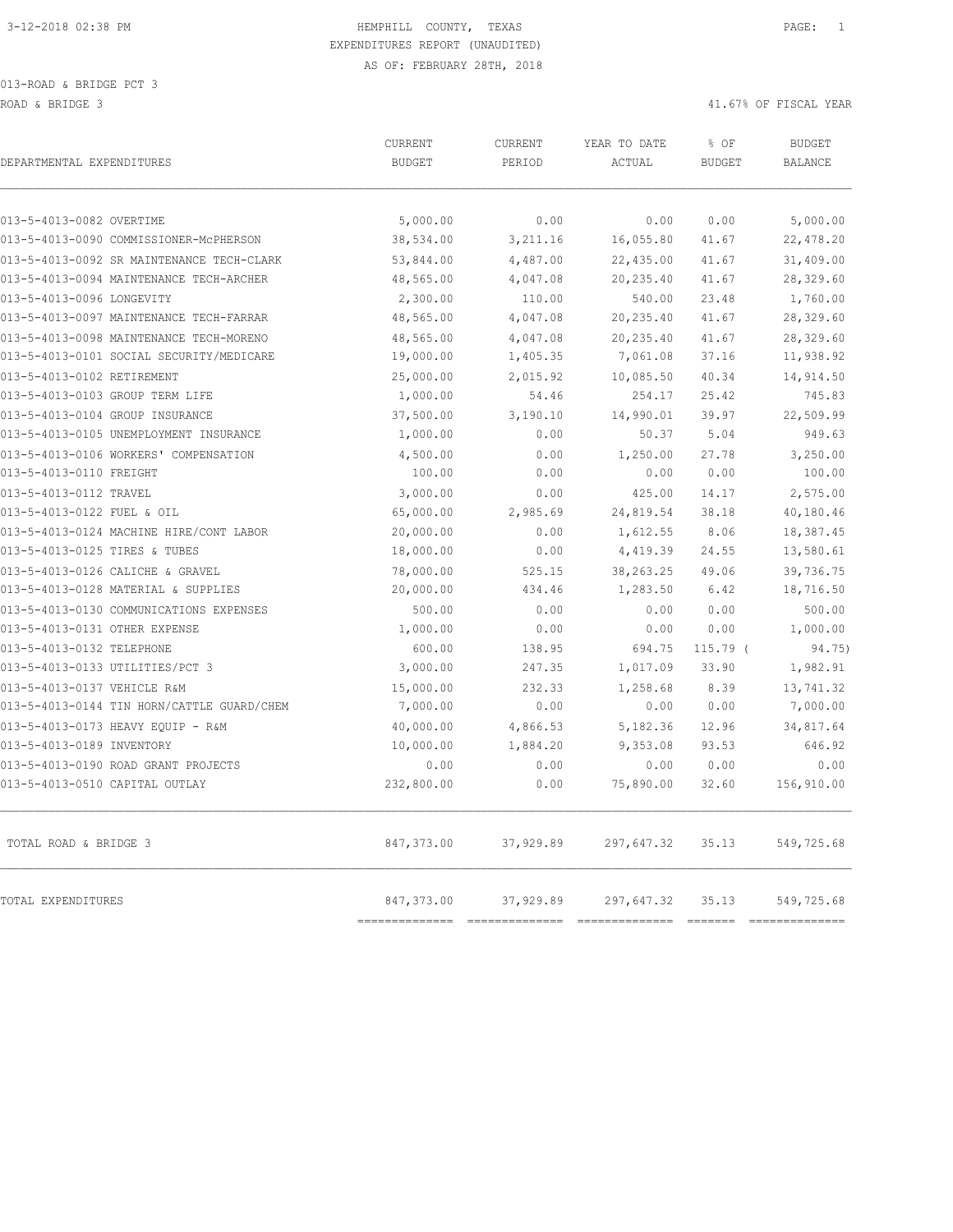3-12-2018 02:38 PM HEMPHILL COUNTY, TEXAS PAGE: 1

EXPENDITURES REPORT (UNAUDITED)

AS OF: FEBRUARY 28TH, 2018

013-ROAD & BRIDGE PCT 3

ROAD & BRIDGE 3 41.67% OF FISCAL YEAR

| DEPARTMENTAL EXPENDITURES | CURRENT BUDGET | CURRENT PERIOD | YEAR TO DATE ACTUAL | % OF BUDGET | BUDGET BALANCE |
|---|---|---|---|---|---|
| 013-5-4013-0082 OVERTIME | 5,000.00 | 0.00 | 0.00 | 0.00 | 5,000.00 |
| 013-5-4013-0090 COMMISSIONER-McPHERSON | 38,534.00 | 3,211.16 | 16,055.80 | 41.67 | 22,478.20 |
| 013-5-4013-0092 SR MAINTENANCE TECH-CLARK | 53,844.00 | 4,487.00 | 22,435.00 | 41.67 | 31,409.00 |
| 013-5-4013-0094 MAINTENANCE TECH-ARCHER | 48,565.00 | 4,047.08 | 20,235.40 | 41.67 | 28,329.60 |
| 013-5-4013-0096 LONGEVITY | 2,300.00 | 110.00 | 540.00 | 23.48 | 1,760.00 |
| 013-5-4013-0097 MAINTENANCE TECH-FARRAR | 48,565.00 | 4,047.08 | 20,235.40 | 41.67 | 28,329.60 |
| 013-5-4013-0098 MAINTENANCE TECH-MORENO | 48,565.00 | 4,047.08 | 20,235.40 | 41.67 | 28,329.60 |
| 013-5-4013-0101 SOCIAL SECURITY/MEDICARE | 19,000.00 | 1,405.35 | 7,061.08 | 37.16 | 11,938.92 |
| 013-5-4013-0102 RETIREMENT | 25,000.00 | 2,015.92 | 10,085.50 | 40.34 | 14,914.50 |
| 013-5-4013-0103 GROUP TERM LIFE | 1,000.00 | 54.46 | 254.17 | 25.42 | 745.83 |
| 013-5-4013-0104 GROUP INSURANCE | 37,500.00 | 3,190.10 | 14,990.01 | 39.97 | 22,509.99 |
| 013-5-4013-0105 UNEMPLOYMENT INSURANCE | 1,000.00 | 0.00 | 50.37 | 5.04 | 949.63 |
| 013-5-4013-0106 WORKERS' COMPENSATION | 4,500.00 | 0.00 | 1,250.00 | 27.78 | 3,250.00 |
| 013-5-4013-0110 FREIGHT | 100.00 | 0.00 | 0.00 | 0.00 | 100.00 |
| 013-5-4013-0112 TRAVEL | 3,000.00 | 0.00 | 425.00 | 14.17 | 2,575.00 |
| 013-5-4013-0122 FUEL & OIL | 65,000.00 | 2,985.69 | 24,819.54 | 38.18 | 40,180.46 |
| 013-5-4013-0124 MACHINE HIRE/CONT LABOR | 20,000.00 | 0.00 | 1,612.55 | 8.06 | 18,387.45 |
| 013-5-4013-0125 TIRES & TUBES | 18,000.00 | 0.00 | 4,419.39 | 24.55 | 13,580.61 |
| 013-5-4013-0126 CALICHE & GRAVEL | 78,000.00 | 525.15 | 38,263.25 | 49.06 | 39,736.75 |
| 013-5-4013-0128 MATERIAL & SUPPLIES | 20,000.00 | 434.46 | 1,283.50 | 6.42 | 18,716.50 |
| 013-5-4013-0130 COMMUNICATIONS EXPENSES | 500.00 | 0.00 | 0.00 | 0.00 | 500.00 |
| 013-5-4013-0131 OTHER EXPENSE | 1,000.00 | 0.00 | 0.00 | 0.00 | 1,000.00 |
| 013-5-4013-0132 TELEPHONE | 600.00 | 138.95 | 694.75 | 115.79 | ( 94.75) |
| 013-5-4013-0133 UTILITIES/PCT 3 | 3,000.00 | 247.35 | 1,017.09 | 33.90 | 1,982.91 |
| 013-5-4013-0137 VEHICLE R&M | 15,000.00 | 232.33 | 1,258.68 | 8.39 | 13,741.32 |
| 013-5-4013-0144 TIN HORN/CATTLE GUARD/CHEM | 7,000.00 | 0.00 | 0.00 | 0.00 | 7,000.00 |
| 013-5-4013-0173 HEAVY EQUIP - R&M | 40,000.00 | 4,866.53 | 5,182.36 | 12.96 | 34,817.64 |
| 013-5-4013-0189 INVENTORY | 10,000.00 | 1,884.20 | 9,353.08 | 93.53 | 646.92 |
| 013-5-4013-0190 ROAD GRANT PROJECTS | 0.00 | 0.00 | 0.00 | 0.00 | 0.00 |
| 013-5-4013-0510 CAPITAL OUTLAY | 232,800.00 | 0.00 | 75,890.00 | 32.60 | 156,910.00 |
| TOTAL ROAD & BRIDGE 3 | 847,373.00 | 37,929.89 | 297,647.32 | 35.13 | 549,725.68 |
| TOTAL EXPENDITURES | 847,373.00 | 37,929.89 | 297,647.32 | 35.13 | 549,725.68 |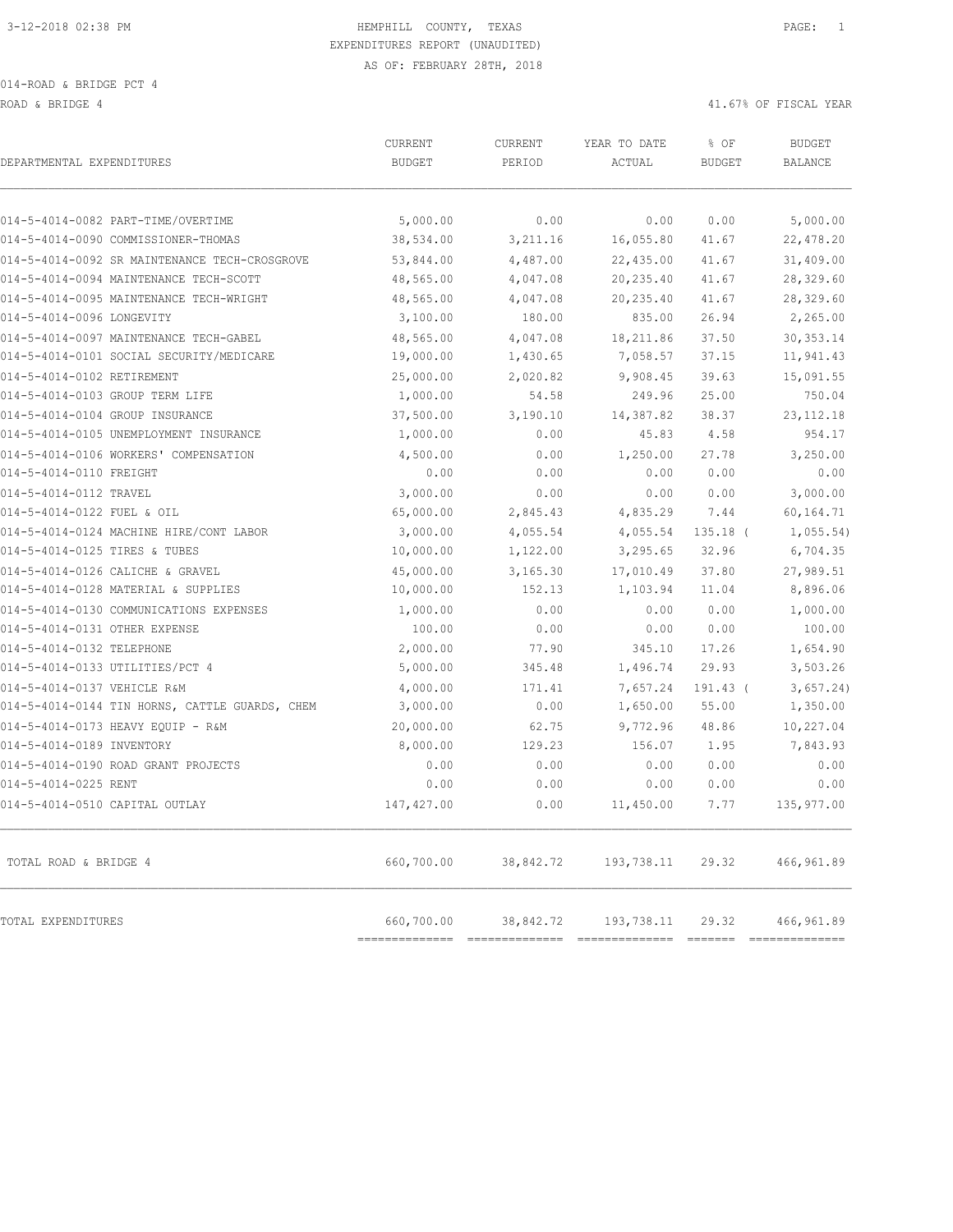HEMPHILL COUNTY, TEXAS
EXPENDITURES REPORT (UNAUDITED)
AS OF: FEBRUARY 28TH, 2018

3-12-2018 02:38 PM

014-ROAD & BRIDGE PCT 4

ROAD & BRIDGE 4

41.67% OF FISCAL YEAR

| DEPARTMENTAL EXPENDITURES | CURRENT BUDGET | CURRENT PERIOD | YEAR TO DATE ACTUAL | % OF BUDGET | BUDGET BALANCE |
|---|---|---|---|---|---|
| 014-5-4014-0082 PART-TIME/OVERTIME | 5,000.00 | 0.00 | 0.00 | 0.00 | 5,000.00 |
| 014-5-4014-0090 COMMISSIONER-THOMAS | 38,534.00 | 3,211.16 | 16,055.80 | 41.67 | 22,478.20 |
| 014-5-4014-0092 SR MAINTENANCE TECH-CROSGROVE | 53,844.00 | 4,487.00 | 22,435.00 | 41.67 | 31,409.00 |
| 014-5-4014-0094 MAINTENANCE TECH-SCOTT | 48,565.00 | 4,047.08 | 20,235.40 | 41.67 | 28,329.60 |
| 014-5-4014-0095 MAINTENANCE TECH-WRIGHT | 48,565.00 | 4,047.08 | 20,235.40 | 41.67 | 28,329.60 |
| 014-5-4014-0096 LONGEVITY | 3,100.00 | 180.00 | 835.00 | 26.94 | 2,265.00 |
| 014-5-4014-0097 MAINTENANCE TECH-GABEL | 48,565.00 | 4,047.08 | 18,211.86 | 37.50 | 30,353.14 |
| 014-5-4014-0101 SOCIAL SECURITY/MEDICARE | 19,000.00 | 1,430.65 | 7,058.57 | 37.15 | 11,941.43 |
| 014-5-4014-0102 RETIREMENT | 25,000.00 | 2,020.82 | 9,908.45 | 39.63 | 15,091.55 |
| 014-5-4014-0103 GROUP TERM LIFE | 1,000.00 | 54.58 | 249.96 | 25.00 | 750.04 |
| 014-5-4014-0104 GROUP INSURANCE | 37,500.00 | 3,190.10 | 14,387.82 | 38.37 | 23,112.18 |
| 014-5-4014-0105 UNEMPLOYMENT INSURANCE | 1,000.00 | 0.00 | 45.83 | 4.58 | 954.17 |
| 014-5-4014-0106 WORKERS' COMPENSATION | 4,500.00 | 0.00 | 1,250.00 | 27.78 | 3,250.00 |
| 014-5-4014-0110 FREIGHT | 0.00 | 0.00 | 0.00 | 0.00 | 0.00 |
| 014-5-4014-0112 TRAVEL | 3,000.00 | 0.00 | 0.00 | 0.00 | 3,000.00 |
| 014-5-4014-0122 FUEL & OIL | 65,000.00 | 2,845.43 | 4,835.29 | 7.44 | 60,164.71 |
| 014-5-4014-0124 MACHINE HIRE/CONT LABOR | 3,000.00 | 4,055.54 | 4,055.54 | 135.18 | ( 1,055.54) |
| 014-5-4014-0125 TIRES & TUBES | 10,000.00 | 1,122.00 | 3,295.65 | 32.96 | 6,704.35 |
| 014-5-4014-0126 CALICHE & GRAVEL | 45,000.00 | 3,165.30 | 17,010.49 | 37.80 | 27,989.51 |
| 014-5-4014-0128 MATERIAL & SUPPLIES | 10,000.00 | 152.13 | 1,103.94 | 11.04 | 8,896.06 |
| 014-5-4014-0130 COMMUNICATIONS EXPENSES | 1,000.00 | 0.00 | 0.00 | 0.00 | 1,000.00 |
| 014-5-4014-0131 OTHER EXPENSE | 100.00 | 0.00 | 0.00 | 0.00 | 100.00 |
| 014-5-4014-0132 TELEPHONE | 2,000.00 | 77.90 | 345.10 | 17.26 | 1,654.90 |
| 014-5-4014-0133 UTILITIES/PCT 4 | 5,000.00 | 345.48 | 1,496.74 | 29.93 | 3,503.26 |
| 014-5-4014-0137 VEHICLE R&M | 4,000.00 | 171.41 | 7,657.24 | 191.43 | ( 3,657.24) |
| 014-5-4014-0144 TIN HORNS, CATTLE GUARDS, CHEM | 3,000.00 | 0.00 | 1,650.00 | 55.00 | 1,350.00 |
| 014-5-4014-0173 HEAVY EQUIP - R&M | 20,000.00 | 62.75 | 9,772.96 | 48.86 | 10,227.04 |
| 014-5-4014-0189 INVENTORY | 8,000.00 | 129.23 | 156.07 | 1.95 | 7,843.93 |
| 014-5-4014-0190 ROAD GRANT PROJECTS | 0.00 | 0.00 | 0.00 | 0.00 | 0.00 |
| 014-5-4014-0225 RENT | 0.00 | 0.00 | 0.00 | 0.00 | 0.00 |
| 014-5-4014-0510 CAPITAL OUTLAY | 147,427.00 | 0.00 | 11,450.00 | 7.77 | 135,977.00 |
| TOTAL ROAD & BRIDGE 4 | 660,700.00 | 38,842.72 | 193,738.11 | 29.32 | 466,961.89 |
| TOTAL EXPENDITURES | 660,700.00 | 38,842.72 | 193,738.11 | 29.32 | 466,961.89 |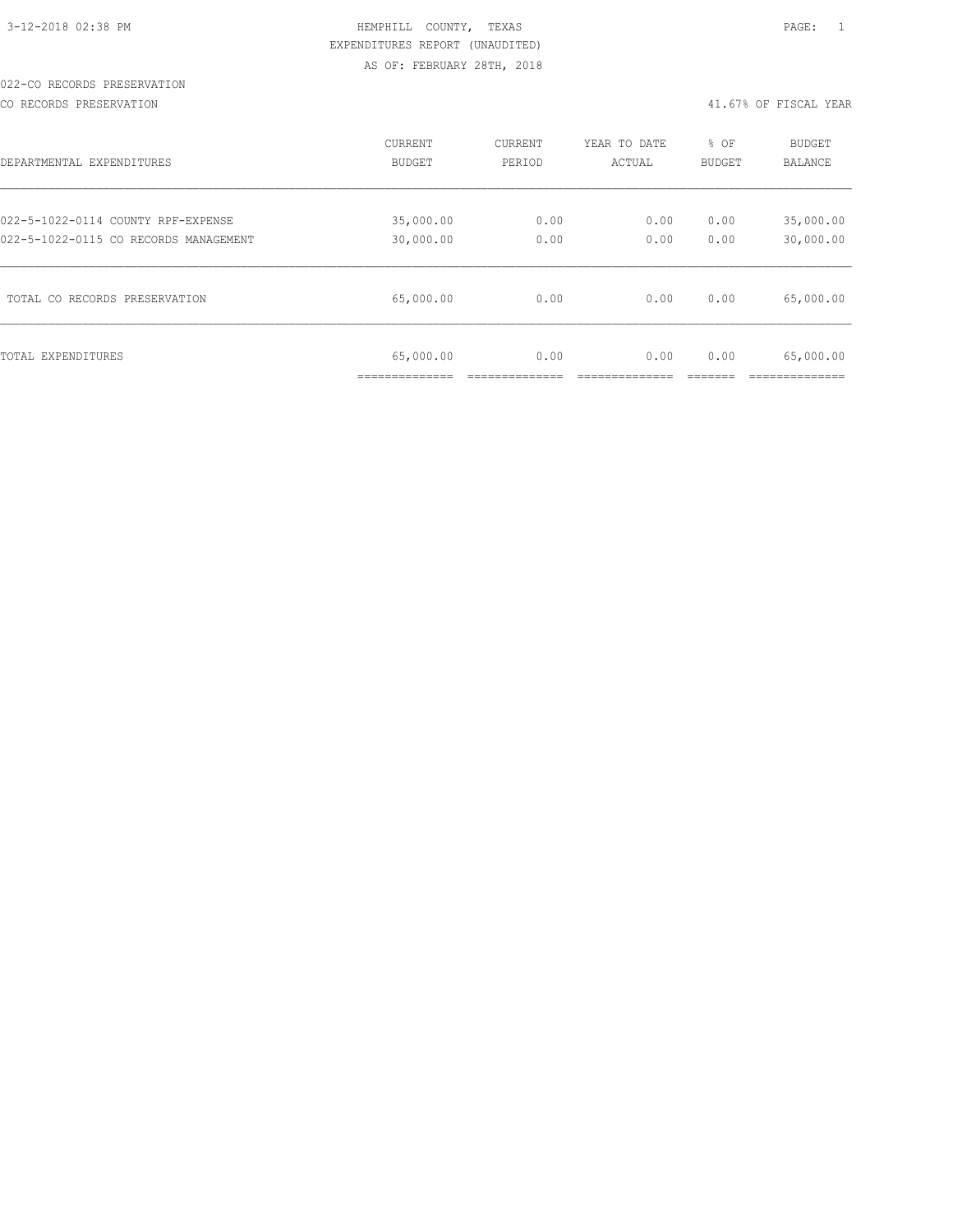HEMPHILL COUNTY, TEXAS
EXPENDITURES REPORT (UNAUDITED)
AS OF: FEBRUARY 28TH, 2018

022-CO RECORDS PRESERVATION

CO RECORDS PRESERVATION — 41.67% OF FISCAL YEAR

| DEPARTMENTAL EXPENDITURES | CURRENT BUDGET | CURRENT PERIOD | YEAR TO DATE ACTUAL | % OF BUDGET | BUDGET BALANCE |
|---|---|---|---|---|---|
| 022-5-1022-0114 COUNTY RPF-EXPENSE | 35,000.00 | 0.00 | 0.00 | 0.00 | 35,000.00 |
| 022-5-1022-0115 CO RECORDS MANAGEMENT | 30,000.00 | 0.00 | 0.00 | 0.00 | 30,000.00 |
| TOTAL CO RECORDS PRESERVATION | 65,000.00 | 0.00 | 0.00 | 0.00 | 65,000.00 |
| TOTAL EXPENDITURES | 65,000.00 | 0.00 | 0.00 | 0.00 | 65,000.00 |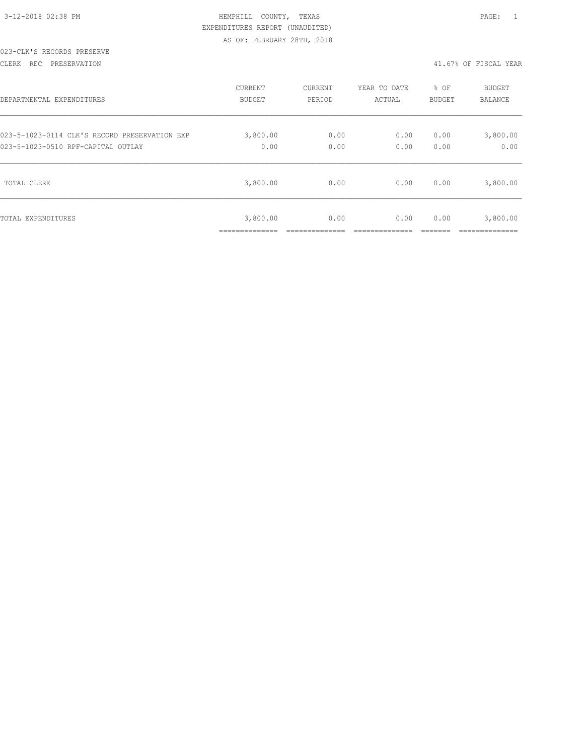3-12-2018 02:38 PM

HEMPHILL COUNTY, TEXAS

EXPENDITURES REPORT (UNAUDITED)

AS OF: FEBRUARY 28TH, 2018

023-CLK'S RECORDS PRESERVE

CLERK REC PRESERVATION

41.67% OF FISCAL YEAR

| DEPARTMENTAL EXPENDITURES | CURRENT BUDGET | CURRENT PERIOD | YEAR TO DATE ACTUAL | % OF BUDGET | BUDGET BALANCE |
|---|---|---|---|---|---|
| 023-5-1023-0114 CLK'S RECORD PRESERVATION EXP | 3,800.00 | 0.00 | 0.00 | 0.00 | 3,800.00 |
| 023-5-1023-0510 RPF-CAPITAL OUTLAY | 0.00 | 0.00 | 0.00 | 0.00 | 0.00 |
| TOTAL CLERK | 3,800.00 | 0.00 | 0.00 | 0.00 | 3,800.00 |
| TOTAL EXPENDITURES | 3,800.00 | 0.00 | 0.00 | 0.00 | 3,800.00 |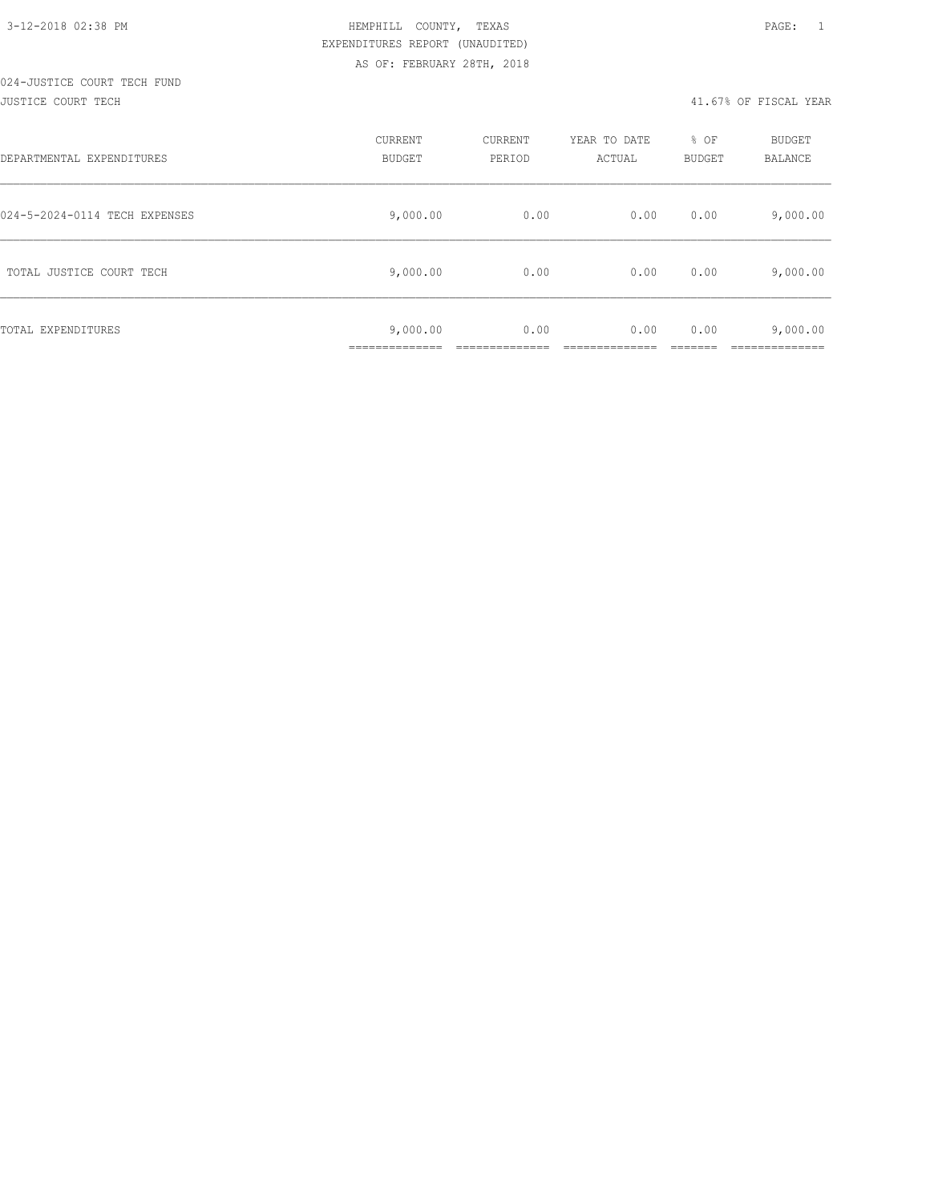HEMPHILL COUNTY, TEXAS

EXPENDITURES REPORT (UNAUDITED)

AS OF: FEBRUARY 28TH, 2018

024-JUSTICE COURT TECH FUND

JUSTICE COURT TECH

41.67% OF FISCAL YEAR

| DEPARTMENTAL EXPENDITURES | CURRENT BUDGET | CURRENT PERIOD | YEAR TO DATE ACTUAL | % OF BUDGET | BUDGET BALANCE |
|---|---|---|---|---|---|
| 024-5-2024-0114 TECH EXPENSES | 9,000.00 | 0.00 | 0.00 | 0.00 | 9,000.00 |
| TOTAL JUSTICE COURT TECH | 9,000.00 | 0.00 | 0.00 | 0.00 | 9,000.00 |
| TOTAL EXPENDITURES | 9,000.00 | 0.00 | 0.00 | 0.00 | 9,000.00 |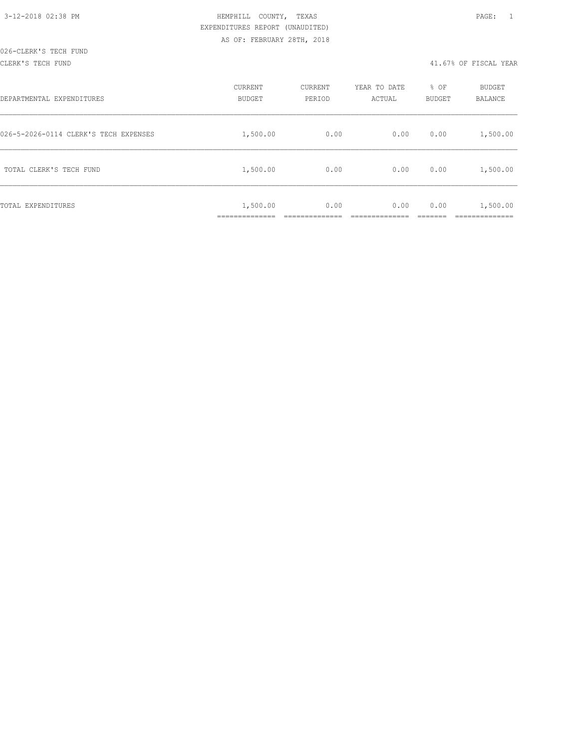HEMPHILL COUNTY, TEXAS
EXPENDITURES REPORT (UNAUDITED)
AS OF: FEBRUARY 28TH, 2018

3-12-2018 02:38 PM

026-CLERK'S TECH FUND

CLERK'S TECH FUND — 41.67% OF FISCAL YEAR

| DEPARTMENTAL EXPENDITURES | CURRENT BUDGET | CURRENT PERIOD | YEAR TO DATE ACTUAL | % OF BUDGET | BUDGET BALANCE |
|---|---|---|---|---|---|
| 026-5-2026-0114 CLERK'S TECH EXPENSES | 1,500.00 | 0.00 | 0.00 | 0.00 | 1,500.00 |
| TOTAL CLERK'S TECH FUND | 1,500.00 | 0.00 | 0.00 | 0.00 | 1,500.00 |
| TOTAL EXPENDITURES | 1,500.00 | 0.00 | 0.00 | 0.00 | 1,500.00 |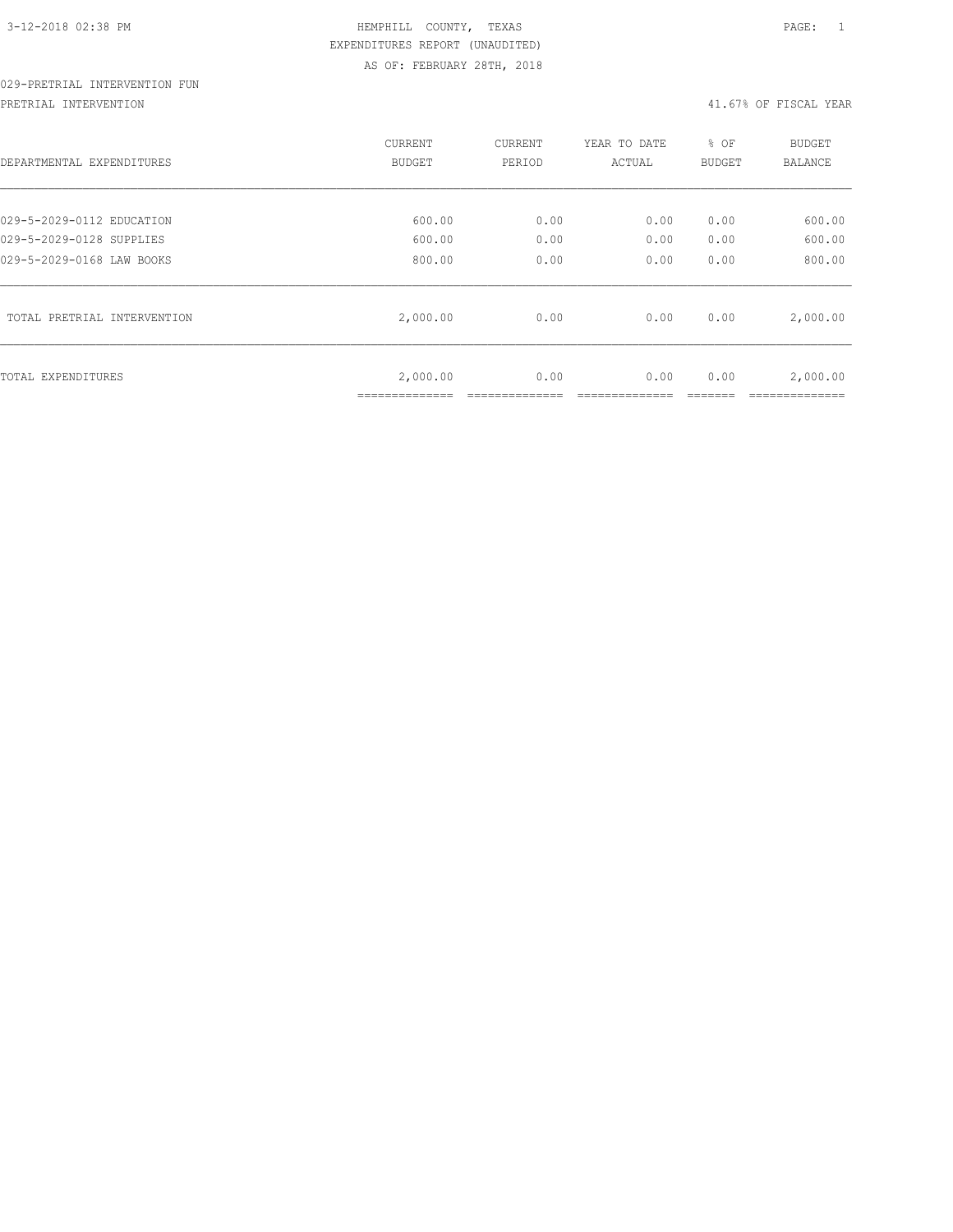HEMPHILL COUNTY, TEXAS

EXPENDITURES REPORT (UNAUDITED)

AS OF: FEBRUARY 28TH, 2018

029-PRETRIAL INTERVENTION FUN

PRETRIAL INTERVENTION — 41.67% OF FISCAL YEAR

| DEPARTMENTAL EXPENDITURES | CURRENT BUDGET | CURRENT PERIOD | YEAR TO DATE ACTUAL | % OF BUDGET | BUDGET BALANCE |
|---|---|---|---|---|---|
| 029-5-2029-0112 EDUCATION | 600.00 | 0.00 | 0.00 | 0.00 | 600.00 |
| 029-5-2029-0128 SUPPLIES | 600.00 | 0.00 | 0.00 | 0.00 | 600.00 |
| 029-5-2029-0168 LAW BOOKS | 800.00 | 0.00 | 0.00 | 0.00 | 800.00 |
| TOTAL PRETRIAL INTERVENTION | 2,000.00 | 0.00 | 0.00 | 0.00 | 2,000.00 |
| TOTAL EXPENDITURES | 2,000.00 | 0.00 | 0.00 | 0.00 | 2,000.00 |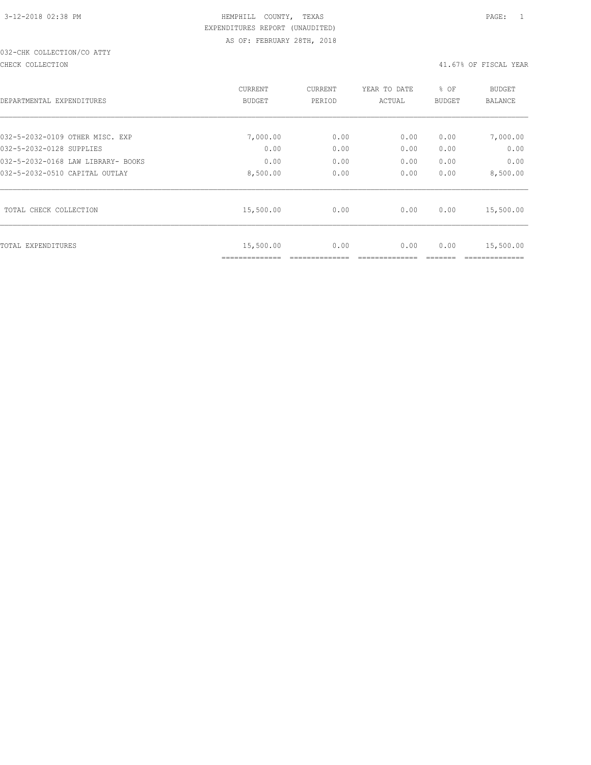HEMPHILL COUNTY, TEXAS
EXPENDITURES REPORT (UNAUDITED)
AS OF: FEBRUARY 28TH, 2018

032-CHK COLLECTION/CO ATTY

CHECK COLLECTION — 41.67% OF FISCAL YEAR

| DEPARTMENTAL EXPENDITURES | CURRENT BUDGET | CURRENT PERIOD | YEAR TO DATE ACTUAL | % OF BUDGET | BUDGET BALANCE |
|---|---|---|---|---|---|
| 032-5-2032-0109 OTHER MISC. EXP | 7,000.00 | 0.00 | 0.00 | 0.00 | 7,000.00 |
| 032-5-2032-0128 SUPPLIES | 0.00 | 0.00 | 0.00 | 0.00 | 0.00 |
| 032-5-2032-0168 LAW LIBRARY- BOOKS | 0.00 | 0.00 | 0.00 | 0.00 | 0.00 |
| 032-5-2032-0510 CAPITAL OUTLAY | 8,500.00 | 0.00 | 0.00 | 0.00 | 8,500.00 |
| TOTAL CHECK COLLECTION | 15,500.00 | 0.00 | 0.00 | 0.00 | 15,500.00 |
| TOTAL EXPENDITURES | 15,500.00 | 0.00 | 0.00 | 0.00 | 15,500.00 |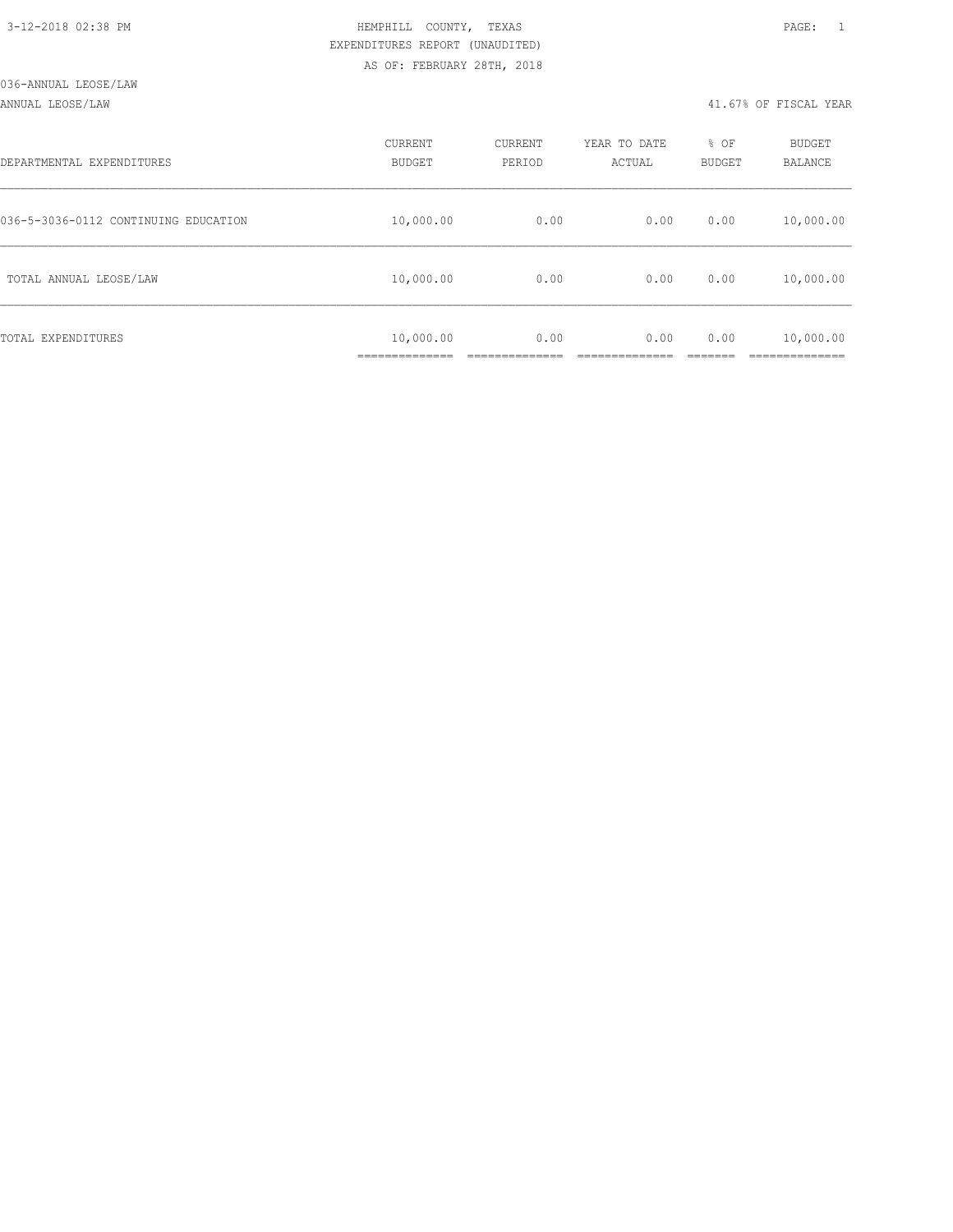HEMPHILL COUNTY, TEXAS
EXPENDITURES REPORT (UNAUDITED)
AS OF: FEBRUARY 28TH, 2018

036-ANNUAL LEOSE/LAW

ANNUAL LEOSE/LAW — 41.67% OF FISCAL YEAR

| DEPARTMENTAL EXPENDITURES | CURRENT BUDGET | CURRENT PERIOD | YEAR TO DATE ACTUAL | % OF BUDGET | BUDGET BALANCE |
|---|---|---|---|---|---|
| 036-5-3036-0112 CONTINUING EDUCATION | 10,000.00 | 0.00 | 0.00 | 0.00 | 10,000.00 |
| TOTAL ANNUAL LEOSE/LAW | 10,000.00 | 0.00 | 0.00 | 0.00 | 10,000.00 |
| TOTAL EXPENDITURES | 10,000.00 | 0.00 | 0.00 | 0.00 | 10,000.00 |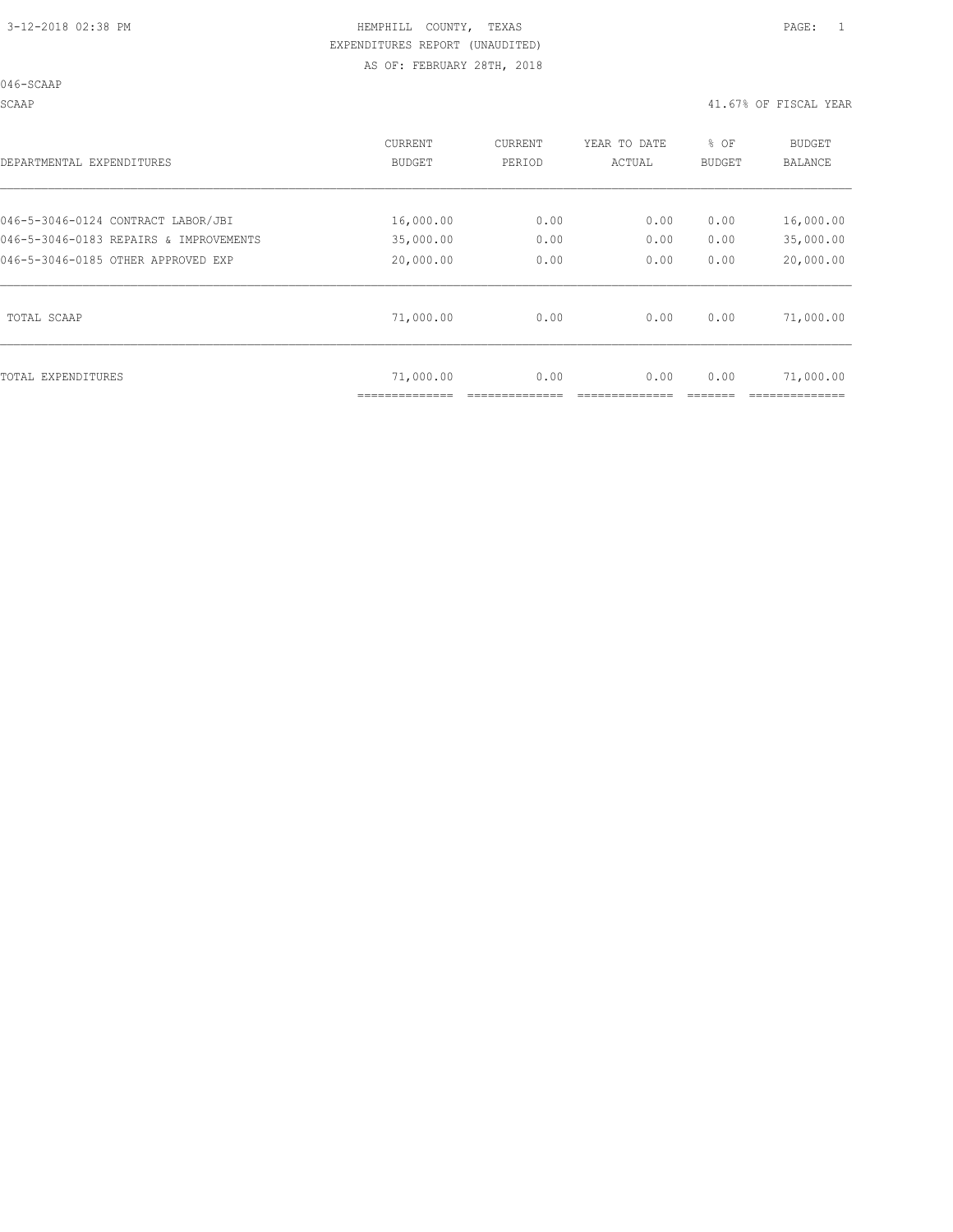HEMPHILL COUNTY, TEXAS
EXPENDITURES REPORT (UNAUDITED)
AS OF: FEBRUARY 28TH, 2018

046-SCAAP

SCAAP — 41.67% OF FISCAL YEAR

| DEPARTMENTAL EXPENDITURES | CURRENT BUDGET | CURRENT PERIOD | YEAR TO DATE ACTUAL | % OF BUDGET | BUDGET BALANCE |
|---|---|---|---|---|---|
| 046-5-3046-0124 CONTRACT LABOR/JBI | 16,000.00 | 0.00 | 0.00 | 0.00 | 16,000.00 |
| 046-5-3046-0183 REPAIRS & IMPROVEMENTS | 35,000.00 | 0.00 | 0.00 | 0.00 | 35,000.00 |
| 046-5-3046-0185 OTHER APPROVED EXP | 20,000.00 | 0.00 | 0.00 | 0.00 | 20,000.00 |
| TOTAL SCAAP | 71,000.00 | 0.00 | 0.00 | 0.00 | 71,000.00 |
| TOTAL EXPENDITURES | 71,000.00 | 0.00 | 0.00 | 0.00 | 71,000.00 |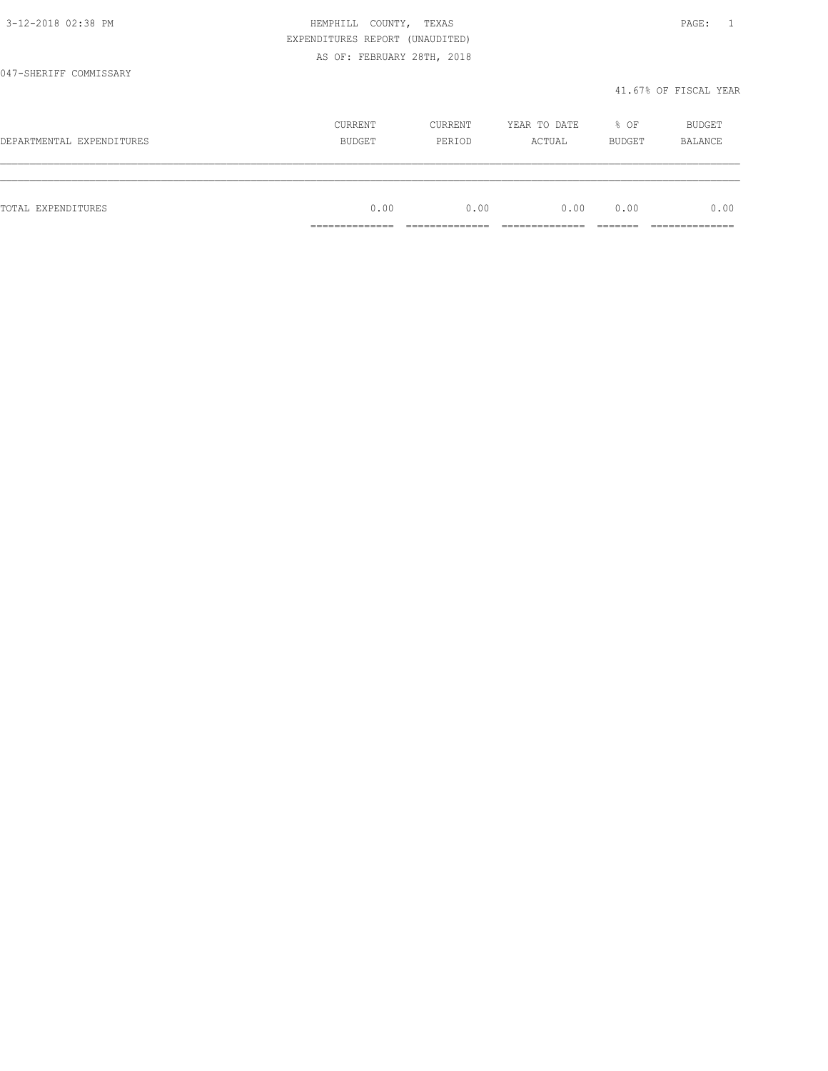HEMPHILL COUNTY, TEXAS
EXPENDITURES REPORT (UNAUDITED)
AS OF: FEBRUARY 28TH, 2018

047-SHERIFF COMMISSARY

41.67% OF FISCAL YEAR

| DEPARTMENTAL EXPENDITURES | CURRENT BUDGET | CURRENT PERIOD | YEAR TO DATE ACTUAL | % OF BUDGET | BUDGET BALANCE |
|---|---|---|---|---|---|
| TOTAL EXPENDITURES | 0.00 | 0.00 | 0.00 | 0.00 | 0.00 |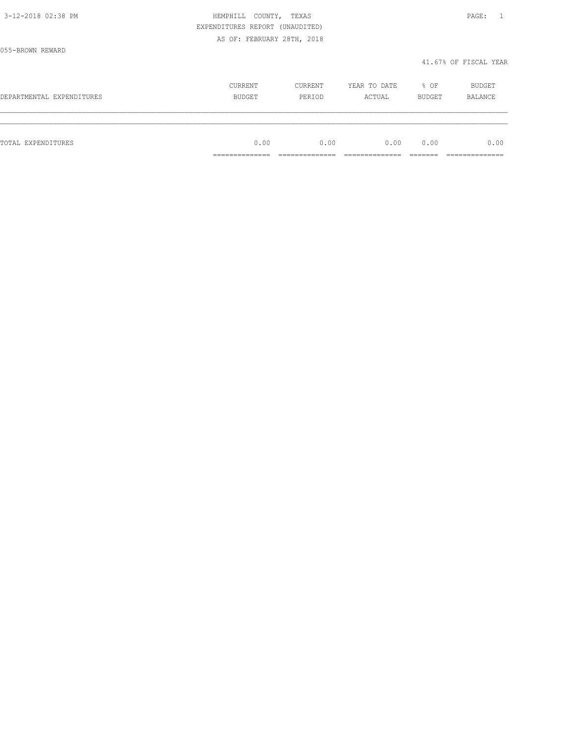3-12-2018 02:38 PM

HEMPHILL COUNTY, TEXAS

EXPENDITURES REPORT (UNAUDITED)

AS OF: FEBRUARY 28TH, 2018

055-BROWN REWARD

41.67% OF FISCAL YEAR

| DEPARTMENTAL EXPENDITURES | CURRENT BUDGET | CURRENT PERIOD | YEAR TO DATE ACTUAL | % OF BUDGET | BUDGET BALANCE |
|---|---|---|---|---|---|
| TOTAL EXPENDITURES | 0.00 | 0.00 | 0.00 | 0.00 | 0.00 |